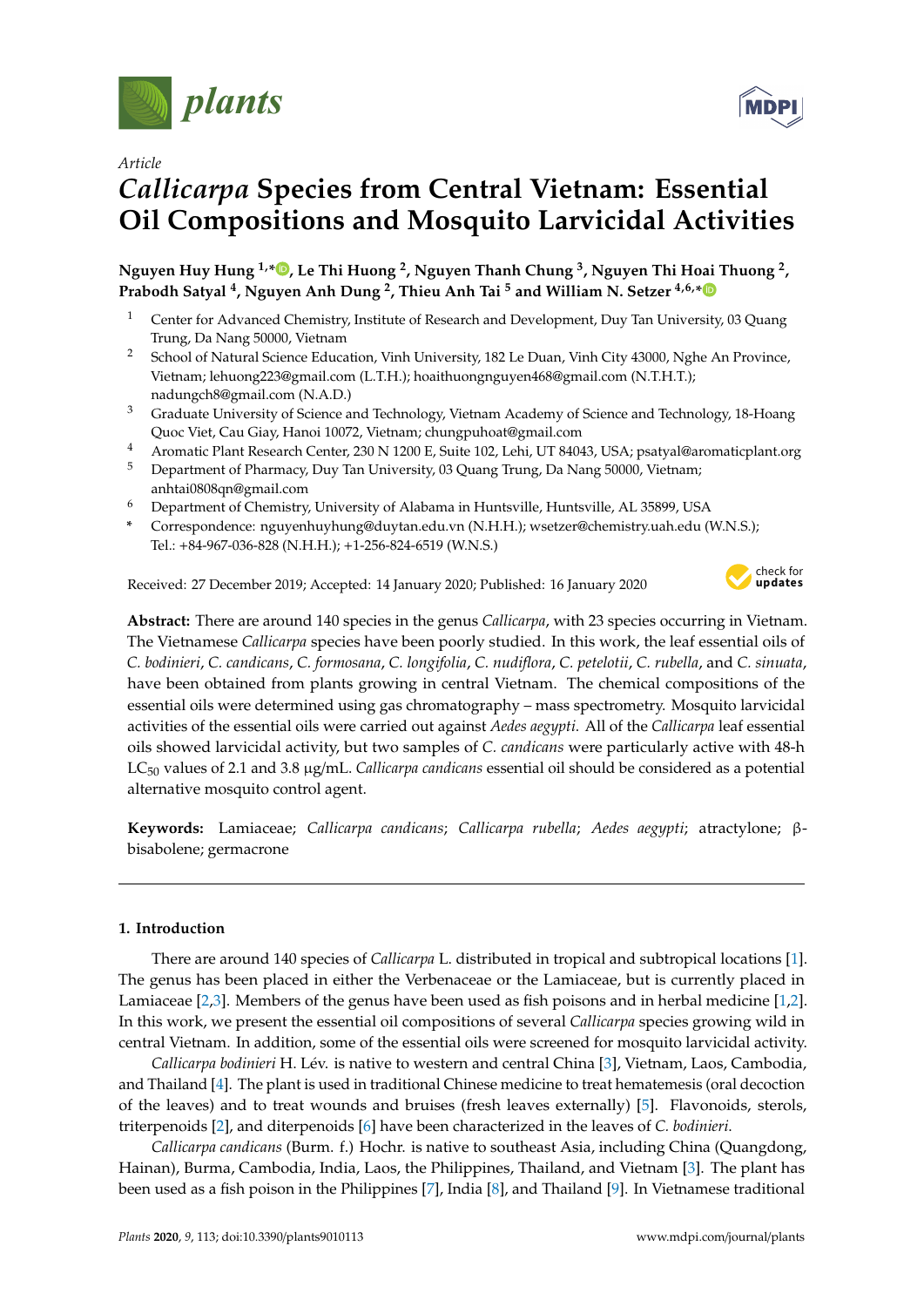*Article*

# *Callicarpa* Species from Central Vietnam: Essential Oil Compositions and Mosquito Larvicidal Activities

**Nguyen Huy Hung [1,*], Le Thi Huong [2], Nguyen Thanh Chung [3], Nguyen Thi Hoai Thuong [2], Prabodh Satyal [4], Nguyen Anh Dung [2], Thieu Anh Tai [5] and William N. Setzer [4,6,*]**

[1] Center for Advanced Chemistry, Institute of Research and Development, Duy Tan University, 03 Quang Trung, Da Nang 50000, Vietnam

[2] School of Natural Science Education, Vinh University, 182 Le Duan, Vinh City 43000, Nghe An Province, Vietnam; lehuong223@gmail.com (L.T.H.); hoaithuongnguyen468@gmail.com (N.T.H.T.); nadungch8@gmail.com (N.A.D.)

[3] Graduate University of Science and Technology, Vietnam Academy of Science and Technology, 18-Hoang Quoc Viet, Cau Giay, Hanoi 10072, Vietnam; chungpuhoat@gmail.com

[4] Aromatic Plant Research Center, 230 N 1200 E, Suite 102, Lehi, UT 84043, USA; psatyal@aromaticplant.org

[5] Department of Pharmacy, Duy Tan University, 03 Quang Trung, Da Nang 50000, Vietnam; anhtai0808qn@gmail.com

[6] Department of Chemistry, University of Alabama in Huntsville, Huntsville, AL 35899, USA

\* Correspondence: nguyenhuyhung@duytan.edu.vn (N.H.H.); wsetzer@chemistry.uah.edu (W.N.S.); Tel.: +84-967-036-828 (N.H.H.); +1-256-824-6519 (W.N.S.)

Received: 27 December 2019; Accepted: 14 January 2020; Published: 16 January 2020

**Abstract:** There are around 140 species in the genus *Callicarpa*, with 23 species occurring in Vietnam. The Vietnamese *Callicarpa* species have been poorly studied. In this work, the leaf essential oils of *C. bodinieri*, *C. candicans*, *C. formosana*, *C. longifolia*, *C. nudiflora*, *C. petelotii*, *C. rubella*, and *C. sinuata*, have been obtained from plants growing in central Vietnam. The chemical compositions of the essential oils were determined using gas chromatography – mass spectrometry. Mosquito larvicidal activities of the essential oils were carried out against *Aedes aegypti*. All of the *Callicarpa* leaf essential oils showed larvicidal activity, but two samples of *C. candicans* were particularly active with 48-h $LC_{50}$ values of 2.1 and 3.8 μg/mL. *Callicarpa candicans* essential oil should be considered as a potential alternative mosquito control agent.

**Keywords:** Lamiaceae; *Callicarpa candicans*; *Callicarpa rubella*; *Aedes aegypti*; atractylone; β-bisabolene; germacrone

## 1. Introduction

There are around 140 species of *Callicarpa* L. distributed in tropical and subtropical locations [1]. The genus has been placed in either the Verbenaceae or the Lamiaceae, but is currently placed in Lamiaceae [2,3]. Members of the genus have been used as fish poisons and in herbal medicine [1,2]. In this work, we present the essential oil compositions of several *Callicarpa* species growing wild in central Vietnam. In addition, some of the essential oils were screened for mosquito larvicidal activity.

*Callicarpa bodinieri* H. Lév. is native to western and central China [3], Vietnam, Laos, Cambodia, and Thailand [4]. The plant is used in traditional Chinese medicine to treat hematemesis (oral decoction of the leaves) and to treat wounds and bruises (fresh leaves externally) [5]. Flavonoids, sterols, triterpenoids [2], and diterpenoids [6] have been characterized in the leaves of *C. bodinieri*.

*Callicarpa candicans* (Burm. f.) Hochr. is native to southeast Asia, including China (Quangdong, Hainan), Burma, Cambodia, India, Laos, the Philippines, Thailand, and Vietnam [3]. The plant has been used as a fish poison in the Philippines [7], India [8], and Thailand [9]. In Vietnamese traditional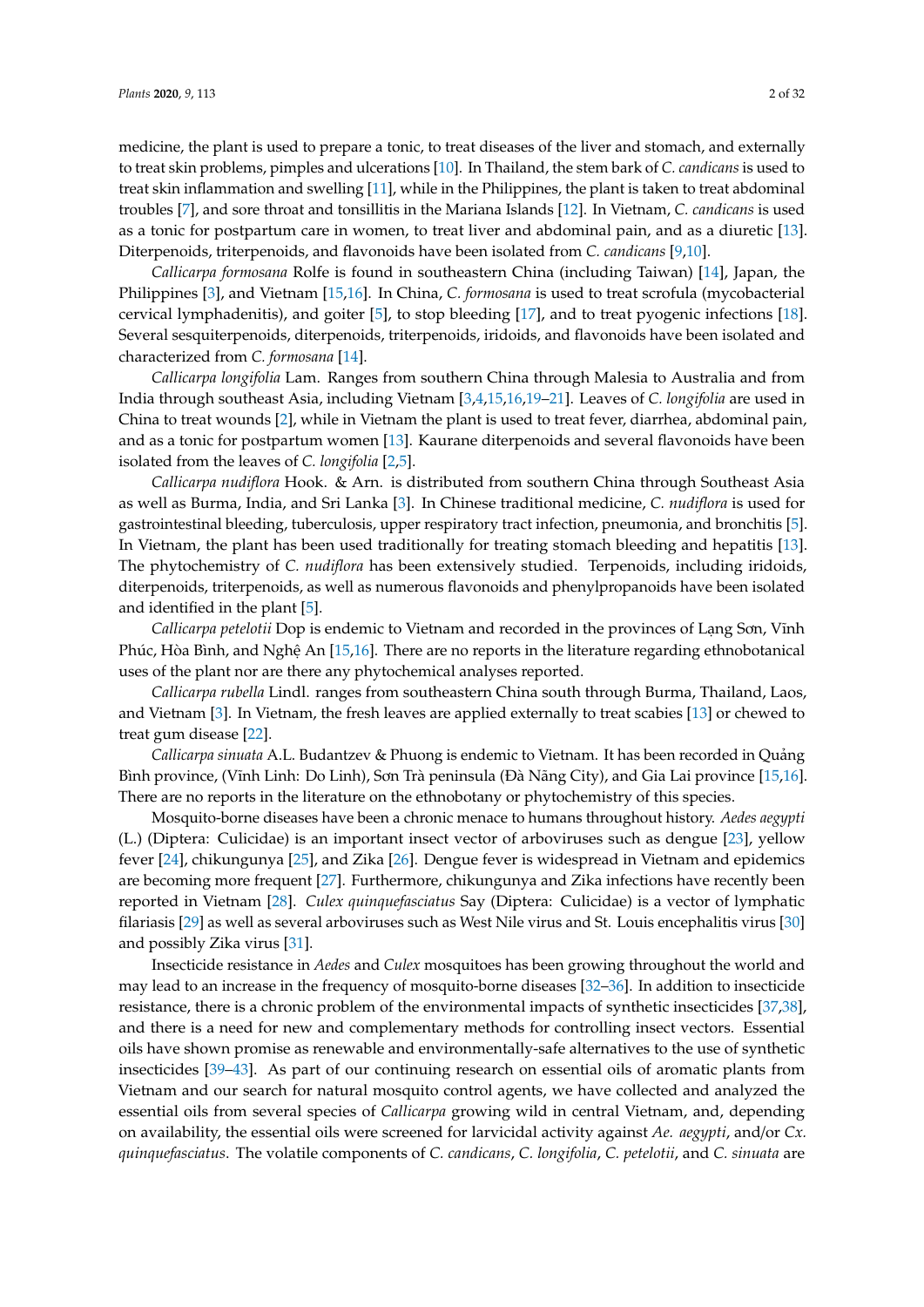medicine, the plant is used to prepare a tonic, to treat diseases of the liver and stomach, and externally to treat skin problems, pimples and ulcerations [10]. In Thailand, the stem bark of *C. candicans* is used to treat skin inflammation and swelling [11], while in the Philippines, the plant is taken to treat abdominal troubles [7], and sore throat and tonsillitis in the Mariana Islands [12]. In Vietnam, *C. candicans* is used as a tonic for postpartum care in women, to treat liver and abdominal pain, and as a diuretic [13]. Diterpenoids, triterpenoids, and flavonoids have been isolated from *C. candicans* [9,10].

*Callicarpa formosana* Rolfe is found in southeastern China (including Taiwan) [14], Japan, the Philippines [3], and Vietnam [15,16]. In China, *C. formosana* is used to treat scrofula (mycobacterial cervical lymphadenitis), and goiter [5], to stop bleeding [17], and to treat pyogenic infections [18]. Several sesquiterpenoids, diterpenoids, triterpenoids, iridoids, and flavonoids have been isolated and characterized from *C. formosana* [14].

*Callicarpa longifolia* Lam. Ranges from southern China through Malesia to Australia and from India through southeast Asia, including Vietnam [3,4,15,16,19–21]. Leaves of *C. longifolia* are used in China to treat wounds [2], while in Vietnam the plant is used to treat fever, diarrhea, abdominal pain, and as a tonic for postpartum women [13]. Kaurane diterpenoids and several flavonoids have been isolated from the leaves of *C. longifolia* [2,5].

*Callicarpa nudiflora* Hook. & Arn. is distributed from southern China through Southeast Asia as well as Burma, India, and Sri Lanka [3]. In Chinese traditional medicine, *C. nudiflora* is used for gastrointestinal bleeding, tuberculosis, upper respiratory tract infection, pneumonia, and bronchitis [5]. In Vietnam, the plant has been used traditionally for treating stomach bleeding and hepatitis [13]. The phytochemistry of *C. nudiflora* has been extensively studied. Terpenoids, including iridoids, diterpenoids, triterpenoids, as well as numerous flavonoids and phenylpropanoids have been isolated and identified in the plant [5].

*Callicarpa petelotii* Dop is endemic to Vietnam and recorded in the provinces of Lạng Sơn, Vĩnh Phúc, Hòa Bình, and Nghệ An [15,16]. There are no reports in the literature regarding ethnobotanical uses of the plant nor are there any phytochemical analyses reported.

*Callicarpa rubella* Lindl. ranges from southeastern China south through Burma, Thailand, Laos, and Vietnam [3]. In Vietnam, the fresh leaves are applied externally to treat scabies [13] or chewed to treat gum disease [22].

*Callicarpa sinuata* A.L. Budantzev & Phuong is endemic to Vietnam. It has been recorded in Quảng Bình province, (Vĩnh Linh: Do Linh), Sơn Trà peninsula (Đà Nẵng City), and Gia Lai province [15,16]. There are no reports in the literature on the ethnobotany or phytochemistry of this species.

Mosquito-borne diseases have been a chronic menace to humans throughout history. *Aedes aegypti* (L.) (Diptera: Culicidae) is an important insect vector of arboviruses such as dengue [23], yellow fever [24], chikungunya [25], and Zika [26]. Dengue fever is widespread in Vietnam and epidemics are becoming more frequent [27]. Furthermore, chikungunya and Zika infections have recently been reported in Vietnam [28]. *Culex quinquefasciatus* Say (Diptera: Culicidae) is a vector of lymphatic filariasis [29] as well as several arboviruses such as West Nile virus and St. Louis encephalitis virus [30] and possibly Zika virus [31].

Insecticide resistance in *Aedes* and *Culex* mosquitoes has been growing throughout the world and may lead to an increase in the frequency of mosquito-borne diseases [32–36]. In addition to insecticide resistance, there is a chronic problem of the environmental impacts of synthetic insecticides [37,38], and there is a need for new and complementary methods for controlling insect vectors. Essential oils have shown promise as renewable and environmentally-safe alternatives to the use of synthetic insecticides [39–43]. As part of our continuing research on essential oils of aromatic plants from Vietnam and our search for natural mosquito control agents, we have collected and analyzed the essential oils from several species of *Callicarpa* growing wild in central Vietnam, and, depending on availability, the essential oils were screened for larvicidal activity against *Ae. aegypti*, and/or *Cx. quinquefasciatus*. The volatile components of *C. candicans*, *C. longifolia*, *C. petelotii*, and *C. sinuata* are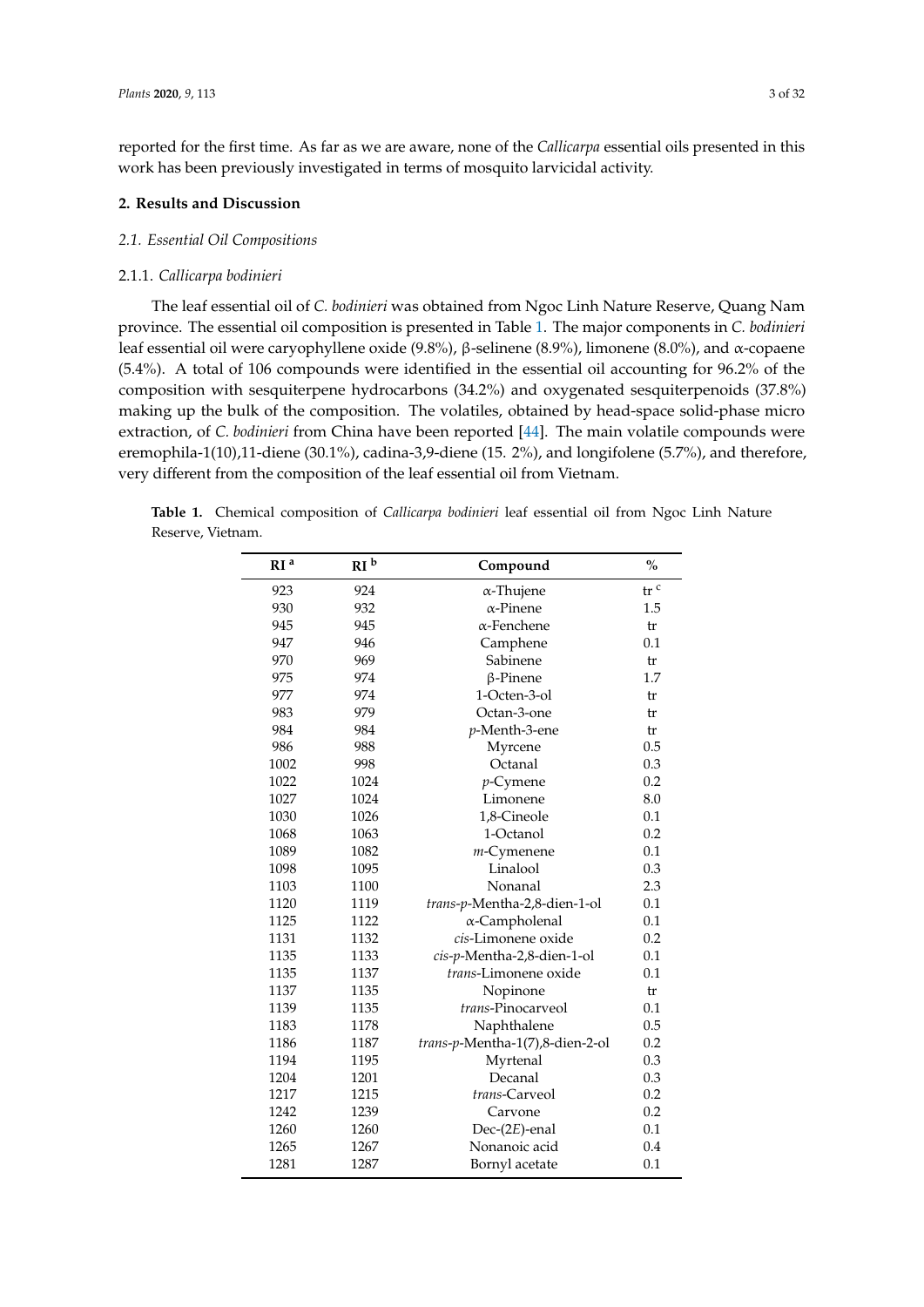reported for the first time. As far as we are aware, none of the *Callicarpa* essential oils presented in this work has been previously investigated in terms of mosquito larvicidal activity.

## 2. Results and Discussion

### 2.1. Essential Oil Compositions

#### 2.1.1. *Callicarpa bodinieri*

The leaf essential oil of *C. bodinieri* was obtained from Ngoc Linh Nature Reserve, Quang Nam province. The essential oil composition is presented in Table 1. The major components in *C. bodinieri* leaf essential oil were caryophyllene oxide (9.8%), β-selinene (8.9%), limonene (8.0%), and α-copaene (5.4%). A total of 106 compounds were identified in the essential oil accounting for 96.2% of the composition with sesquiterpene hydrocarbons (34.2%) and oxygenated sesquiterpenoids (37.8%) making up the bulk of the composition. The volatiles, obtained by head-space solid-phase micro extraction, of *C. bodinieri* from China have been reported [44]. The main volatile compounds were eremophila-1(10),11-diene (30.1%), cadina-3,9-diene (15. 2%), and longifolene (5.7%), and therefore, very different from the composition of the leaf essential oil from Vietnam.

**Table 1.** Chemical composition of *Callicarpa bodinieri* leaf essential oil from Ngoc Linh Nature Reserve, Vietnam.

| RI [a] | RI [b] | Compound | % |
|---|---|---|---|
| 923 | 924 | α-Thujene | tr [c] |
| 930 | 932 | α-Pinene | 1.5 |
| 945 | 945 | α-Fenchene | tr |
| 947 | 946 | Camphene | 0.1 |
| 970 | 969 | Sabinene | tr |
| 975 | 974 | β-Pinene | 1.7 |
| 977 | 974 | 1-Octen-3-ol | tr |
| 983 | 979 | Octan-3-one | tr |
| 984 | 984 | *p*-Menth-3-ene | tr |
| 986 | 988 | Myrcene | 0.5 |
| 1002 | 998 | Octanal | 0.3 |
| 1022 | 1024 | *p*-Cymene | 0.2 |
| 1027 | 1024 | Limonene | 8.0 |
| 1030 | 1026 | 1,8-Cineole | 0.1 |
| 1068 | 1063 | 1-Octanol | 0.2 |
| 1089 | 1082 | *m*-Cymenene | 0.1 |
| 1098 | 1095 | Linalool | 0.3 |
| 1103 | 1100 | Nonanal | 2.3 |
| 1120 | 1119 | *trans*-*p*-Mentha-2,8-dien-1-ol | 0.1 |
| 1125 | 1122 | α-Campholenal | 0.1 |
| 1131 | 1132 | *cis*-Limonene oxide | 0.2 |
| 1135 | 1133 | *cis*-*p*-Mentha-2,8-dien-1-ol | 0.1 |
| 1135 | 1137 | *trans*-Limonene oxide | 0.1 |
| 1137 | 1135 | Nopinone | tr |
| 1139 | 1135 | *trans*-Pinocarveol | 0.1 |
| 1183 | 1178 | Naphthalene | 0.5 |
| 1186 | 1187 | *trans*-*p*-Mentha-1(7),8-dien-2-ol | 0.2 |
| 1194 | 1195 | Myrtenal | 0.3 |
| 1204 | 1201 | Decanal | 0.3 |
| 1217 | 1215 | *trans*-Carveol | 0.2 |
| 1242 | 1239 | Carvone | 0.2 |
| 1260 | 1260 | Dec-(2*E*)-enal | 0.1 |
| 1265 | 1267 | Nonanoic acid | 0.4 |
| 1281 | 1287 | Bornyl acetate | 0.1 |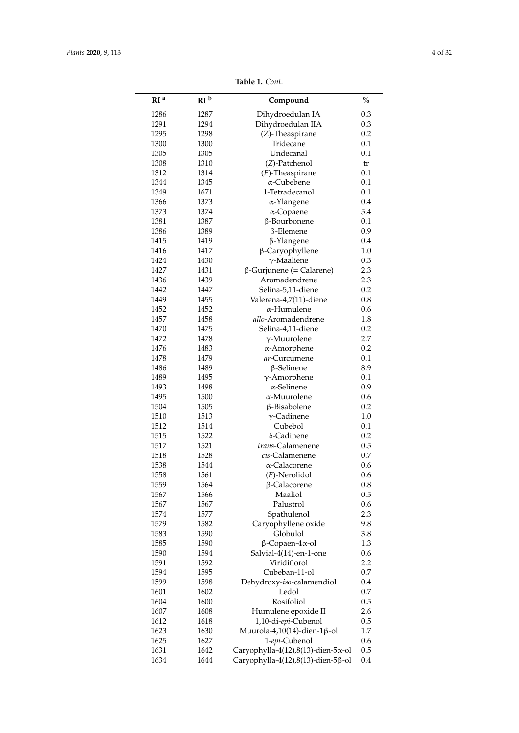**Table 1.** *Cont.*

| RI [a] | RI [b] | Compound | % |
|---|---|---|---|
| 1286 | 1287 | Dihydroedulan IA | 0.3 |
| 1291 | 1294 | Dihydroedulan IIA | 0.3 |
| 1295 | 1298 | (*Z*)-Theaspirane | 0.2 |
| 1300 | 1300 | Tridecane | 0.1 |
| 1305 | 1305 | Undecanal | 0.1 |
| 1308 | 1310 | (*Z*)-Patchenol | tr |
| 1312 | 1314 | (*E*)-Theaspirane | 0.1 |
| 1344 | 1345 | α-Cubebene | 0.1 |
| 1349 | 1671 | 1-Tetradecanol | 0.1 |
| 1366 | 1373 | α-Ylangene | 0.4 |
| 1373 | 1374 | α-Copaene | 5.4 |
| 1381 | 1387 | β-Bourbonene | 0.1 |
| 1386 | 1389 | β-Elemene | 0.9 |
| 1415 | 1419 | β-Ylangene | 0.4 |
| 1416 | 1417 | β-Caryophyllene | 1.0 |
| 1424 | 1430 | γ-Maaliene | 0.3 |
| 1427 | 1431 | β-Gurjunene (= Calarene) | 2.3 |
| 1436 | 1439 | Aromadendrene | 2.3 |
| 1442 | 1447 | Selina-5,11-diene | 0.2 |
| 1449 | 1455 | Valerena-4,7(11)-diene | 0.8 |
| 1452 | 1452 | α-Humulene | 0.6 |
| 1457 | 1458 | *allo*-Aromadendrene | 1.8 |
| 1470 | 1475 | Selina-4,11-diene | 0.2 |
| 1472 | 1478 | γ-Muurolene | 2.7 |
| 1476 | 1483 | α-Amorphene | 0.2 |
| 1478 | 1479 | *ar*-Curcumene | 0.1 |
| 1486 | 1489 | β-Selinene | 8.9 |
| 1489 | 1495 | γ-Amorphene | 0.1 |
| 1493 | 1498 | α-Selinene | 0.9 |
| 1495 | 1500 | α-Muurolene | 0.6 |
| 1504 | 1505 | β-Bisabolene | 0.2 |
| 1510 | 1513 | γ-Cadinene | 1.0 |
| 1512 | 1514 | Cubebol | 0.1 |
| 1515 | 1522 | δ-Cadinene | 0.2 |
| 1517 | 1521 | *trans*-Calamenene | 0.5 |
| 1518 | 1528 | *cis*-Calamenene | 0.7 |
| 1538 | 1544 | α-Calacorene | 0.6 |
| 1558 | 1561 | (*E*)-Nerolidol | 0.6 |
| 1559 | 1564 | β-Calacorene | 0.8 |
| 1567 | 1566 | Maaliol | 0.5 |
| 1567 | 1567 | Palustrol | 0.6 |
| 1574 | 1577 | Spathulenol | 2.3 |
| 1579 | 1582 | Caryophyllene oxide | 9.8 |
| 1583 | 1590 | Globulol | 3.8 |
| 1585 | 1590 | β-Copaen-4α-ol | 1.3 |
| 1590 | 1594 | Salvial-4(14)-en-1-one | 0.6 |
| 1591 | 1592 | Viridiflorol | 2.2 |
| 1594 | 1595 | Cubeban-11-ol | 0.7 |
| 1599 | 1598 | Dehydroxy-*iso*-calamendiol | 0.4 |
| 1601 | 1602 | Ledol | 0.7 |
| 1604 | 1600 | Rosifoliol | 0.5 |
| 1607 | 1608 | Humulene epoxide II | 2.6 |
| 1612 | 1618 | 1,10-di-*epi*-Cubenol | 0.5 |
| 1623 | 1630 | Muurola-4,10(14)-dien-1β-ol | 1.7 |
| 1625 | 1627 | 1-*epi*-Cubenol | 0.6 |
| 1631 | 1642 | Caryophylla-4(12),8(13)-dien-5α-ol | 0.5 |
| 1634 | 1644 | Caryophylla-4(12),8(13)-dien-5β-ol | 0.4 |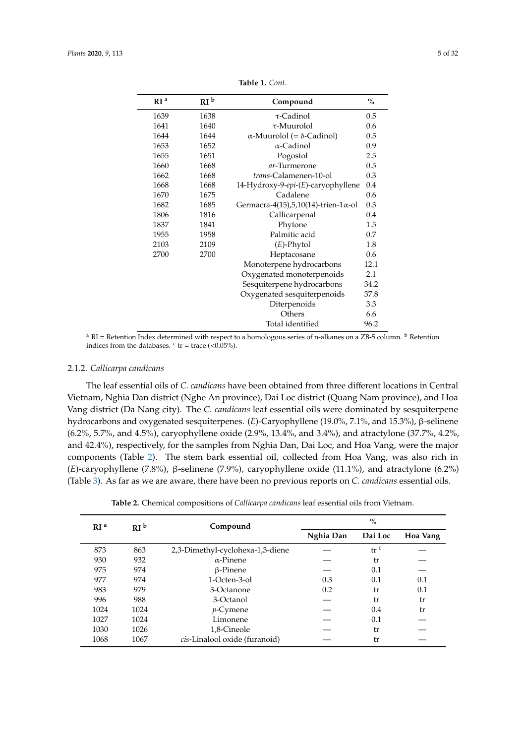**Table 1.** *Cont.*

| RI [a] | RI [b] | Compound | % |
|---|---|---|---|
| 1639 | 1638 | τ-Cadinol | 0.5 |
| 1641 | 1640 | τ-Muurolol | 0.6 |
| 1644 | 1644 | α-Muurolol (= δ-Cadinol) | 0.5 |
| 1653 | 1652 | α-Cadinol | 0.9 |
| 1655 | 1651 | Pogostol | 2.5 |
| 1660 | 1668 | *ar*-Turmerone | 0.5 |
| 1662 | 1668 | *trans*-Calamenen-10-ol | 0.3 |
| 1668 | 1668 | 14-Hydroxy-9-*epi*-(*E*)-caryophyllene | 0.4 |
| 1670 | 1675 | Cadalene | 0.6 |
| 1682 | 1685 | Germacra-4(15),5,10(14)-trien-1α-ol | 0.3 |
| 1806 | 1816 | Callicarpenal | 0.4 |
| 1837 | 1841 | Phytone | 1.5 |
| 1955 | 1958 | Palmitic acid | 0.7 |
| 2103 | 2109 | (*E*)-Phytol | 1.8 |
| 2700 | 2700 | Heptacosane | 0.6 |
| | | Monoterpene hydrocarbons | 12.1 |
| | | Oxygenated monoterpenoids | 2.1 |
| | | Sesquiterpene hydrocarbons | 34.2 |
| | | Oxygenated sesquiterpenoids | 37.8 |
| | | Diterpenoids | 3.3 |
| | | Others | 6.6 |
| | | Total identified | 96.2 |

[a] RI = Retention Index determined with respect to a homologous series of n-alkanes on a ZB-5 column. [b] Retention indices from the databases. [c] tr = trace (<0.05%).

#### 2.1.2. *Callicarpa candicans*

The leaf essential oils of *C. candicans* have been obtained from three different locations in Central Vietnam, Nghia Dan district (Nghe An province), Dai Loc district (Quang Nam province), and Hoa Vang district (Da Nang city). The *C. candicans* leaf essential oils were dominated by sesquiterpene hydrocarbons and oxygenated sesquiterpenes. (*E*)-Caryophyllene (19.0%, 7.1%, and 15.3%), β-selinene (6.2%, 5.7%, and 4.5%), caryophyllene oxide (2.9%, 13.4%, and 3.4%), and atractylone (37.7%, 4.2%, and 42.4%), respectively, for the samples from Nghia Dan, Dai Loc, and Hoa Vang, were the major components (Table 2). The stem bark essential oil, collected from Hoa Vang, was also rich in (*E*)-caryophyllene (7.8%), β-selinene (7.9%), caryophyllene oxide (11.1%), and atractylone (6.2%) (Table 3). As far as we are aware, there have been no previous reports on *C. candicans* essential oils.

**Table 2.** Chemical compositions of *Callicarpa candicans* leaf essential oils from Vietnam.

| RI [a] | RI [b] | Compound | % | | |
|---|---|---|---|---|---|
| | | | Nghia Dan | Dai Loc | Hoa Vang |
| 873 | 863 | 2,3-Dimethyl-cyclohexa-1,3-diene | — | tr [c] | — |
| 930 | 932 | α-Pinene | — | tr | — |
| 975 | 974 | β-Pinene | — | 0.1 | — |
| 977 | 974 | 1-Octen-3-ol | 0.3 | 0.1 | 0.1 |
| 983 | 979 | 3-Octanone | 0.2 | tr | 0.1 |
| 996 | 988 | 3-Octanol | — | tr | tr |
| 1024 | 1024 | *p*-Cymene | — | 0.4 | tr |
| 1027 | 1024 | Limonene | — | 0.1 | — |
| 1030 | 1026 | 1,8-Cineole | — | tr | — |
| 1068 | 1067 | *cis*-Linalool oxide (furanoid) | — | tr | — |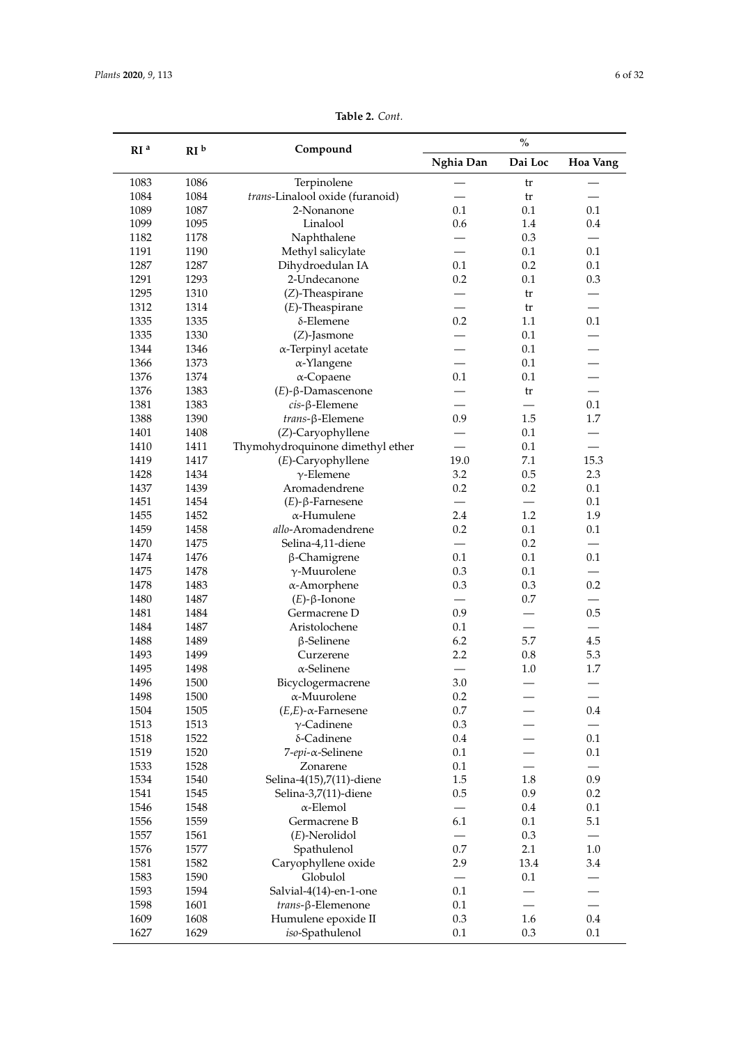**Table 2.** *Cont.*

| RI [a] | RI [b] | Compound | % | | |
|---|---|---|---|---|---|
| | | | Nghia Dan | Dai Loc | Hoa Vang |
| 1083 | 1086 | Terpinolene | — | tr | — |
| 1084 | 1084 | *trans*-Linalool oxide (furanoid) | — | tr | — |
| 1089 | 1087 | 2-Nonanone | 0.1 | 0.1 | 0.1 |
| 1099 | 1095 | Linalool | 0.6 | 1.4 | 0.4 |
| 1182 | 1178 | Naphthalene | — | 0.3 | — |
| 1191 | 1190 | Methyl salicylate | — | 0.1 | 0.1 |
| 1287 | 1287 | Dihydroedulan IA | 0.1 | 0.2 | 0.1 |
| 1291 | 1293 | 2-Undecanone | 0.2 | 0.1 | 0.3 |
| 1295 | 1310 | (*Z*)-Theaspirane | — | tr | — |
| 1312 | 1314 | (*E*)-Theaspirane | — | tr | — |
| 1335 | 1335 | δ-Elemene | 0.2 | 1.1 | 0.1 |
| 1335 | 1330 | (*Z*)-Jasmone | — | 0.1 | — |
| 1344 | 1346 | α-Terpinyl acetate | — | 0.1 | — |
| 1366 | 1373 | α-Ylangene | — | 0.1 | — |
| 1376 | 1374 | α-Copaene | 0.1 | 0.1 | — |
| 1376 | 1383 | (*E*)-β-Damascenone | — | tr | — |
| 1381 | 1383 | *cis*-β-Elemene | — | — | 0.1 |
| 1388 | 1390 | *trans*-β-Elemene | 0.9 | 1.5 | 1.7 |
| 1401 | 1408 | (*Z*)-Caryophyllene | — | 0.1 | — |
| 1410 | 1411 | Thymohydroquinone dimethyl ether | — | 0.1 | — |
| 1419 | 1417 | (*E*)-Caryophyllene | 19.0 | 7.1 | 15.3 |
| 1428 | 1434 | γ-Elemene | 3.2 | 0.5 | 2.3 |
| 1437 | 1439 | Aromadendrene | 0.2 | 0.2 | 0.1 |
| 1451 | 1454 | (*E*)-β-Farnesene | — | — | 0.1 |
| 1455 | 1452 | α-Humulene | 2.4 | 1.2 | 1.9 |
| 1459 | 1458 | *allo*-Aromadendrene | 0.2 | 0.1 | 0.1 |
| 1470 | 1475 | Selina-4,11-diene | — | 0.2 | — |
| 1474 | 1476 | β-Chamigrene | 0.1 | 0.1 | 0.1 |
| 1475 | 1478 | γ-Muurolene | 0.3 | 0.1 | — |
| 1478 | 1483 | α-Amorphene | 0.3 | 0.3 | 0.2 |
| 1480 | 1487 | (*E*)-β-Ionone | — | 0.7 | — |
| 1481 | 1484 | Germacrene D | 0.9 | — | 0.5 |
| 1484 | 1487 | Aristolochene | 0.1 | — | — |
| 1488 | 1489 | β-Selinene | 6.2 | 5.7 | 4.5 |
| 1493 | 1499 | Curzerene | 2.2 | 0.8 | 5.3 |
| 1495 | 1498 | α-Selinene | — | 1.0 | 1.7 |
| 1496 | 1500 | Bicyclogermacrene | 3.0 | — | — |
| 1498 | 1500 | α-Muurolene | 0.2 | — | — |
| 1504 | 1505 | (*E*,*E*)-α-Farnesene | 0.7 | — | 0.4 |
| 1513 | 1513 | γ-Cadinene | 0.3 | — | — |
| 1518 | 1522 | δ-Cadinene | 0.4 | — | 0.1 |
| 1519 | 1520 | 7-*epi*-α-Selinene | 0.1 | — | 0.1 |
| 1533 | 1528 | Zonarene | 0.1 | — | — |
| 1534 | 1540 | Selina-4(15),7(11)-diene | 1.5 | 1.8 | 0.9 |
| 1541 | 1545 | Selina-3,7(11)-diene | 0.5 | 0.9 | 0.2 |
| 1546 | 1548 | α-Elemol | — | 0.4 | 0.1 |
| 1556 | 1559 | Germacrene B | 6.1 | 0.1 | 5.1 |
| 1557 | 1561 | (*E*)-Nerolidol | — | 0.3 | — |
| 1576 | 1577 | Spathulenol | 0.7 | 2.1 | 1.0 |
| 1581 | 1582 | Caryophyllene oxide | 2.9 | 13.4 | 3.4 |
| 1583 | 1590 | Globulol | — | 0.1 | — |
| 1593 | 1594 | Salvial-4(14)-en-1-one | 0.1 | — | — |
| 1598 | 1601 | *trans*-β-Elemenone | 0.1 | — | — |
| 1609 | 1608 | Humulene epoxide II | 0.3 | 1.6 | 0.4 |
| 1627 | 1629 | *iso*-Spathulenol | 0.1 | 0.3 | 0.1 |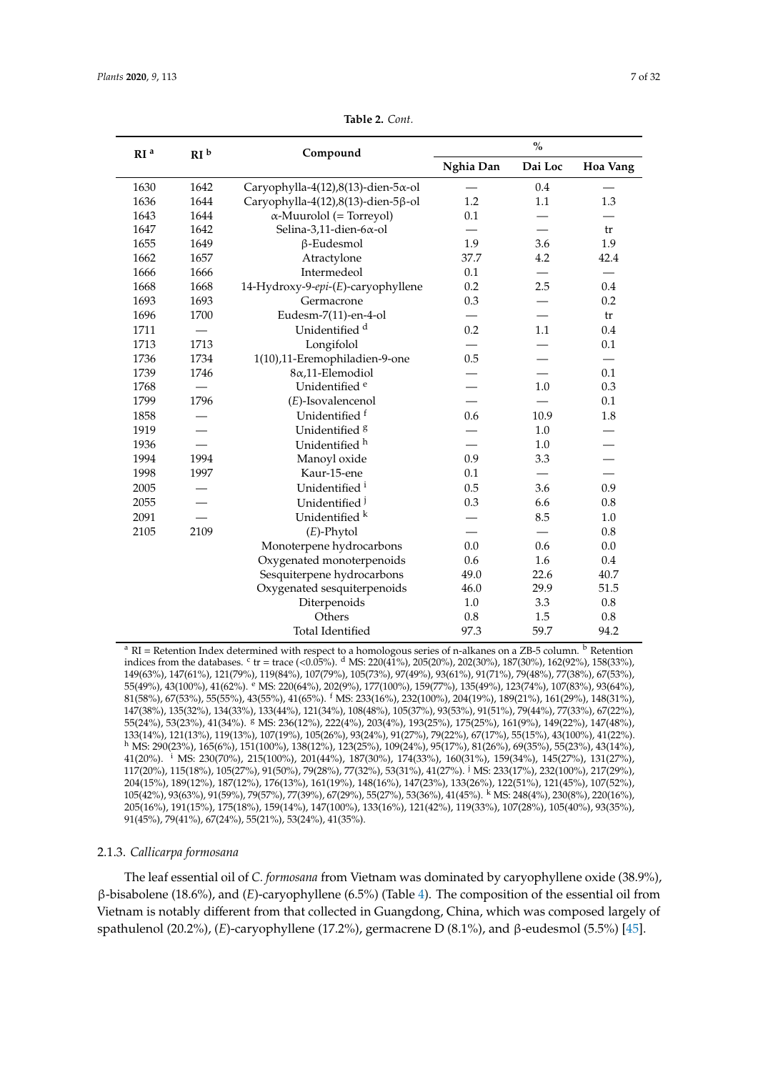**Table 2.** *Cont.*

| RI [a] | RI [b] | Compound | % | | |
|---|---|---|---|---|---|
| | | | Nghia Dan | Dai Loc | Hoa Vang |
| 1630 | 1642 | Caryophylla-4(12),8(13)-dien-5α-ol | — | 0.4 | — |
| 1636 | 1644 | Caryophylla-4(12),8(13)-dien-5β-ol | 1.2 | 1.1 | 1.3 |
| 1643 | 1644 | α-Muurolol (= Torreyol) | 0.1 | — | — |
| 1647 | 1642 | Selina-3,11-dien-6α-ol | — | — | tr |
| 1655 | 1649 | β-Eudesmol | 1.9 | 3.6 | 1.9 |
| 1662 | 1657 | Atractylone | 37.7 | 4.2 | 42.4 |
| 1666 | 1666 | Intermedeol | 0.1 | — | — |
| 1668 | 1668 | 14-Hydroxy-9-*epi*-(*E*)-caryophyllene | 0.2 | 2.5 | 0.4 |
| 1693 | 1693 | Germacrone | 0.3 | — | 0.2 |
| 1696 | 1700 | Eudesm-7(11)-en-4-ol | — | — | tr |
| 1711 | — | Unidentified [d] | 0.2 | 1.1 | 0.4 |
| 1713 | 1713 | Longifolol | — | — | 0.1 |
| 1736 | 1734 | 1(10),11-Eremophiladien-9-one | 0.5 | — | — |
| 1739 | 1746 | 8α,11-Elemodiol | — | — | 0.1 |
| 1768 | — | Unidentified [e] | — | 1.0 | 0.3 |
| 1799 | 1796 | (*E*)-Isovalencenol | — | — | 0.1 |
| 1858 | — | Unidentified [f] | 0.6 | 10.9 | 1.8 |
| 1919 | — | Unidentified [g] | — | 1.0 | — |
| 1936 | — | Unidentified [h] | — | 1.0 | — |
| 1994 | 1994 | Manoyl oxide | 0.9 | 3.3 | — |
| 1998 | 1997 | Kaur-15-ene | 0.1 | — | — |
| 2005 | — | Unidentified [i] | 0.5 | 3.6 | 0.9 |
| 2055 | — | Unidentified [j] | 0.3 | 6.6 | 0.8 |
| 2091 | — | Unidentified [k] | — | 8.5 | 1.0 |
| 2105 | 2109 | (*E*)-Phytol | — | — | 0.8 |
| | | Monoterpene hydrocarbons | 0.0 | 0.6 | 0.0 |
| | | Oxygenated monoterpenoids | 0.6 | 1.6 | 0.4 |
| | | Sesquiterpene hydrocarbons | 49.0 | 22.6 | 40.7 |
| | | Oxygenated sesquiterpenoids | 46.0 | 29.9 | 51.5 |
| | | Diterpenoids | 1.0 | 3.3 | 0.8 |
| | | Others | 0.8 | 1.5 | 0.8 |
| | | Total Identified | 97.3 | 59.7 | 94.2 |

[a] RI = Retention Index determined with respect to a homologous series of n-alkanes on a ZB-5 column. [b] Retention indices from the databases. [c] tr = trace (<0.05%). [d] MS: 220(41%), 205(20%), 202(30%), 187(30%), 162(92%), 158(33%), 149(63%), 147(61%), 121(79%), 119(84%), 107(79%), 105(73%), 97(49%), 93(61%), 91(71%), 79(48%), 77(38%), 67(53%), 55(49%), 43(100%), 41(62%). [e] MS: 220(64%), 202(9%), 177(100%), 159(77%), 135(49%), 123(74%), 107(83%), 93(64%), 81(58%), 67(53%), 55(55%), 43(55%), 41(65%). [f] MS: 233(16%), 232(100%), 204(19%), 189(21%), 161(29%), 148(31%), 147(38%), 135(32%), 134(33%), 133(44%), 121(34%), 108(48%), 105(37%), 93(53%), 91(51%), 79(44%), 77(33%), 67(22%), 55(24%), 53(23%), 41(34%). [g] MS: 236(12%), 222(4%), 203(4%), 193(25%), 175(25%), 161(9%), 149(22%), 147(48%), 133(14%), 121(13%), 119(13%), 107(19%), 105(26%), 93(24%), 91(27%), 79(22%), 67(17%), 55(15%), 43(100%), 41(22%). [h] MS: 290(23%), 165(6%), 151(100%), 138(12%), 123(25%), 109(24%), 95(17%), 81(26%), 69(35%), 55(23%), 43(14%), 41(20%). [i] MS: 230(70%), 215(100%), 201(44%), 187(30%), 174(33%), 160(31%), 159(34%), 145(27%), 131(27%), 117(20%), 115(18%), 105(27%), 91(50%), 79(28%), 77(32%), 53(31%), 41(27%). [j] MS: 233(17%), 232(100%), 217(29%), 204(15%), 189(12%), 187(12%), 176(13%), 161(19%), 148(16%), 147(23%), 133(26%), 122(51%), 121(45%), 107(52%), 105(42%), 93(63%), 91(59%), 79(57%), 77(39%), 67(29%), 55(27%), 53(36%), 41(45%). [k] MS: 248(4%), 230(8%), 220(16%), 205(16%), 191(15%), 175(18%), 159(14%), 147(100%), 133(16%), 121(42%), 119(33%), 107(28%), 105(40%), 93(35%), 91(45%), 79(41%), 67(24%), 55(21%), 53(24%), 41(35%).

### 2.1.3. *Callicarpa formosana*

The leaf essential oil of *C. formosana* from Vietnam was dominated by caryophyllene oxide (38.9%), β-bisabolene (18.6%), and (*E*)-caryophyllene (6.5%) (Table 4). The composition of the essential oil from Vietnam is notably different from that collected in Guangdong, China, which was composed largely of spathulenol (20.2%), (*E*)-caryophyllene (17.2%), germacrene D (8.1%), and β-eudesmol (5.5%) [45].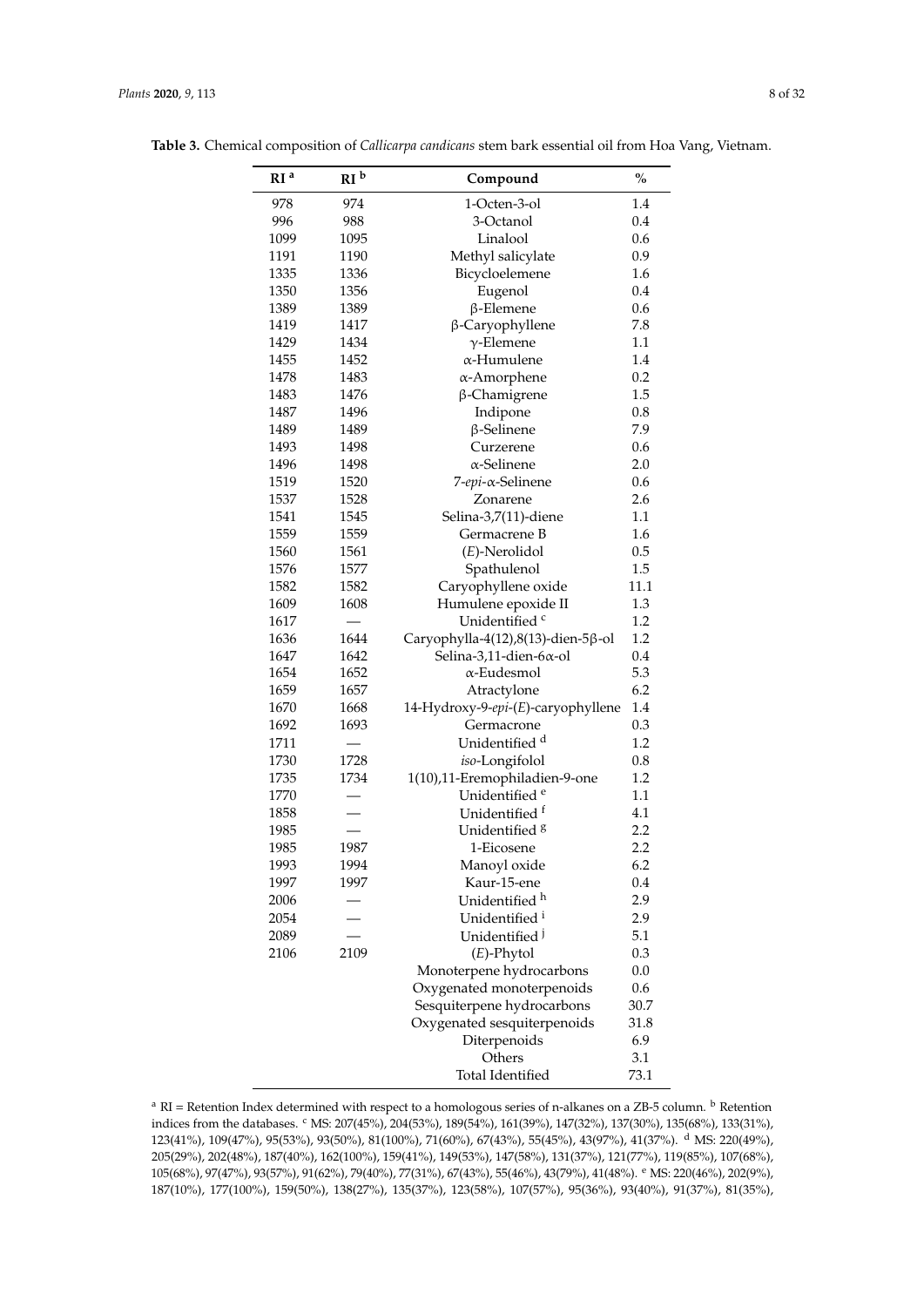**Table 3.** Chemical composition of *Callicarpa candicans* stem bark essential oil from Hoa Vang, Vietnam.

| RI [a] | RI [b] | Compound | % |
|---|---|---|---|
| 978 | 974 | 1-Octen-3-ol | 1.4 |
| 996 | 988 | 3-Octanol | 0.4 |
| 1099 | 1095 | Linalool | 0.6 |
| 1191 | 1190 | Methyl salicylate | 0.9 |
| 1335 | 1336 | Bicycloelemene | 1.6 |
| 1350 | 1356 | Eugenol | 0.4 |
| 1389 | 1389 | β-Elemene | 0.6 |
| 1419 | 1417 | β-Caryophyllene | 7.8 |
| 1429 | 1434 | γ-Elemene | 1.1 |
| 1455 | 1452 | α-Humulene | 1.4 |
| 1478 | 1483 | α-Amorphene | 0.2 |
| 1483 | 1476 | β-Chamigrene | 1.5 |
| 1487 | 1496 | Indipone | 0.8 |
| 1489 | 1489 | β-Selinene | 7.9 |
| 1493 | 1498 | Curzerene | 0.6 |
| 1496 | 1498 | α-Selinene | 2.0 |
| 1519 | 1520 | 7-*epi*-α-Selinene | 0.6 |
| 1537 | 1528 | Zonarene | 2.6 |
| 1541 | 1545 | Selina-3,7(11)-diene | 1.1 |
| 1559 | 1559 | Germacrene B | 1.6 |
| 1560 | 1561 | (*E*)-Nerolidol | 0.5 |
| 1576 | 1577 | Spathulenol | 1.5 |
| 1582 | 1582 | Caryophyllene oxide | 11.1 |
| 1609 | 1608 | Humulene epoxide II | 1.3 |
| 1617 | — | Unidentified [c] | 1.2 |
| 1636 | 1644 | Caryophylla-4(12),8(13)-dien-5β-ol | 1.2 |
| 1647 | 1642 | Selina-3,11-dien-6α-ol | 0.4 |
| 1654 | 1652 | α-Eudesmol | 5.3 |
| 1659 | 1657 | Atractylone | 6.2 |
| 1670 | 1668 | 14-Hydroxy-9-*epi*-(*E*)-caryophyllene | 1.4 |
| 1692 | 1693 | Germacrone | 0.3 |
| 1711 | — | Unidentified [d] | 1.2 |
| 1730 | 1728 | *iso*-Longifolol | 0.8 |
| 1735 | 1734 | 1(10),11-Eremophiladien-9-one | 1.2 |
| 1770 | — | Unidentified [e] | 1.1 |
| 1858 | — | Unidentified [f] | 4.1 |
| 1985 | — | Unidentified [g] | 2.2 |
| 1985 | 1987 | 1-Eicosene | 2.2 |
| 1993 | 1994 | Manoyl oxide | 6.2 |
| 1997 | 1997 | Kaur-15-ene | 0.4 |
| 2006 | — | Unidentified [h] | 2.9 |
| 2054 | — | Unidentified [i] | 2.9 |
| 2089 | — | Unidentified [j] | 5.1 |
| 2106 | 2109 | (*E*)-Phytol | 0.3 |
| | | Monoterpene hydrocarbons | 0.0 |
| | | Oxygenated monoterpenoids | 0.6 |
| | | Sesquiterpene hydrocarbons | 30.7 |
| | | Oxygenated sesquiterpenoids | 31.8 |
| | | Diterpenoids | 6.9 |
| | | Others | 3.1 |
| | | Total Identified | 73.1 |

[a] RI = Retention Index determined with respect to a homologous series of n-alkanes on a ZB-5 column. [b] Retention indices from the databases. [c] MS: 207(45%), 204(53%), 189(54%), 161(39%), 147(32%), 137(30%), 135(68%), 133(31%), 123(41%), 109(47%), 95(53%), 93(50%), 81(100%), 71(60%), 67(43%), 55(45%), 43(97%), 41(37%). [d] MS: 220(49%), 205(29%), 202(48%), 187(40%), 162(100%), 159(41%), 149(53%), 147(58%), 131(37%), 121(77%), 119(85%), 107(68%), 105(68%), 97(47%), 93(57%), 91(62%), 79(40%), 77(31%), 67(43%), 55(46%), 43(79%), 41(48%). [e] MS: 220(46%), 202(9%), 187(10%), 177(100%), 159(50%), 138(27%), 135(37%), 123(58%), 107(57%), 95(36%), 93(40%), 91(37%), 81(35%),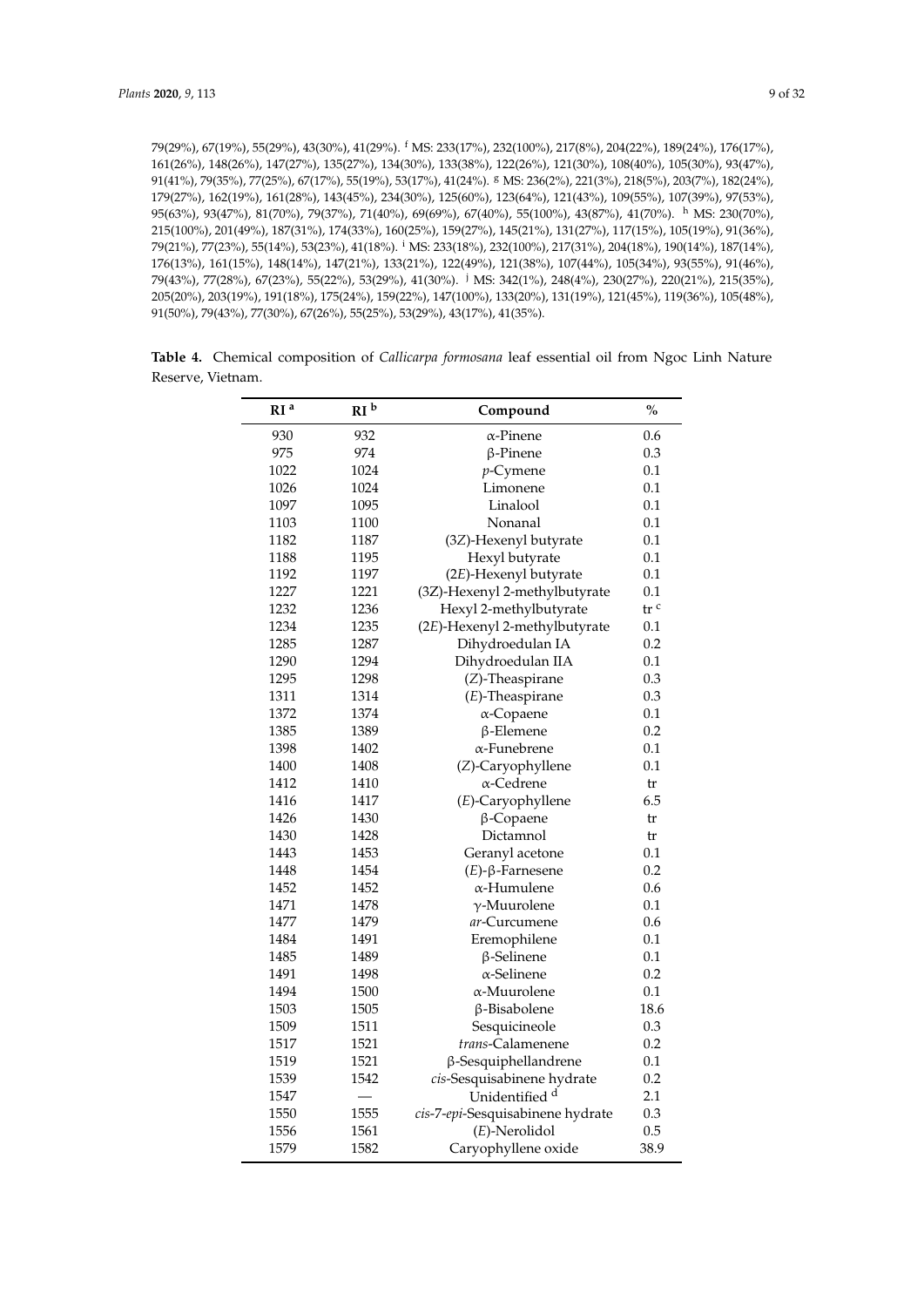79(29%), 67(19%), 55(29%), 43(30%), 41(29%). [f] MS: 233(17%), 232(100%), 217(8%), 204(22%), 189(24%), 176(17%), 161(26%), 148(26%), 147(27%), 135(27%), 134(30%), 133(38%), 122(26%), 121(30%), 108(40%), 105(30%), 93(47%), 91(41%), 79(35%), 77(25%), 67(17%), 55(19%), 53(17%), 41(24%). [g] MS: 236(2%), 221(3%), 218(5%), 203(7%), 182(24%), 179(27%), 162(19%), 161(28%), 143(45%), 234(30%), 125(60%), 123(64%), 121(43%), 109(55%), 107(39%), 97(53%), 95(63%), 93(47%), 81(70%), 79(37%), 71(40%), 69(69%), 67(40%), 55(100%), 43(87%), 41(70%). [h] MS: 230(70%), 215(100%), 201(49%), 187(31%), 174(33%), 160(25%), 159(27%), 145(21%), 131(27%), 117(15%), 105(19%), 91(36%), 79(21%), 77(23%), 55(14%), 53(23%), 41(18%). [i] MS: 233(18%), 232(100%), 217(31%), 204(18%), 190(14%), 187(14%), 176(13%), 161(15%), 148(14%), 147(21%), 133(21%), 122(49%), 121(38%), 107(44%), 105(34%), 93(55%), 91(46%), 79(43%), 77(28%), 67(23%), 55(22%), 53(29%), 41(30%). [j] MS: 342(1%), 248(4%), 230(27%), 220(21%), 215(35%), 205(20%), 203(19%), 191(18%), 175(24%), 159(22%), 147(100%), 133(20%), 131(19%), 121(45%), 119(36%), 105(48%), 91(50%), 79(43%), 77(30%), 67(26%), 55(25%), 53(29%), 43(17%), 41(35%).

**Table 4.** Chemical composition of *Callicarpa formosana* leaf essential oil from Ngoc Linh Nature Reserve, Vietnam.

| RI [a] | RI [b] | Compound | % |
|---|---|---|---|
| 930 | 932 | α-Pinene | 0.6 |
| 975 | 974 | β-Pinene | 0.3 |
| 1022 | 1024 | *p*-Cymene | 0.1 |
| 1026 | 1024 | Limonene | 0.1 |
| 1097 | 1095 | Linalool | 0.1 |
| 1103 | 1100 | Nonanal | 0.1 |
| 1182 | 1187 | (3*Z*)-Hexenyl butyrate | 0.1 |
| 1188 | 1195 | Hexyl butyrate | 0.1 |
| 1192 | 1197 | (2*E*)-Hexenyl butyrate | 0.1 |
| 1227 | 1221 | (3*Z*)-Hexenyl 2-methylbutyrate | 0.1 |
| 1232 | 1236 | Hexyl 2-methylbutyrate | tr [c] |
| 1234 | 1235 | (2*E*)-Hexenyl 2-methylbutyrate | 0.1 |
| 1285 | 1287 | Dihydroedulan IA | 0.2 |
| 1290 | 1294 | Dihydroedulan IIA | 0.1 |
| 1295 | 1298 | (*Z*)-Theaspirane | 0.3 |
| 1311 | 1314 | (*E*)-Theaspirane | 0.3 |
| 1372 | 1374 | α-Copaene | 0.1 |
| 1385 | 1389 | β-Elemene | 0.2 |
| 1398 | 1402 | α-Funebrene | 0.1 |
| 1400 | 1408 | (*Z*)-Caryophyllene | 0.1 |
| 1412 | 1410 | α-Cedrene | tr |
| 1416 | 1417 | (*E*)-Caryophyllene | 6.5 |
| 1426 | 1430 | β-Copaene | tr |
| 1430 | 1428 | Dictamnol | tr |
| 1443 | 1453 | Geranyl acetone | 0.1 |
| 1448 | 1454 | (*E*)-β-Farnesene | 0.2 |
| 1452 | 1452 | α-Humulene | 0.6 |
| 1471 | 1478 | γ-Muurolene | 0.1 |
| 1477 | 1479 | *ar*-Curcumene | 0.6 |
| 1484 | 1491 | Eremophilene | 0.1 |
| 1485 | 1489 | β-Selinene | 0.1 |
| 1491 | 1498 | α-Selinene | 0.2 |
| 1494 | 1500 | α-Muurolene | 0.1 |
| 1503 | 1505 | β-Bisabolene | 18.6 |
| 1509 | 1511 | Sesquicineole | 0.3 |
| 1517 | 1521 | *trans*-Calamenene | 0.2 |
| 1519 | 1521 | β-Sesquiphellandrene | 0.1 |
| 1539 | 1542 | *cis*-Sesquisabinene hydrate | 0.2 |
| 1547 | — | Unidentified [d] | 2.1 |
| 1550 | 1555 | *cis*-7-*epi*-Sesquisabinene hydrate | 0.3 |
| 1556 | 1561 | (*E*)-Nerolidol | 0.5 |
| 1579 | 1582 | Caryophyllene oxide | 38.9 |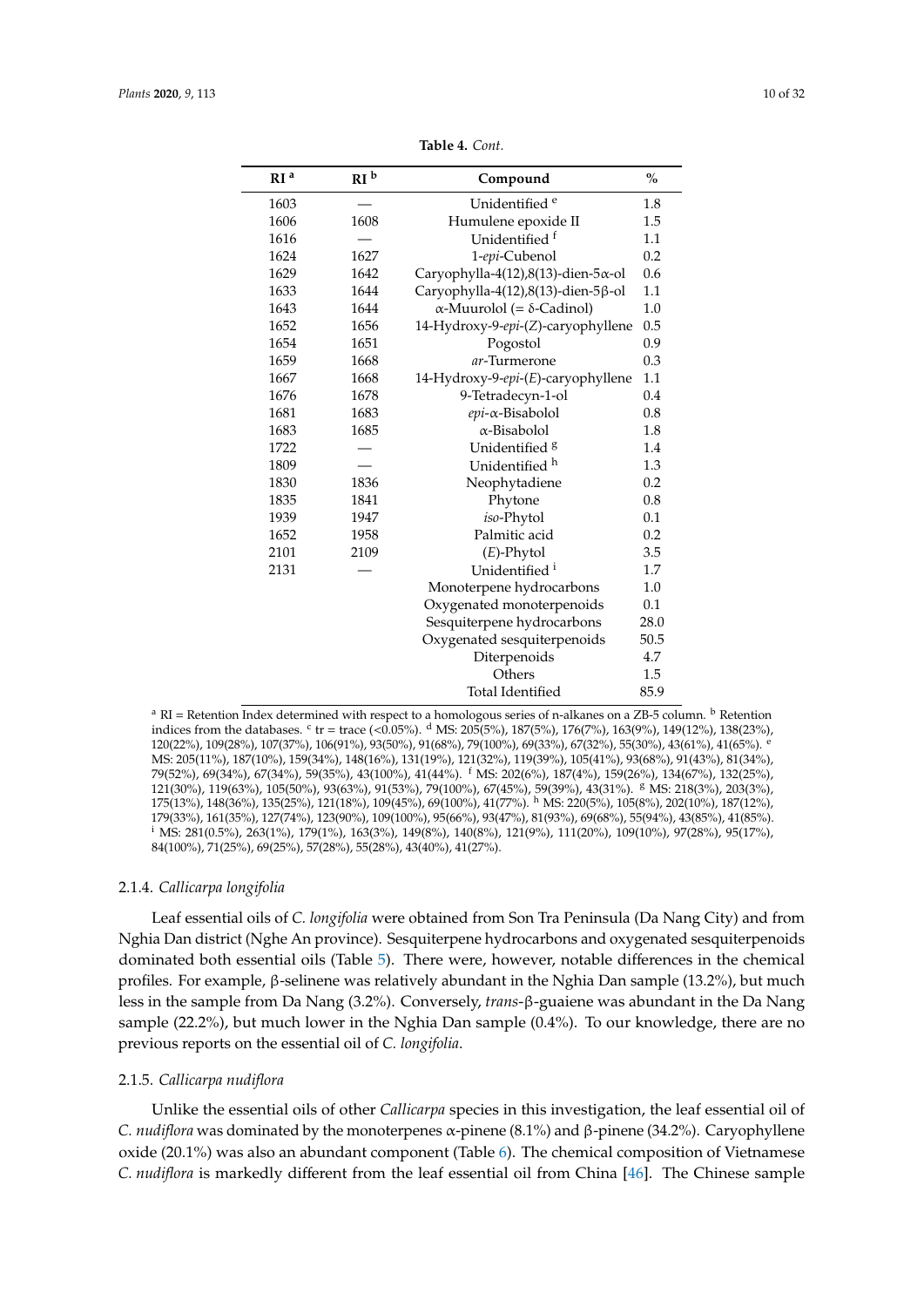**Table 4.** *Cont.*

| RI [a] | RI [b] | Compound | % |
|---|---|---|---|
| 1603 | — | Unidentified [e] | 1.8 |
| 1606 | 1608 | Humulene epoxide II | 1.5 |
| 1616 | — | Unidentified [f] | 1.1 |
| 1624 | 1627 | 1-*epi*-Cubenol | 0.2 |
| 1629 | 1642 | Caryophylla-4(12),8(13)-dien-5α-ol | 0.6 |
| 1633 | 1644 | Caryophylla-4(12),8(13)-dien-5β-ol | 1.1 |
| 1643 | 1644 | α-Muurolol (= δ-Cadinol) | 1.0 |
| 1652 | 1656 | 14-Hydroxy-9-*epi*-(*Z*)-caryophyllene | 0.5 |
| 1654 | 1651 | Pogostol | 0.9 |
| 1659 | 1668 | *ar*-Turmerone | 0.3 |
| 1667 | 1668 | 14-Hydroxy-9-*epi*-(*E*)-caryophyllene | 1.1 |
| 1676 | 1678 | 9-Tetradecyn-1-ol | 0.4 |
| 1681 | 1683 | *epi*-α-Bisabolol | 0.8 |
| 1683 | 1685 | α-Bisabolol | 1.8 |
| 1722 | — | Unidentified [g] | 1.4 |
| 1809 | — | Unidentified [h] | 1.3 |
| 1830 | 1836 | Neophytadiene | 0.2 |
| 1835 | 1841 | Phytone | 0.8 |
| 1939 | 1947 | *iso*-Phytol | 0.1 |
| 1652 | 1958 | Palmitic acid | 0.2 |
| 2101 | 2109 | (*E*)-Phytol | 3.5 |
| 2131 | — | Unidentified [i] | 1.7 |
| | | Monoterpene hydrocarbons | 1.0 |
| | | Oxygenated monoterpenoids | 0.1 |
| | | Sesquiterpene hydrocarbons | 28.0 |
| | | Oxygenated sesquiterpenoids | 50.5 |
| | | Diterpenoids | 4.7 |
| | | Others | 1.5 |
| | | Total Identified | 85.9 |

[a] RI = Retention Index determined with respect to a homologous series of n-alkanes on a ZB-5 column. [b] Retention indices from the databases. [c] tr = trace (<0.05%). [d] MS: 205(5%), 187(5%), 176(7%), 163(9%), 149(12%), 138(23%), 120(22%), 109(28%), 107(37%), 106(91%), 93(50%), 91(68%), 79(100%), 69(33%), 67(32%), 55(30%), 43(61%), 41(65%). [e] MS: 205(11%), 187(10%), 159(34%), 148(16%), 131(19%), 121(32%), 119(39%), 105(41%), 93(68%), 91(43%), 81(34%), 79(52%), 69(34%), 67(34%), 59(35%), 43(100%), 41(44%). [f] MS: 202(6%), 187(4%), 159(26%), 134(67%), 132(25%), 121(30%), 119(63%), 105(50%), 93(63%), 91(53%), 79(100%), 67(45%), 59(39%), 43(31%). [g] MS: 218(3%), 203(3%), 175(13%), 148(36%), 135(25%), 121(18%), 109(45%), 69(100%), 41(77%). [h] MS: 220(5%), 105(8%), 202(10%), 187(12%), 179(33%), 161(35%), 127(74%), 123(90%), 109(100%), 95(66%), 93(47%), 81(93%), 69(68%), 55(94%), 43(85%), 41(85%). [i] MS: 281(0.5%), 263(1%), 179(1%), 163(3%), 149(8%), 140(8%), 121(9%), 111(20%), 109(10%), 97(28%), 95(17%), 84(100%), 71(25%), 69(25%), 57(28%), 55(28%), 43(40%), 41(27%).

### 2.1.4. *Callicarpa longifolia*

Leaf essential oils of *C. longifolia* were obtained from Son Tra Peninsula (Da Nang City) and from Nghia Dan district (Nghe An province). Sesquiterpene hydrocarbons and oxygenated sesquiterpenoids dominated both essential oils (Table 5). There were, however, notable differences in the chemical profiles. For example, β-selinene was relatively abundant in the Nghia Dan sample (13.2%), but much less in the sample from Da Nang (3.2%). Conversely, *trans*-β-guaiene was abundant in the Da Nang sample (22.2%), but much lower in the Nghia Dan sample (0.4%). To our knowledge, there are no previous reports on the essential oil of *C. longifolia*.

### 2.1.5. *Callicarpa nudiflora*

Unlike the essential oils of other *Callicarpa* species in this investigation, the leaf essential oil of *C. nudiflora* was dominated by the monoterpenes α-pinene (8.1%) and β-pinene (34.2%). Caryophyllene oxide (20.1%) was also an abundant component (Table 6). The chemical composition of Vietnamese *C. nudiflora* is markedly different from the leaf essential oil from China [46]. The Chinese sample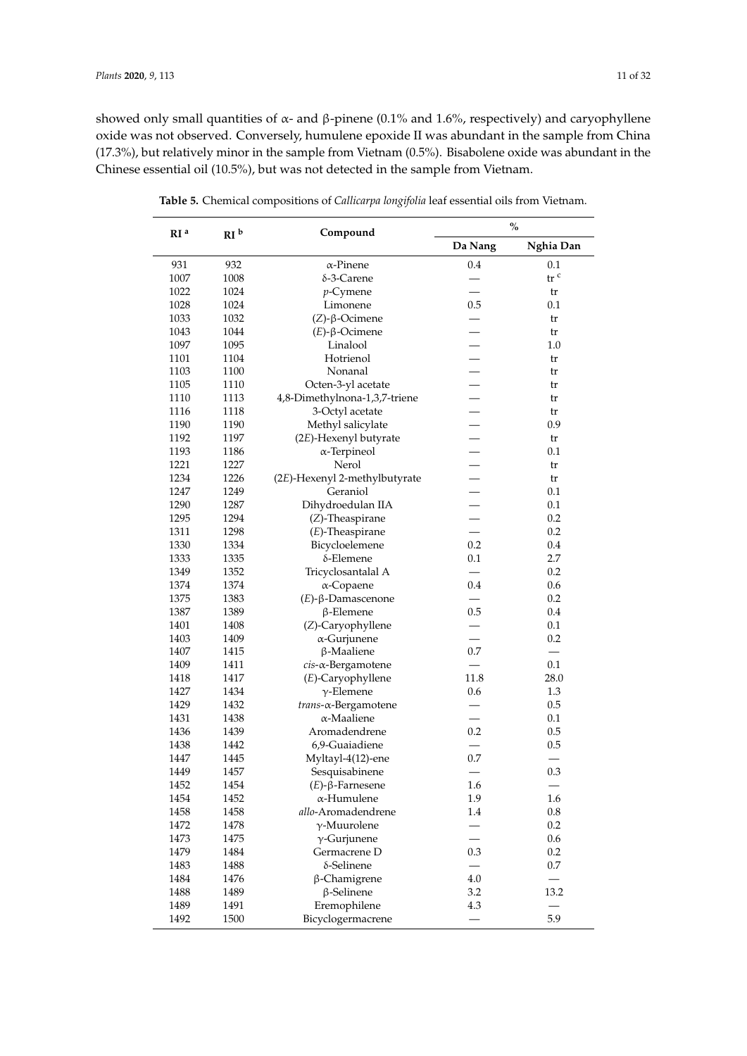showed only small quantities of α- and β-pinene (0.1% and 1.6%, respectively) and caryophyllene oxide was not observed. Conversely, humulene epoxide II was abundant in the sample from China (17.3%), but relatively minor in the sample from Vietnam (0.5%). Bisabolene oxide was abundant in the Chinese essential oil (10.5%), but was not detected in the sample from Vietnam.

**Table 5.** Chemical compositions of *Callicarpa longifolia* leaf essential oils from Vietnam.

| RI [a] | RI [b] | Compound | % | |
|---|---|---|---|---|
| | | | Da Nang | Nghia Dan |
| 931 | 932 | α-Pinene | 0.4 | 0.1 |
| 1007 | 1008 | δ-3-Carene | — | tr [c] |
| 1022 | 1024 | *p*-Cymene | — | tr |
| 1028 | 1024 | Limonene | 0.5 | 0.1 |
| 1033 | 1032 | (*Z*)-β-Ocimene | — | tr |
| 1043 | 1044 | (*E*)-β-Ocimene | — | tr |
| 1097 | 1095 | Linalool | — | 1.0 |
| 1101 | 1104 | Hotrienol | — | tr |
| 1103 | 1100 | Nonanal | — | tr |
| 1105 | 1110 | Octen-3-yl acetate | — | tr |
| 1110 | 1113 | 4,8-Dimethylnona-1,3,7-triene | — | tr |
| 1116 | 1118 | 3-Octyl acetate | — | tr |
| 1190 | 1190 | Methyl salicylate | — | 0.9 |
| 1192 | 1197 | (2*E*)-Hexenyl butyrate | — | tr |
| 1193 | 1186 | α-Terpineol | — | 0.1 |
| 1221 | 1227 | Nerol | — | tr |
| 1234 | 1226 | (2*E*)-Hexenyl 2-methylbutyrate | — | tr |
| 1247 | 1249 | Geraniol | — | 0.1 |
| 1290 | 1287 | Dihydroedulan IIA | — | 0.1 |
| 1295 | 1294 | (*Z*)-Theaspirane | — | 0.2 |
| 1311 | 1298 | (*E*)-Theaspirane | — | 0.2 |
| 1330 | 1334 | Bicycloelemene | 0.2 | 0.4 |
| 1333 | 1335 | δ-Elemene | 0.1 | 2.7 |
| 1349 | 1352 | Tricyclosantalal A | — | 0.2 |
| 1374 | 1374 | α-Copaene | 0.4 | 0.6 |
| 1375 | 1383 | (*E*)-β-Damascenone | — | 0.2 |
| 1387 | 1389 | β-Elemene | 0.5 | 0.4 |
| 1401 | 1408 | (*Z*)-Caryophyllene | — | 0.1 |
| 1403 | 1409 | α-Gurjunene | — | 0.2 |
| 1407 | 1415 | β-Maaliene | 0.7 | — |
| 1409 | 1411 | *cis*-α-Bergamotene | — | 0.1 |
| 1418 | 1417 | (*E*)-Caryophyllene | 11.8 | 28.0 |
| 1427 | 1434 | γ-Elemene | 0.6 | 1.3 |
| 1429 | 1432 | *trans*-α-Bergamotene | — | 0.5 |
| 1431 | 1438 | α-Maaliene | — | 0.1 |
| 1436 | 1439 | Aromadendrene | 0.2 | 0.5 |
| 1438 | 1442 | 6,9-Guaiadiene | — | 0.5 |
| 1447 | 1445 | Myltayl-4(12)-ene | 0.7 | — |
| 1449 | 1457 | Sesquisabinene | — | 0.3 |
| 1452 | 1454 | (*E*)-β-Farnesene | 1.6 | — |
| 1454 | 1452 | α-Humulene | 1.9 | 1.6 |
| 1458 | 1458 | *allo*-Aromadendrene | 1.4 | 0.8 |
| 1472 | 1478 | γ-Muurolene | — | 0.2 |
| 1473 | 1475 | γ-Gurjunene | — | 0.6 |
| 1479 | 1484 | Germacrene D | 0.3 | 0.2 |
| 1483 | 1488 | δ-Selinene | — | 0.7 |
| 1484 | 1476 | β-Chamigrene | 4.0 | — |
| 1488 | 1489 | β-Selinene | 3.2 | 13.2 |
| 1489 | 1491 | Eremophilene | 4.3 | — |
| 1492 | 1500 | Bicyclogermacrene | — | 5.9 |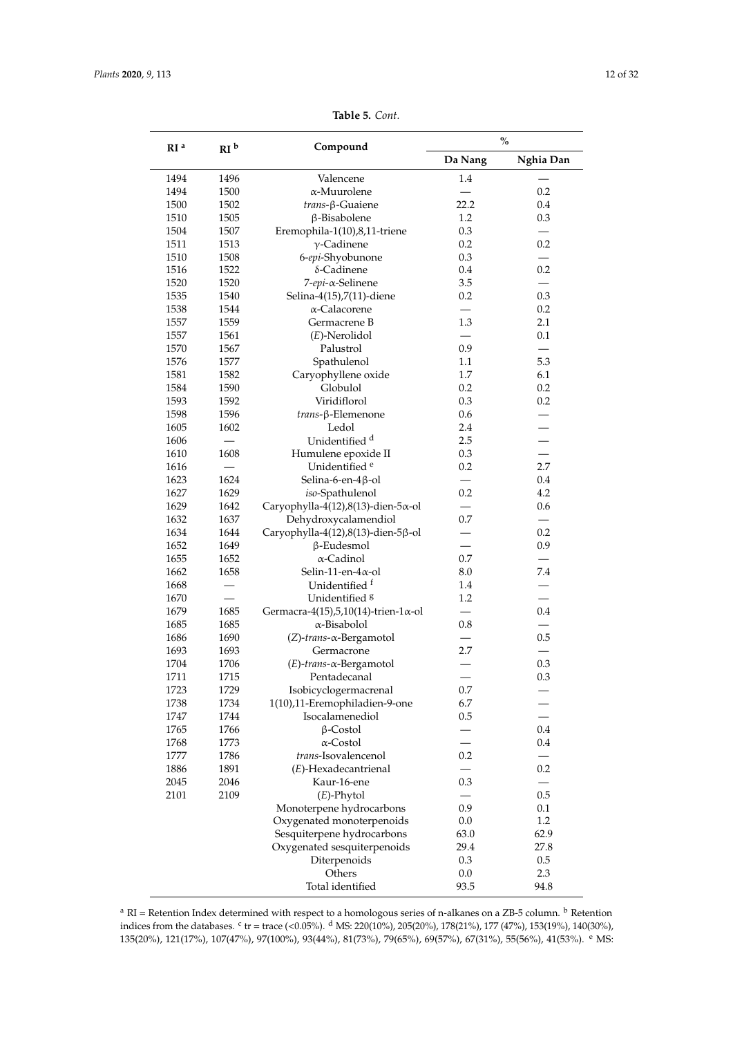**Table 5.** *Cont.*

| RI [a] | RI [b] | Compound | % | |
|---|---|---|---|---|
| | | | **Da Nang** | **Nghia Dan** |
| 1494 | 1496 | Valencene | 1.4 | — |
| 1494 | 1500 | α-Muurolene | — | 0.2 |
| 1500 | 1502 | *trans*-β-Guaiene | 22.2 | 0.4 |
| 1510 | 1505 | β-Bisabolene | 1.2 | 0.3 |
| 1504 | 1507 | Eremophila-1(10),8,11-triene | 0.3 | — |
| 1511 | 1513 | γ-Cadinene | 0.2 | 0.2 |
| 1510 | 1508 | 6-*epi*-Shyobunone | 0.3 | — |
| 1516 | 1522 | δ-Cadinene | 0.4 | 0.2 |
| 1520 | 1520 | 7-*epi*-α-Selinene | 3.5 | — |
| 1535 | 1540 | Selina-4(15),7(11)-diene | 0.2 | 0.3 |
| 1538 | 1544 | α-Calacorene | — | 0.2 |
| 1557 | 1559 | Germacrene B | 1.3 | 2.1 |
| 1557 | 1561 | (*E*)-Nerolidol | — | 0.1 |
| 1570 | 1567 | Palustrol | 0.9 | — |
| 1576 | 1577 | Spathulenol | 1.1 | 5.3 |
| 1581 | 1582 | Caryophyllene oxide | 1.7 | 6.1 |
| 1584 | 1590 | Globulol | 0.2 | 0.2 |
| 1593 | 1592 | Viridiflorol | 0.3 | 0.2 |
| 1598 | 1596 | *trans*-β-Elemenone | 0.6 | — |
| 1605 | 1602 | Ledol | 2.4 | — |
| 1606 | — | Unidentified [d] | 2.5 | — |
| 1610 | 1608 | Humulene epoxide II | 0.3 | — |
| 1616 | — | Unidentified [e] | 0.2 | 2.7 |
| 1623 | 1624 | Selina-6-en-4β-ol | — | 0.4 |
| 1627 | 1629 | *iso*-Spathulenol | 0.2 | 4.2 |
| 1629 | 1642 | Caryophylla-4(12),8(13)-dien-5α-ol | — | 0.6 |
| 1632 | 1637 | Dehydroxycalamendiol | 0.7 | — |
| 1634 | 1644 | Caryophylla-4(12),8(13)-dien-5β-ol | — | 0.2 |
| 1652 | 1649 | β-Eudesmol | — | 0.9 |
| 1655 | 1652 | α-Cadinol | 0.7 | — |
| 1662 | 1658 | Selin-11-en-4α-ol | 8.0 | 7.4 |
| 1668 | — | Unidentified [f] | 1.4 | — |
| 1670 | — | Unidentified [g] | 1.2 | — |
| 1679 | 1685 | Germacra-4(15),5,10(14)-trien-1α-ol | — | 0.4 |
| 1685 | 1685 | α-Bisabolol | 0.8 | — |
| 1686 | 1690 | (*Z*)-*trans*-α-Bergamotol | — | 0.5 |
| 1693 | 1693 | Germacrone | 2.7 | — |
| 1704 | 1706 | (*E*)-*trans*-α-Bergamotol | — | 0.3 |
| 1711 | 1715 | Pentadecanal | — | 0.3 |
| 1723 | 1729 | Isobicyclogermacrenal | 0.7 | — |
| 1738 | 1734 | 1(10),11-Eremophiladien-9-one | 6.7 | — |
| 1747 | 1744 | Isocalamenediol | 0.5 | — |
| 1765 | 1766 | β-Costol | — | 0.4 |
| 1768 | 1773 | α-Costol | — | 0.4 |
| 1777 | 1786 | *trans*-Isovalencenol | 0.2 | — |
| 1886 | 1891 | (*E*)-Hexadecantrienal | — | 0.2 |
| 2045 | 2046 | Kaur-16-ene | 0.3 | — |
| 2101 | 2109 | (*E*)-Phytol | — | 0.5 |
| | | Monoterpene hydrocarbons | 0.9 | 0.1 |
| | | Oxygenated monoterpenoids | 0.0 | 1.2 |
| | | Sesquiterpene hydrocarbons | 63.0 | 62.9 |
| | | Oxygenated sesquiterpenoids | 29.4 | 27.8 |
| | | Diterpenoids | 0.3 | 0.5 |
| | | Others | 0.0 | 2.3 |
| | | Total identified | 93.5 | 94.8 |

[a] RI = Retention Index determined with respect to a homologous series of n-alkanes on a ZB-5 column. [b] Retention indices from the databases. [c] tr = trace (<0.05%). [d] MS: 220(10%), 205(20%), 178(21%), 177 (47%), 153(19%), 140(30%), 135(20%), 121(17%), 107(47%), 97(100%), 93(44%), 81(73%), 79(65%), 69(57%), 67(31%), 55(56%), 41(53%). [e] MS: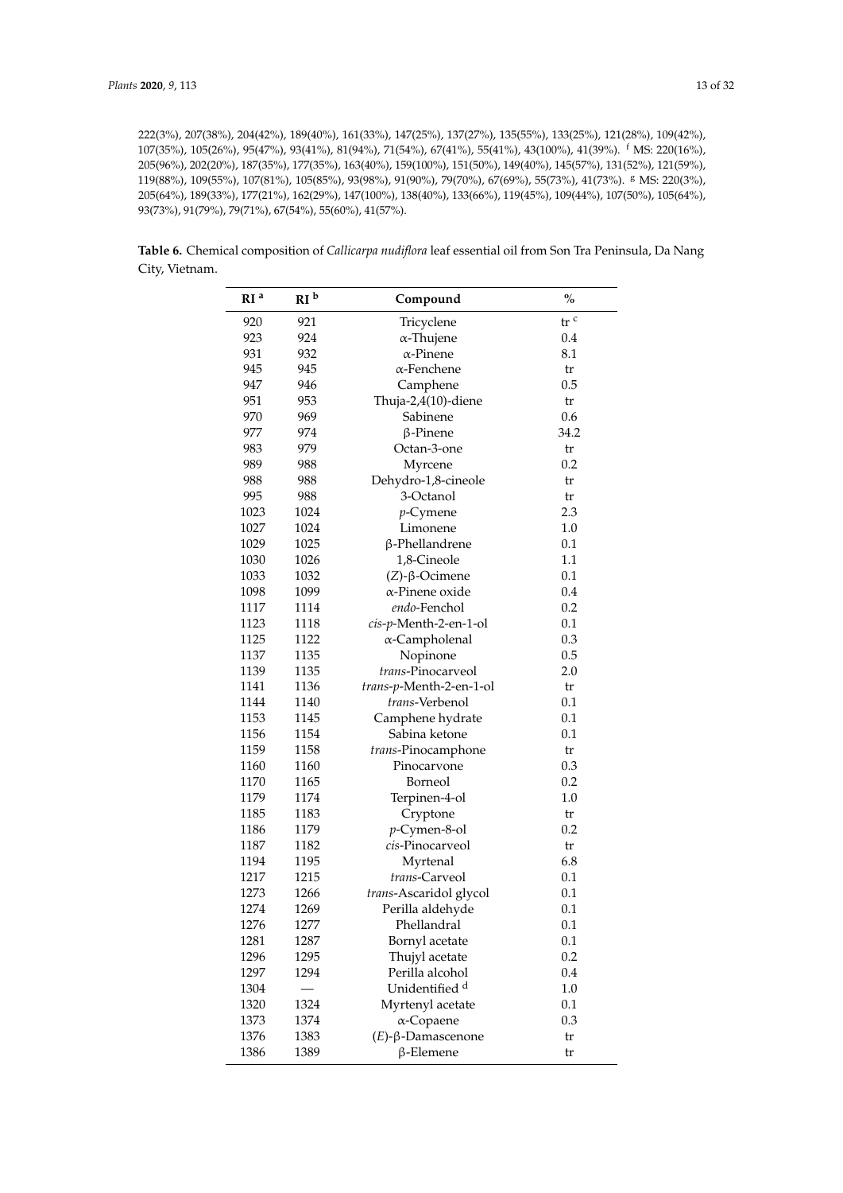222(3%), 207(38%), 204(42%), 189(40%), 161(33%), 147(25%), 137(27%), 135(55%), 133(25%), 121(28%), 109(42%), 107(35%), 105(26%), 95(47%), 93(41%), 81(94%), 71(54%), 67(41%), 55(41%), 43(100%), 41(39%). [f] MS: 220(16%), 205(96%), 202(20%), 187(35%), 177(35%), 163(40%), 159(100%), 151(50%), 149(40%), 145(57%), 131(52%), 121(59%), 119(88%), 109(55%), 107(81%), 105(85%), 93(98%), 91(90%), 79(70%), 67(69%), 55(73%), 41(73%). [g] MS: 220(3%), 205(64%), 189(33%), 177(21%), 162(29%), 147(100%), 138(40%), 133(66%), 119(45%), 109(44%), 107(50%), 105(64%), 93(73%), 91(79%), 79(71%), 67(54%), 55(60%), 41(57%).

**Table 6.** Chemical composition of *Callicarpa nudiflora* leaf essential oil from Son Tra Peninsula, Da Nang City, Vietnam.

| RI [a] | RI [b] | Compound | % |
|---|---|---|---|
| 920 | 921 | Tricyclene | tr [c] |
| 923 | 924 | α-Thujene | 0.4 |
| 931 | 932 | α-Pinene | 8.1 |
| 945 | 945 | α-Fenchene | tr |
| 947 | 946 | Camphene | 0.5 |
| 951 | 953 | Thuja-2,4(10)-diene | tr |
| 970 | 969 | Sabinene | 0.6 |
| 977 | 974 | β-Pinene | 34.2 |
| 983 | 979 | Octan-3-one | tr |
| 989 | 988 | Myrcene | 0.2 |
| 988 | 988 | Dehydro-1,8-cineole | tr |
| 995 | 988 | 3-Octanol | tr |
| 1023 | 1024 | *p*-Cymene | 2.3 |
| 1027 | 1024 | Limonene | 1.0 |
| 1029 | 1025 | β-Phellandrene | 0.1 |
| 1030 | 1026 | 1,8-Cineole | 1.1 |
| 1033 | 1032 | (*Z*)-β-Ocimene | 0.1 |
| 1098 | 1099 | α-Pinene oxide | 0.4 |
| 1117 | 1114 | *endo*-Fenchol | 0.2 |
| 1123 | 1118 | *cis*-*p*-Menth-2-en-1-ol | 0.1 |
| 1125 | 1122 | α-Campholenal | 0.3 |
| 1137 | 1135 | Nopinone | 0.5 |
| 1139 | 1135 | *trans*-Pinocarveol | 2.0 |
| 1141 | 1136 | *trans*-*p*-Menth-2-en-1-ol | tr |
| 1144 | 1140 | *trans*-Verbenol | 0.1 |
| 1153 | 1145 | Camphene hydrate | 0.1 |
| 1156 | 1154 | Sabina ketone | 0.1 |
| 1159 | 1158 | *trans*-Pinocamphone | tr |
| 1160 | 1160 | Pinocarvone | 0.3 |
| 1170 | 1165 | Borneol | 0.2 |
| 1179 | 1174 | Terpinen-4-ol | 1.0 |
| 1185 | 1183 | Cryptone | tr |
| 1186 | 1179 | *p*-Cymen-8-ol | 0.2 |
| 1187 | 1182 | *cis*-Pinocarveol | tr |
| 1194 | 1195 | Myrtenal | 6.8 |
| 1217 | 1215 | *trans*-Carveol | 0.1 |
| 1273 | 1266 | *trans*-Ascaridol glycol | 0.1 |
| 1274 | 1269 | Perilla aldehyde | 0.1 |
| 1276 | 1277 | Phellandral | 0.1 |
| 1281 | 1287 | Bornyl acetate | 0.1 |
| 1296 | 1295 | Thujyl acetate | 0.2 |
| 1297 | 1294 | Perilla alcohol | 0.4 |
| 1304 | — | Unidentified [d] | 1.0 |
| 1320 | 1324 | Myrtenyl acetate | 0.1 |
| 1373 | 1374 | α-Copaene | 0.3 |
| 1376 | 1383 | (*E*)-β-Damascenone | tr |
| 1386 | 1389 | β-Elemene | tr |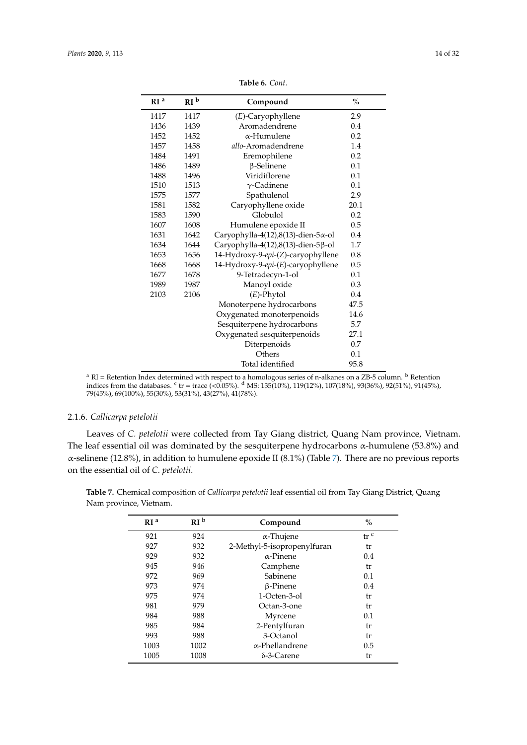**Table 6.** *Cont.*

| RI [a] | RI [b] | Compound | % |
|---|---|---|---|
| 1417 | 1417 | (*E*)-Caryophyllene | 2.9 |
| 1436 | 1439 | Aromadendrene | 0.4 |
| 1452 | 1452 | α-Humulene | 0.2 |
| 1457 | 1458 | *allo*-Aromadendrene | 1.4 |
| 1484 | 1491 | Eremophilene | 0.2 |
| 1486 | 1489 | β-Selinene | 0.1 |
| 1488 | 1496 | Viridiflorene | 0.1 |
| 1510 | 1513 | γ-Cadinene | 0.1 |
| 1575 | 1577 | Spathulenol | 2.9 |
| 1581 | 1582 | Caryophyllene oxide | 20.1 |
| 1583 | 1590 | Globulol | 0.2 |
| 1607 | 1608 | Humulene epoxide II | 0.5 |
| 1631 | 1642 | Caryophylla-4(12),8(13)-dien-5α-ol | 0.4 |
| 1634 | 1644 | Caryophylla-4(12),8(13)-dien-5β-ol | 1.7 |
| 1653 | 1656 | 14-Hydroxy-9-*epi*-(*Z*)-caryophyllene | 0.8 |
| 1668 | 1668 | 14-Hydroxy-9-*epi*-(*E*)-caryophyllene | 0.5 |
| 1677 | 1678 | 9-Tetradecyn-1-ol | 0.1 |
| 1989 | 1987 | Manoyl oxide | 0.3 |
| 2103 | 2106 | (*E*)-Phytol | 0.4 |
| | | Monoterpene hydrocarbons | 47.5 |
| | | Oxygenated monoterpenoids | 14.6 |
| | | Sesquiterpene hydrocarbons | 5.7 |
| | | Oxygenated sesquiterpenoids | 27.1 |
| | | Diterpenoids | 0.7 |
| | | Others | 0.1 |
| | | Total identified | 95.8 |

[a] RI = Retention Index determined with respect to a homologous series of n-alkanes on a ZB-5 column. [b] Retention indices from the databases. [c] tr = trace (<0.05%). [d] MS: 135(10%), 119(12%), 107(18%), 93(36%), 92(51%), 91(45%), 79(45%), 69(100%), 55(30%), 53(31%), 43(27%), 41(78%).

### 2.1.6. *Callicarpa petelotii*

Leaves of *C. petelotii* were collected from Tay Giang district, Quang Nam province, Vietnam. The leaf essential oil was dominated by the sesquiterpene hydrocarbons α-humulene (53.8%) and α-selinene (12.8%), in addition to humulene epoxide II (8.1%) (Table 7). There are no previous reports on the essential oil of *C. petelotii*.

**Table 7.** Chemical composition of *Callicarpa petelotii* leaf essential oil from Tay Giang District, Quang Nam province, Vietnam.

| RI [a] | RI [b] | Compound | % |
|---|---|---|---|
| 921 | 924 | α-Thujene | tr [c] |
| 927 | 932 | 2-Methyl-5-isopropenylfuran | tr |
| 929 | 932 | α-Pinene | 0.4 |
| 945 | 946 | Camphene | tr |
| 972 | 969 | Sabinene | 0.1 |
| 973 | 974 | β-Pinene | 0.4 |
| 975 | 974 | 1-Octen-3-ol | tr |
| 981 | 979 | Octan-3-one | tr |
| 984 | 988 | Myrcene | 0.1 |
| 985 | 984 | 2-Pentylfuran | tr |
| 993 | 988 | 3-Octanol | tr |
| 1003 | 1002 | α-Phellandrene | 0.5 |
| 1005 | 1008 | δ-3-Carene | tr |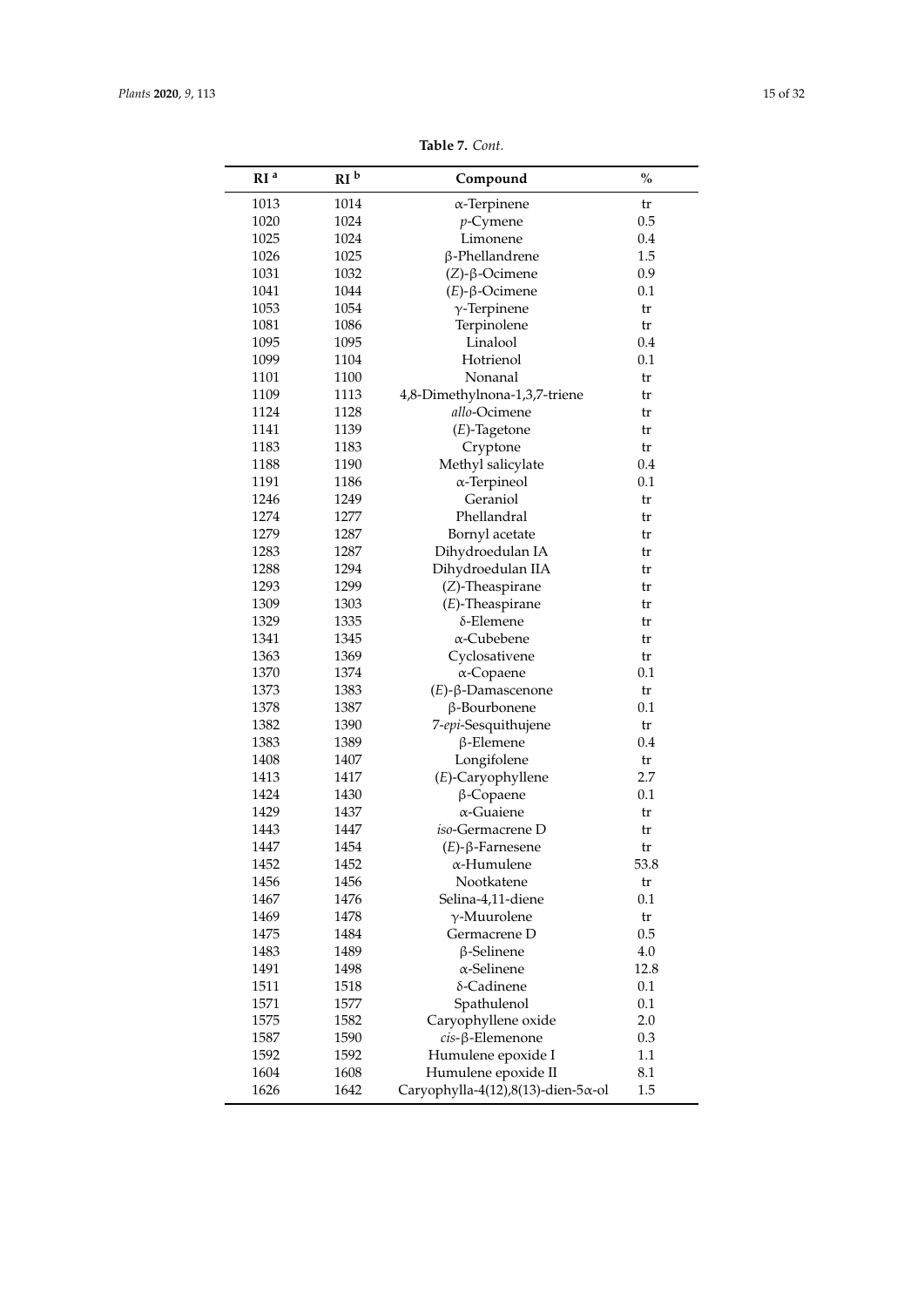**Table 7.** *Cont.*

| RI [a] | RI [b] | Compound | % |
|---|---|---|---|
| 1013 | 1014 | α-Terpinene | tr |
| 1020 | 1024 | *p*-Cymene | 0.5 |
| 1025 | 1024 | Limonene | 0.4 |
| 1026 | 1025 | β-Phellandrene | 1.5 |
| 1031 | 1032 | (*Z*)-β-Ocimene | 0.9 |
| 1041 | 1044 | (*E*)-β-Ocimene | 0.1 |
| 1053 | 1054 | γ-Terpinene | tr |
| 1081 | 1086 | Terpinolene | tr |
| 1095 | 1095 | Linalool | 0.4 |
| 1099 | 1104 | Hotrienol | 0.1 |
| 1101 | 1100 | Nonanal | tr |
| 1109 | 1113 | 4,8-Dimethylnona-1,3,7-triene | tr |
| 1124 | 1128 | *allo*-Ocimene | tr |
| 1141 | 1139 | (*E*)-Tagetone | tr |
| 1183 | 1183 | Cryptone | tr |
| 1188 | 1190 | Methyl salicylate | 0.4 |
| 1191 | 1186 | α-Terpineol | 0.1 |
| 1246 | 1249 | Geraniol | tr |
| 1274 | 1277 | Phellandral | tr |
| 1279 | 1287 | Bornyl acetate | tr |
| 1283 | 1287 | Dihydroedulan IA | tr |
| 1288 | 1294 | Dihydroedulan IIA | tr |
| 1293 | 1299 | (*Z*)-Theaspirane | tr |
| 1309 | 1303 | (*E*)-Theaspirane | tr |
| 1329 | 1335 | δ-Elemene | tr |
| 1341 | 1345 | α-Cubebene | tr |
| 1363 | 1369 | Cyclosativene | tr |
| 1370 | 1374 | α-Copaene | 0.1 |
| 1373 | 1383 | (*E*)-β-Damascenone | tr |
| 1378 | 1387 | β-Bourbonene | 0.1 |
| 1382 | 1390 | 7-*epi*-Sesquithujene | tr |
| 1383 | 1389 | β-Elemene | 0.4 |
| 1408 | 1407 | Longifolene | tr |
| 1413 | 1417 | (*E*)-Caryophyllene | 2.7 |
| 1424 | 1430 | β-Copaene | 0.1 |
| 1429 | 1437 | α-Guaiene | tr |
| 1443 | 1447 | *iso*-Germacrene D | tr |
| 1447 | 1454 | (*E*)-β-Farnesene | tr |
| 1452 | 1452 | α-Humulene | 53.8 |
| 1456 | 1456 | Nootkatene | tr |
| 1467 | 1476 | Selina-4,11-diene | 0.1 |
| 1469 | 1478 | γ-Muurolene | tr |
| 1475 | 1484 | Germacrene D | 0.5 |
| 1483 | 1489 | β-Selinene | 4.0 |
| 1491 | 1498 | α-Selinene | 12.8 |
| 1511 | 1518 | δ-Cadinene | 0.1 |
| 1571 | 1577 | Spathulenol | 0.1 |
| 1575 | 1582 | Caryophyllene oxide | 2.0 |
| 1587 | 1590 | *cis*-β-Elemenone | 0.3 |
| 1592 | 1592 | Humulene epoxide I | 1.1 |
| 1604 | 1608 | Humulene epoxide II | 8.1 |
| 1626 | 1642 | Caryophylla-4(12),8(13)-dien-5α-ol | 1.5 |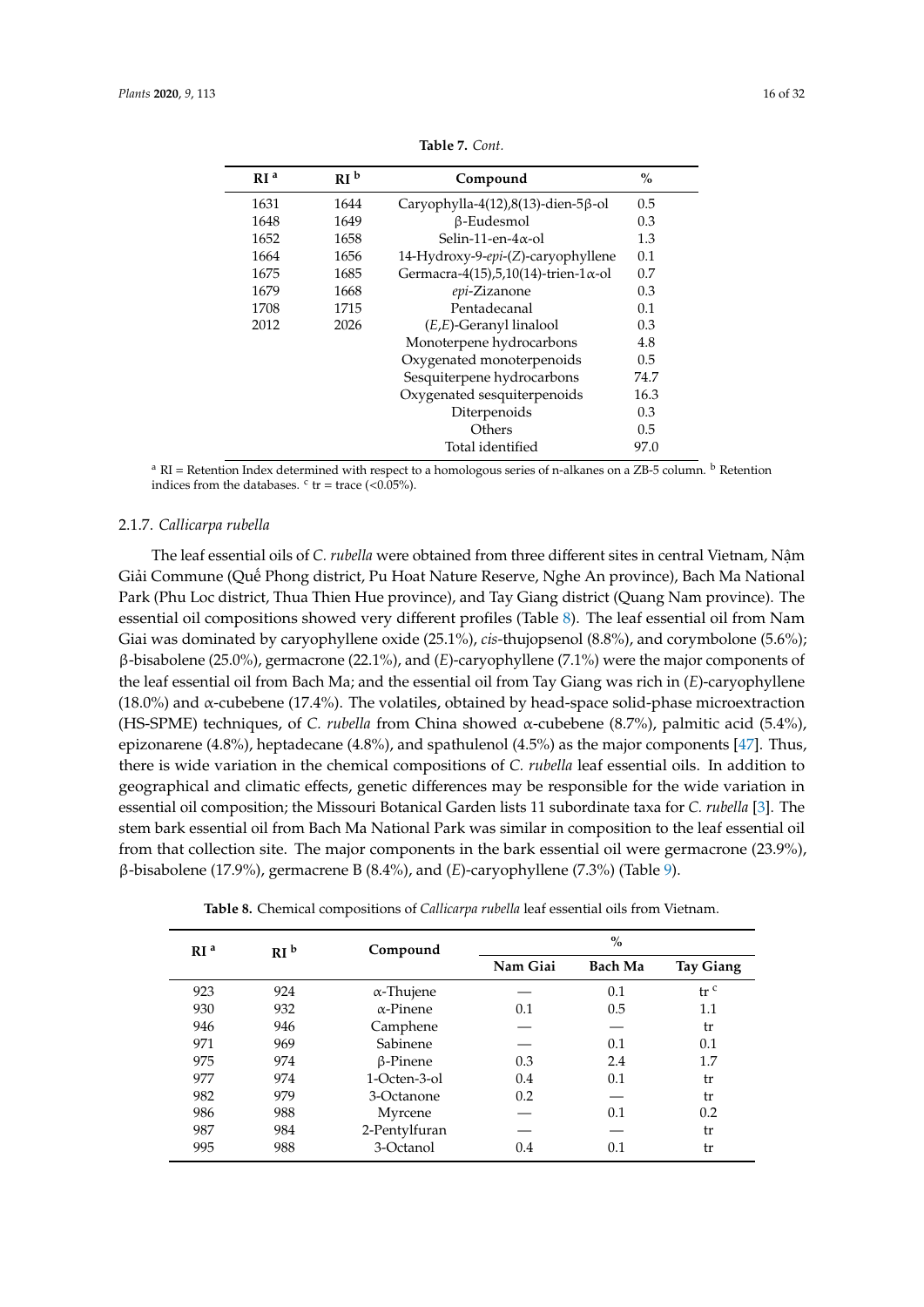**Table 7.** *Cont.*

| RI [a] | RI [b] | Compound | % |
|---|---|---|---|
| 1631 | 1644 | Caryophylla-4(12),8(13)-dien-5β-ol | 0.5 |
| 1648 | 1649 | β-Eudesmol | 0.3 |
| 1652 | 1658 | Selin-11-en-4α-ol | 1.3 |
| 1664 | 1656 | 14-Hydroxy-9-*epi*-(*Z*)-caryophyllene | 0.1 |
| 1675 | 1685 | Germacra-4(15),5,10(14)-trien-1α-ol | 0.7 |
| 1679 | 1668 | *epi*-Zizanone | 0.3 |
| 1708 | 1715 | Pentadecanal | 0.1 |
| 2012 | 2026 | (*E*,*E*)-Geranyl linalool | 0.3 |
| | | Monoterpene hydrocarbons | 4.8 |
| | | Oxygenated monoterpenoids | 0.5 |
| | | Sesquiterpene hydrocarbons | 74.7 |
| | | Oxygenated sesquiterpenoids | 16.3 |
| | | Diterpenoids | 0.3 |
| | | Others | 0.5 |
| | | Total identified | 97.0 |

[a] RI = Retention Index determined with respect to a homologous series of n-alkanes on a ZB-5 column. [b] Retention indices from the databases. [c] tr = trace (<0.05%).

### 2.1.7. *Callicarpa rubella*

The leaf essential oils of *C. rubella* were obtained from three different sites in central Vietnam, Nậm Giải Commune (Quế Phong district, Pu Hoat Nature Reserve, Nghe An province), Bach Ma National Park (Phu Loc district, Thua Thien Hue province), and Tay Giang district (Quang Nam province). The essential oil compositions showed very different profiles (Table 8). The leaf essential oil from Nam Giai was dominated by caryophyllene oxide (25.1%), *cis*-thujopsenol (8.8%), and corymbolone (5.6%); β-bisabolene (25.0%), germacrone (22.1%), and (*E*)-caryophyllene (7.1%) were the major components of the leaf essential oil from Bach Ma; and the essential oil from Tay Giang was rich in (*E*)-caryophyllene (18.0%) and α-cubebene (17.4%). The volatiles, obtained by head-space solid-phase microextraction (HS-SPME) techniques, of *C. rubella* from China showed α-cubebene (8.7%), palmitic acid (5.4%), epizonarene (4.8%), heptadecane (4.8%), and spathulenol (4.5%) as the major components [47]. Thus, there is wide variation in the chemical compositions of *C. rubella* leaf essential oils. In addition to geographical and climatic effects, genetic differences may be responsible for the wide variation in essential oil composition; the Missouri Botanical Garden lists 11 subordinate taxa for *C. rubella* [3]. The stem bark essential oil from Bach Ma National Park was similar in composition to the leaf essential oil from that collection site. The major components in the bark essential oil were germacrone (23.9%), β-bisabolene (17.9%), germacrene B (8.4%), and (*E*)-caryophyllene (7.3%) (Table 9).

**Table 8.** Chemical compositions of *Callicarpa rubella* leaf essential oils from Vietnam.

| RI [a] | RI [b] | Compound | % | | |
|---|---|---|---|---|---|
| | | | Nam Giai | Bach Ma | Tay Giang |
| 923 | 924 | α-Thujene | — | 0.1 | tr [c] |
| 930 | 932 | α-Pinene | 0.1 | 0.5 | 1.1 |
| 946 | 946 | Camphene | — | — | tr |
| 971 | 969 | Sabinene | — | 0.1 | 0.1 |
| 975 | 974 | β-Pinene | 0.3 | 2.4 | 1.7 |
| 977 | 974 | 1-Octen-3-ol | 0.4 | 0.1 | tr |
| 982 | 979 | 3-Octanone | 0.2 | — | tr |
| 986 | 988 | Myrcene | — | 0.1 | 0.2 |
| 987 | 984 | 2-Pentylfuran | — | — | tr |
| 995 | 988 | 3-Octanol | 0.4 | 0.1 | tr |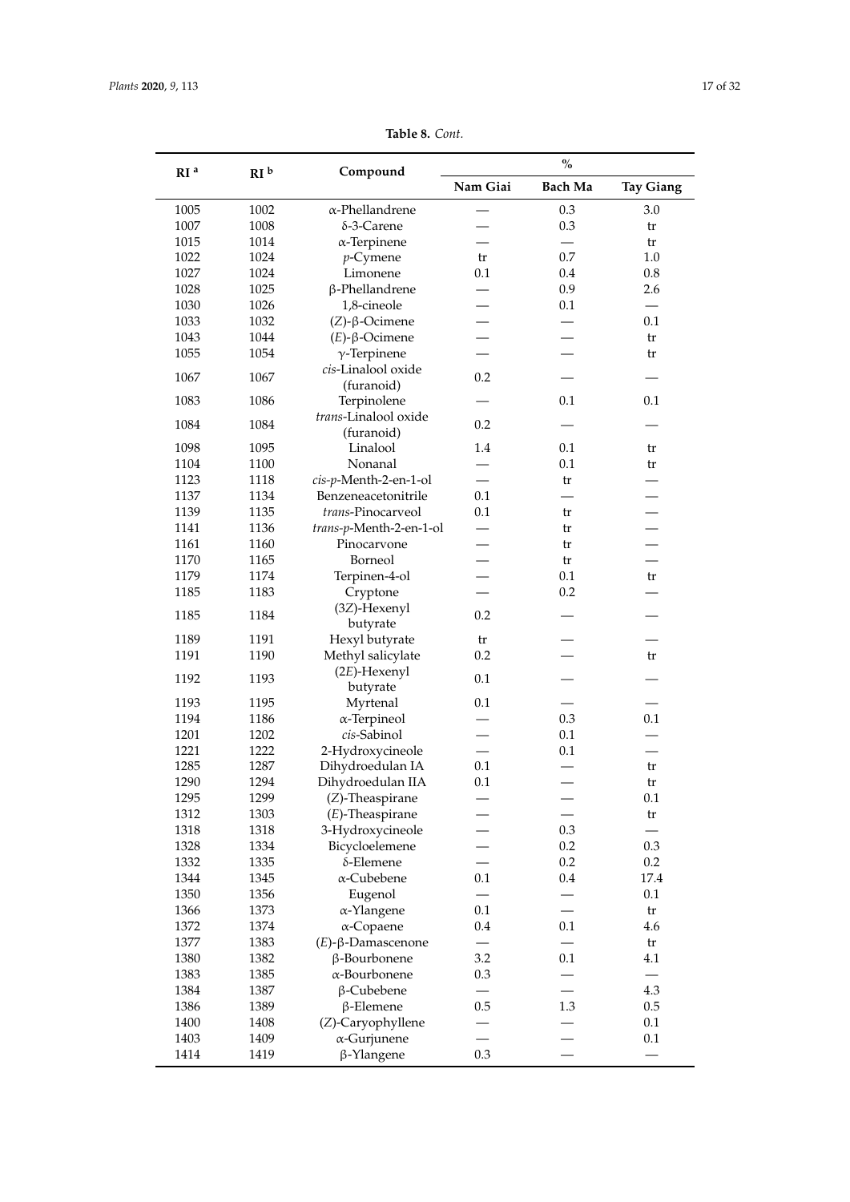**Table 8.** *Cont.*

| RI [a] | RI [b] | Compound | % | | |
|---|---|---|---|---|---|
| | | | Nam Giai | Bach Ma | Tay Giang |
| 1005 | 1002 | α-Phellandrene | — | 0.3 | 3.0 |
| 1007 | 1008 | δ-3-Carene | — | 0.3 | tr |
| 1015 | 1014 | α-Terpinene | — | — | tr |
| 1022 | 1024 | *p*-Cymene | tr | 0.7 | 1.0 |
| 1027 | 1024 | Limonene | 0.1 | 0.4 | 0.8 |
| 1028 | 1025 | β-Phellandrene | — | 0.9 | 2.6 |
| 1030 | 1026 | 1,8-cineole | — | 0.1 | — |
| 1033 | 1032 | (*Z*)-β-Ocimene | — | — | 0.1 |
| 1043 | 1044 | (*E*)-β-Ocimene | — | — | tr |
| 1055 | 1054 | γ-Terpinene | — | — | tr |
| 1067 | 1067 | *cis*-Linalool oxide (furanoid) | 0.2 | — | — |
| 1083 | 1086 | Terpinolene | — | 0.1 | 0.1 |
| 1084 | 1084 | *trans*-Linalool oxide (furanoid) | 0.2 | — | — |
| 1098 | 1095 | Linalool | 1.4 | 0.1 | tr |
| 1104 | 1100 | Nonanal | — | 0.1 | tr |
| 1123 | 1118 | *cis*-*p*-Menth-2-en-1-ol | — | tr | — |
| 1137 | 1134 | Benzeneacetonitrile | 0.1 | — | — |
| 1139 | 1135 | *trans*-Pinocarveol | 0.1 | tr | — |
| 1141 | 1136 | *trans*-*p*-Menth-2-en-1-ol | — | tr | — |
| 1161 | 1160 | Pinocarvone | — | tr | — |
| 1170 | 1165 | Borneol | — | tr | — |
| 1179 | 1174 | Terpinen-4-ol | — | 0.1 | tr |
| 1185 | 1183 | Cryptone | — | 0.2 | — |
| 1185 | 1184 | (3*Z*)-Hexenyl butyrate | 0.2 | — | — |
| 1189 | 1191 | Hexyl butyrate | tr | — | — |
| 1191 | 1190 | Methyl salicylate | 0.2 | — | tr |
| 1192 | 1193 | (2*E*)-Hexenyl butyrate | 0.1 | — | — |
| 1193 | 1195 | Myrtenal | 0.1 | — | — |
| 1194 | 1186 | α-Terpineol | — | 0.3 | 0.1 |
| 1201 | 1202 | *cis*-Sabinol | — | 0.1 | — |
| 1221 | 1222 | 2-Hydroxycineole | — | 0.1 | — |
| 1285 | 1287 | Dihydroedulan IA | 0.1 | — | tr |
| 1290 | 1294 | Dihydroedulan IIA | 0.1 | — | tr |
| 1295 | 1299 | (*Z*)-Theaspirane | — | — | 0.1 |
| 1312 | 1303 | (*E*)-Theaspirane | — | — | tr |
| 1318 | 1318 | 3-Hydroxycineole | — | 0.3 | — |
| 1328 | 1334 | Bicycloelemene | — | 0.2 | 0.3 |
| 1332 | 1335 | δ-Elemene | — | 0.2 | 0.2 |
| 1344 | 1345 | α-Cubebene | 0.1 | 0.4 | 17.4 |
| 1350 | 1356 | Eugenol | — | — | 0.1 |
| 1366 | 1373 | α-Ylangene | 0.1 | — | tr |
| 1372 | 1374 | α-Copaene | 0.4 | 0.1 | 4.6 |
| 1377 | 1383 | (*E*)-β-Damascenone | — | — | tr |
| 1380 | 1382 | β-Bourbonene | 3.2 | 0.1 | 4.1 |
| 1383 | 1385 | α-Bourbonene | 0.3 | — | — |
| 1384 | 1387 | β-Cubebene | — | — | 4.3 |
| 1386 | 1389 | β-Elemene | 0.5 | 1.3 | 0.5 |
| 1400 | 1408 | (*Z*)-Caryophyllene | — | — | 0.1 |
| 1403 | 1409 | α-Gurjunene | — | — | 0.1 |
| 1414 | 1419 | β-Ylangene | 0.3 | — | — |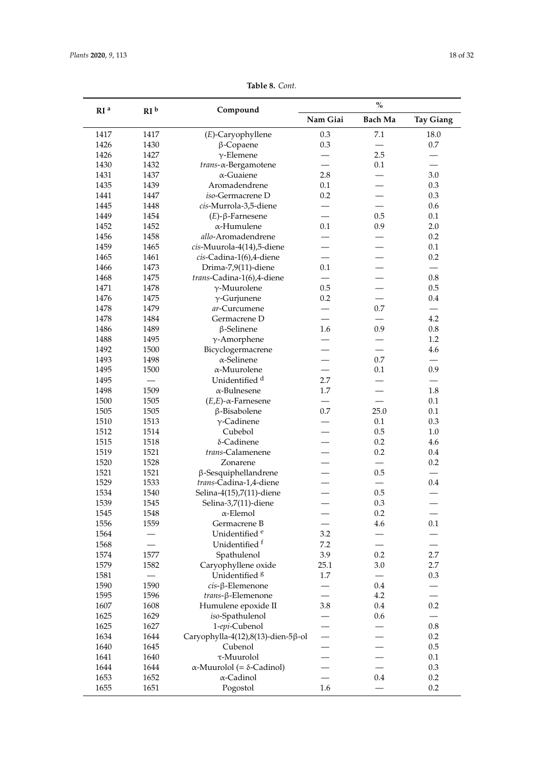**Table 8.** *Cont.*

| RI [a] | RI [b] | Compound | % | | |
|---|---|---|---|---|---|
| | | | **Nam Giai** | **Bach Ma** | **Tay Giang** |
| 1417 | 1417 | (*E*)-Caryophyllene | 0.3 | 7.1 | 18.0 |
| 1426 | 1430 | β-Copaene | 0.3 | — | 0.7 |
| 1426 | 1427 | γ-Elemene | — | 2.5 | — |
| 1430 | 1432 | *trans*-α-Bergamotene | — | 0.1 | — |
| 1431 | 1437 | α-Guaiene | 2.8 | — | 3.0 |
| 1435 | 1439 | Aromadendrene | 0.1 | — | 0.3 |
| 1441 | 1447 | *iso*-Germacrene D | 0.2 | — | 0.3 |
| 1445 | 1448 | *cis*-Murrola-3,5-diene | — | — | 0.6 |
| 1449 | 1454 | (*E*)-β-Farnesene | — | 0.5 | 0.1 |
| 1452 | 1452 | α-Humulene | 0.1 | 0.9 | 2.0 |
| 1456 | 1458 | *allo*-Aromadendrene | — | — | 0.2 |
| 1459 | 1465 | *cis*-Muurola-4(14),5-diene | — | — | 0.1 |
| 1465 | 1461 | *cis*-Cadina-1(6),4-diene | — | — | 0.2 |
| 1466 | 1473 | Drima-7,9(11)-diene | 0.1 | — | — |
| 1468 | 1475 | *trans*-Cadina-1(6),4-diene | — | — | 0.8 |
| 1471 | 1478 | γ-Muurolene | 0.5 | — | 0.5 |
| 1476 | 1475 | γ-Gurjunene | 0.2 | — | 0.4 |
| 1478 | 1479 | *ar*-Curcumene | — | 0.7 | — |
| 1478 | 1484 | Germacrene D | — | — | 4.2 |
| 1486 | 1489 | β-Selinene | 1.6 | 0.9 | 0.8 |
| 1488 | 1495 | γ-Amorphene | — | — | 1.2 |
| 1492 | 1500 | Bicyclogermacrene | — | — | 4.6 |
| 1493 | 1498 | α-Selinene | — | 0.7 | — |
| 1495 | 1500 | α-Muurolene | — | 0.1 | 0.9 |
| 1495 | — | Unidentified [d] | 2.7 | — | — |
| 1498 | 1509 | α-Bulnesene | 1.7 | — | 1.8 |
| 1500 | 1505 | (*E*,*E*)-α-Farnesene | — | — | 0.1 |
| 1505 | 1505 | β-Bisabolene | 0.7 | 25.0 | 0.1 |
| 1510 | 1513 | γ-Cadinene | — | 0.1 | 0.3 |
| 1512 | 1514 | Cubebol | — | 0.5 | 1.0 |
| 1515 | 1518 | δ-Cadinene | — | 0.2 | 4.6 |
| 1519 | 1521 | *trans*-Calamenene | — | 0.2 | 0.4 |
| 1520 | 1528 | Zonarene | — | — | 0.2 |
| 1521 | 1521 | β-Sesquiphellandrene | — | 0.5 | — |
| 1529 | 1533 | *trans*-Cadina-1,4-diene | — | — | 0.4 |
| 1534 | 1540 | Selina-4(15),7(11)-diene | — | 0.5 | — |
| 1539 | 1545 | Selina-3,7(11)-diene | — | 0.3 | — |
| 1545 | 1548 | α-Elemol | — | 0.2 | — |
| 1556 | 1559 | Germacrene B | — | 4.6 | 0.1 |
| 1564 | — | Unidentified [e] | 3.2 | — | — |
| 1568 | — | Unidentified [f] | 7.2 | — | — |
| 1574 | 1577 | Spathulenol | 3.9 | 0.2 | 2.7 |
| 1579 | 1582 | Caryophyllene oxide | 25.1 | 3.0 | 2.7 |
| 1581 | — | Unidentified [g] | 1.7 | — | 0.3 |
| 1590 | 1590 | *cis*-β-Elemenone | — | 0.4 | — |
| 1595 | 1596 | *trans*-β-Elemenone | — | 4.2 | — |
| 1607 | 1608 | Humulene epoxide II | 3.8 | 0.4 | 0.2 |
| 1625 | 1629 | *iso*-Spathulenol | — | 0.6 | — |
| 1625 | 1627 | 1-*epi*-Cubenol | — | — | 0.8 |
| 1634 | 1644 | Caryophylla-4(12),8(13)-dien-5β-ol | — | — | 0.2 |
| 1640 | 1645 | Cubenol | — | — | 0.5 |
| 1641 | 1640 | τ-Muurolol | — | — | 0.1 |
| 1644 | 1644 | α-Muurolol (= δ-Cadinol) | — | — | 0.3 |
| 1653 | 1652 | α-Cadinol | — | 0.4 | 0.2 |
| 1655 | 1651 | Pogostol | 1.6 | — | 0.2 |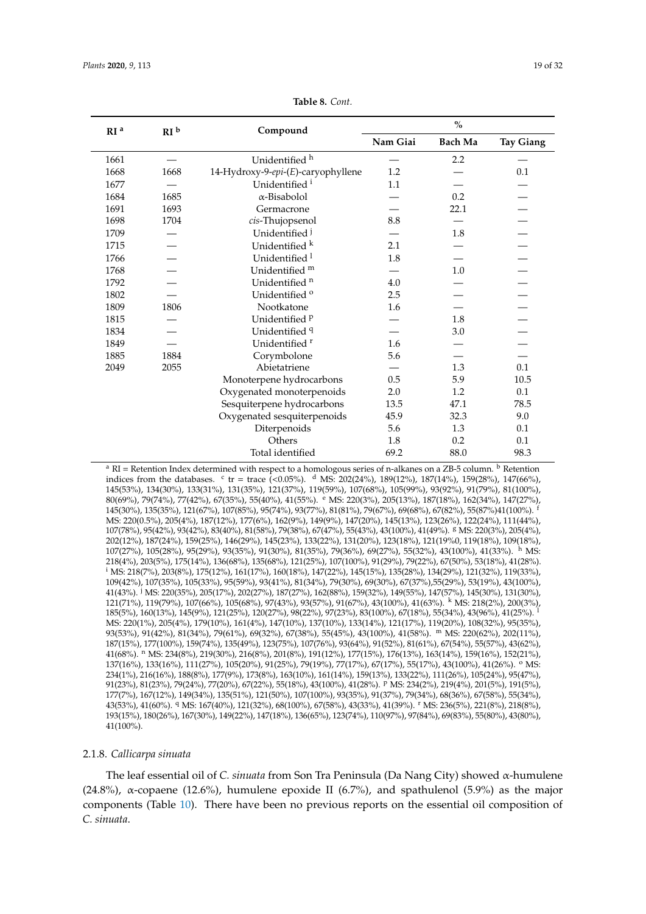**Table 8.** *Cont.*

| RI [a] | RI [b] | Compound | % | | |
|---|---|---|---|---|---|
| | | | Nam Giai | Bach Ma | Tay Giang |
| 1661 | — | Unidentified [h] | — | 2.2 | — |
| 1668 | 1668 | 14-Hydroxy-9-*epi*-(*E*)-caryophyllene | 1.2 | — | 0.1 |
| 1677 | — | Unidentified [i] | 1.1 | — | — |
| 1684 | 1685 | α-Bisabolol | — | 0.2 | — |
| 1691 | 1693 | Germacrone | — | 22.1 | — |
| 1698 | 1704 | *cis*-Thujopsenol | 8.8 | — | — |
| 1709 | — | Unidentified [j] | — | 1.8 | — |
| 1715 | — | Unidentified [k] | 2.1 | — | — |
| 1766 | — | Unidentified [l] | 1.8 | — | — |
| 1768 | — | Unidentified [m] | — | 1.0 | — |
| 1792 | — | Unidentified [n] | 4.0 | — | — |
| 1802 | — | Unidentified [o] | 2.5 | — | — |
| 1809 | 1806 | Nootkatone | 1.6 | — | — |
| 1815 | — | Unidentified [p] | — | 1.8 | — |
| 1834 | — | Unidentified [q] | — | 3.0 | — |
| 1849 | — | Unidentified [r] | 1.6 | — | — |
| 1885 | 1884 | Corymbolone | 5.6 | — | — |
| 2049 | 2055 | Abietatriene | — | 1.3 | 0.1 |
| | | Monoterpene hydrocarbons | 0.5 | 5.9 | 10.5 |
| | | Oxygenated monoterpenoids | 2.0 | 1.2 | 0.1 |
| | | Sesquiterpene hydrocarbons | 13.5 | 47.1 | 78.5 |
| | | Oxygenated sesquiterpenoids | 45.9 | 32.3 | 9.0 |
| | | Diterpenoids | 5.6 | 1.3 | 0.1 |
| | | Others | 1.8 | 0.2 | 0.1 |
| | | Total identified | 69.2 | 88.0 | 98.3 |

[a] RI = Retention Index determined with respect to a homologous series of n-alkanes on a ZB-5 column. [b] Retention indices from the databases. [c] tr = trace (<0.05%). [d] MS: 202(24%), 189(12%), 187(14%), 159(28%), 147(66%), 145(53%), 134(30%), 133(31%), 131(35%), 121(37%), 119(59%), 107(68%), 105(99%), 93(92%), 91(79%), 81(100%), 80(69%), 79(74%), 77(42%), 67(35%), 55(40%), 41(55%). [e] MS: 220(3%), 205(13%), 187(18%), 162(34%), 147(27%), 145(30%), 135(35%), 121(67%), 107(85%), 95(74%), 93(77%), 81(81%), 79(67%), 69(68%), 67(82%), 55(87%)41(100%). [f] MS: 220(0.5%), 205(4%), 187(12%), 177(6%), 162(9%), 149(9%), 147(20%), 145(13%), 123(26%), 122(24%), 111(44%), 107(78%), 95(42%), 93(42%), 83(40%), 81(58%), 79(38%), 67(47%), 55(43%), 43(100%), 41(49%). [g] MS: 220(3%), 205(4%), 202(12%), 187(24%), 159(25%), 146(29%), 145(23%), 133(22%), 131(20%), 123(18%), 121(19%0, 119(18%), 109(18%), 107(27%), 105(28%), 95(29%), 93(35%), 91(30%), 81(35%), 79(36%), 69(27%), 55(32%), 43(100%), 41(33%). [h] MS: 218(4%), 203(5%), 175(14%), 136(68%), 135(68%), 121(25%), 107(100%), 91(29%), 79(22%), 67(50%), 53(18%), 41(28%). [i] MS: 218(7%), 203(8%), 175(12%), 161(17%), 160(18%), 147(22%), 145(15%), 135(28%), 134(29%), 121(32%), 119(33%), 109(42%), 107(35%), 105(33%), 95(59%), 93(41%), 81(34%), 79(30%), 69(30%), 67(37%),55(29%), 53(19%), 43(100%), 41(43%). [j] MS: 220(35%), 205(17%), 202(27%), 187(27%), 162(88%), 159(32%), 149(55%), 147(57%), 145(30%), 131(30%), 121(71%), 119(79%), 107(66%), 105(68%), 97(43%), 93(57%), 91(67%), 43(100%), 41(63%). [k] MS: 218(2%), 200(3%), 185(5%), 160(13%), 145(9%), 121(25%), 120(27%), 98(22%), 97(23%), 83(100%), 67(18%), 55(34%), 43(96%), 41(25%). [l] MS: 220(1%), 205(4%), 179(10%), 161(4%), 147(10%), 137(10%), 133(14%), 121(17%), 119(20%), 108(32%), 95(35%), 93(53%), 91(42%), 81(34%), 79(61%), 69(32%), 67(38%), 55(45%), 43(100%), 41(58%). [m] MS: 220(62%), 202(11%), 187(15%), 177(100%), 159(74%), 135(49%), 123(75%), 107(76%), 93(64%), 91(52%), 81(61%), 67(54%), 55(57%), 43(62%), 41(68%). [n] MS: 234(8%), 219(30%), 216(8%), 201(8%), 191(12%), 177(15%), 176(13%), 163(14%), 159(16%), 152(21%), 137(16%), 133(16%), 111(27%), 105(20%), 91(25%), 79(19%), 77(17%), 67(17%), 55(17%), 43(100%), 41(26%). [o] MS: 234(1%), 216(16%), 188(8%), 177(9%), 173(8%), 163(10%), 161(14%), 159(13%), 133(22%), 111(26%), 105(24%), 95(47%), 91(23%), 81(23%), 79(24%), 77(20%), 67(22%), 55(18%), 43(100%), 41(28%). [p] MS: 234(2%), 219(4%), 201(5%), 191(5%), 177(7%), 167(12%), 149(34%), 135(51%), 121(50%), 107(100%), 93(35%), 91(37%), 79(34%), 68(36%), 67(58%), 55(34%), 43(53%), 41(60%). [q] MS: 167(40%), 121(32%), 68(100%), 67(58%), 43(33%), 41(39%). [r] MS: 236(5%), 221(8%), 218(8%), 193(15%), 180(26%), 167(30%), 149(22%), 147(18%), 136(65%), 123(74%), 110(97%), 97(84%), 69(83%), 55(80%), 43(80%), 41(100%).

### 2.1.8. *Callicarpa sinuata*

The leaf essential oil of *C. sinuata* from Son Tra Peninsula (Da Nang City) showed α-humulene (24.8%), α-copaene (12.6%), humulene epoxide II (6.7%), and spathulenol (5.9%) as the major components (Table 10). There have been no previous reports on the essential oil composition of *C. sinuata*.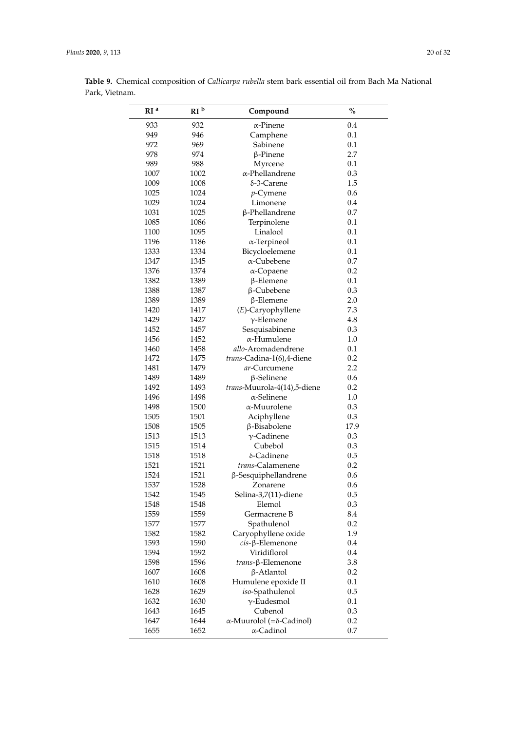**Table 9.** Chemical composition of *Callicarpa rubella* stem bark essential oil from Bach Ma National Park, Vietnam.

| RI [a] | RI [b] | Compound | % |
|---|---|---|---|
| 933 | 932 | α-Pinene | 0.4 |
| 949 | 946 | Camphene | 0.1 |
| 972 | 969 | Sabinene | 0.1 |
| 978 | 974 | β-Pinene | 2.7 |
| 989 | 988 | Myrcene | 0.1 |
| 1007 | 1002 | α-Phellandrene | 0.3 |
| 1009 | 1008 | δ-3-Carene | 1.5 |
| 1025 | 1024 | *p*-Cymene | 0.6 |
| 1029 | 1024 | Limonene | 0.4 |
| 1031 | 1025 | β-Phellandrene | 0.7 |
| 1085 | 1086 | Terpinolene | 0.1 |
| 1100 | 1095 | Linalool | 0.1 |
| 1196 | 1186 | α-Terpineol | 0.1 |
| 1333 | 1334 | Bicycloelemene | 0.1 |
| 1347 | 1345 | α-Cubebene | 0.7 |
| 1376 | 1374 | α-Copaene | 0.2 |
| 1382 | 1389 | β-Elemene | 0.1 |
| 1388 | 1387 | β-Cubebene | 0.3 |
| 1389 | 1389 | β-Elemene | 2.0 |
| 1420 | 1417 | (*E*)-Caryophyllene | 7.3 |
| 1429 | 1427 | γ-Elemene | 4.8 |
| 1452 | 1457 | Sesquisabinene | 0.3 |
| 1456 | 1452 | α-Humulene | 1.0 |
| 1460 | 1458 | *allo*-Aromadendrene | 0.1 |
| 1472 | 1475 | *trans*-Cadina-1(6),4-diene | 0.2 |
| 1481 | 1479 | *ar*-Curcumene | 2.2 |
| 1489 | 1489 | β-Selinene | 0.6 |
| 1492 | 1493 | *trans*-Muurola-4(14),5-diene | 0.2 |
| 1496 | 1498 | α-Selinene | 1.0 |
| 1498 | 1500 | α-Muurolene | 0.3 |
| 1505 | 1501 | Aciphyllene | 0.3 |
| 1508 | 1505 | β-Bisabolene | 17.9 |
| 1513 | 1513 | γ-Cadinene | 0.3 |
| 1515 | 1514 | Cubebol | 0.3 |
| 1518 | 1518 | δ-Cadinene | 0.5 |
| 1521 | 1521 | *trans*-Calamenene | 0.2 |
| 1524 | 1521 | β-Sesquiphellandrene | 0.6 |
| 1537 | 1528 | Zonarene | 0.6 |
| 1542 | 1545 | Selina-3,7(11)-diene | 0.5 |
| 1548 | 1548 | Elemol | 0.3 |
| 1559 | 1559 | Germacrene B | 8.4 |
| 1577 | 1577 | Spathulenol | 0.2 |
| 1582 | 1582 | Caryophyllene oxide | 1.9 |
| 1593 | 1590 | *cis*-β-Elemenone | 0.4 |
| 1594 | 1592 | Viridiflorol | 0.4 |
| 1598 | 1596 | *trans*-β-Elemenone | 3.8 |
| 1607 | 1608 | β-Atlantol | 0.2 |
| 1610 | 1608 | Humulene epoxide II | 0.1 |
| 1628 | 1629 | *iso*-Spathulenol | 0.5 |
| 1632 | 1630 | γ-Eudesmol | 0.1 |
| 1643 | 1645 | Cubenol | 0.3 |
| 1647 | 1644 | α-Muurolol (=δ-Cadinol) | 0.2 |
| 1655 | 1652 | α-Cadinol | 0.7 |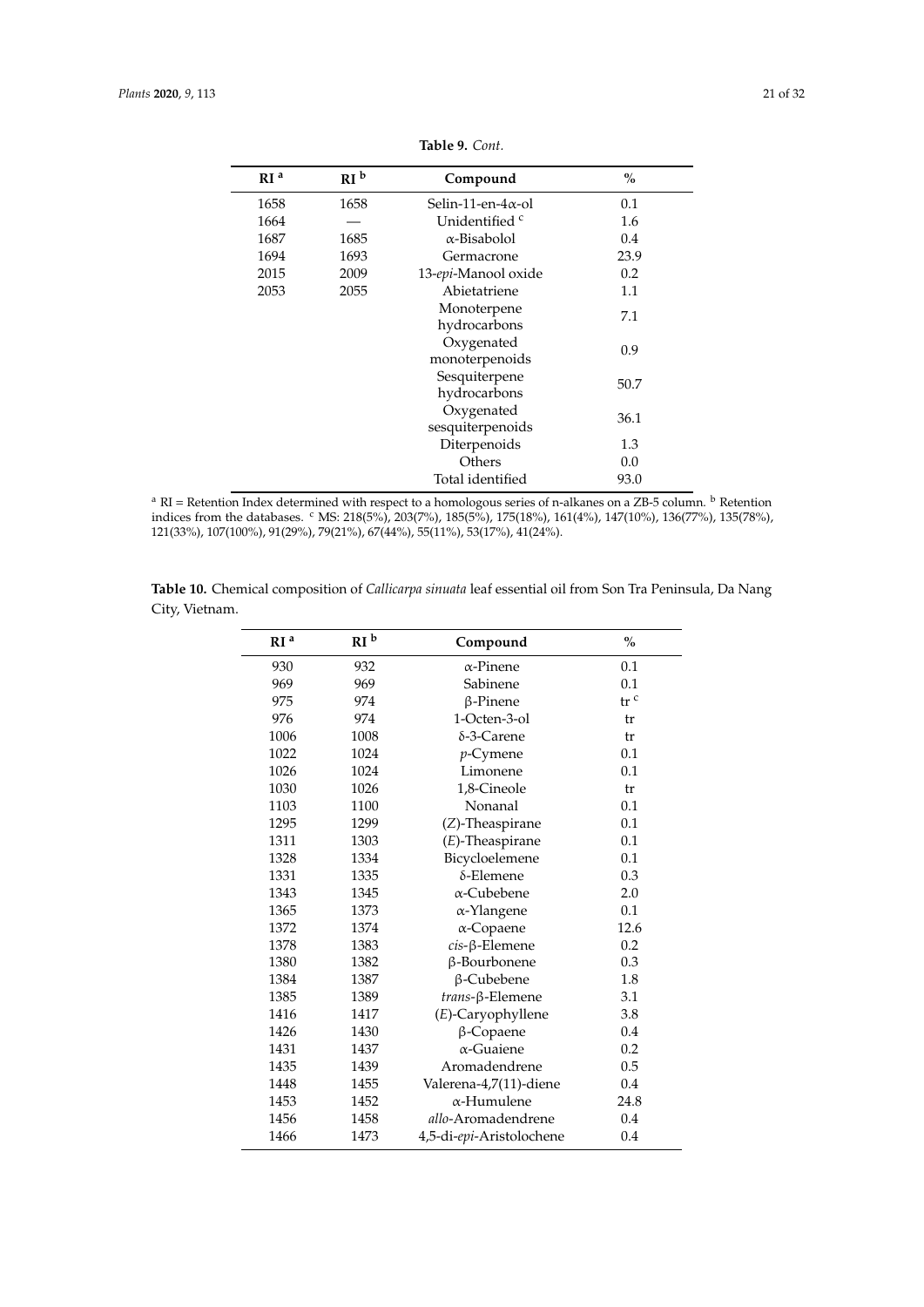**Table 9.** *Cont.*

| RI [a] | RI [b] | Compound | % |
|---|---|---|---|
| 1658 | 1658 | Selin-11-en-4α-ol | 0.1 |
| 1664 | — | Unidentified [c] | 1.6 |
| 1687 | 1685 | α-Bisabolol | 0.4 |
| 1694 | 1693 | Germacrone | 23.9 |
| 2015 | 2009 | 13-*epi*-Manool oxide | 0.2 |
| 2053 | 2055 | Abietatriene | 1.1 |
| | | Monoterpene hydrocarbons | 7.1 |
| | | Oxygenated monoterpenoids | 0.9 |
| | | Sesquiterpene hydrocarbons | 50.7 |
| | | Oxygenated sesquiterpenoids | 36.1 |
| | | Diterpenoids | 1.3 |
| | | Others | 0.0 |
| | | Total identified | 93.0 |

[a] RI = Retention Index determined with respect to a homologous series of n-alkanes on a ZB-5 column. [b] Retention indices from the databases. [c] MS: 218(5%), 203(7%), 185(5%), 175(18%), 161(4%), 147(10%), 136(77%), 135(78%), 121(33%), 107(100%), 91(29%), 79(21%), 67(44%), 55(11%), 53(17%), 41(24%).

**Table 10.** Chemical composition of *Callicarpa sinuata* leaf essential oil from Son Tra Peninsula, Da Nang City, Vietnam.

| RI [a] | RI [b] | Compound | % |
|---|---|---|---|
| 930 | 932 | α-Pinene | 0.1 |
| 969 | 969 | Sabinene | 0.1 |
| 975 | 974 | β-Pinene | tr [c] |
| 976 | 974 | 1-Octen-3-ol | tr |
| 1006 | 1008 | δ-3-Carene | tr |
| 1022 | 1024 | *p*-Cymene | 0.1 |
| 1026 | 1024 | Limonene | 0.1 |
| 1030 | 1026 | 1,8-Cineole | tr |
| 1103 | 1100 | Nonanal | 0.1 |
| 1295 | 1299 | (*Z*)-Theaspirane | 0.1 |
| 1311 | 1303 | (*E*)-Theaspirane | 0.1 |
| 1328 | 1334 | Bicycloelemene | 0.1 |
| 1331 | 1335 | δ-Elemene | 0.3 |
| 1343 | 1345 | α-Cubebene | 2.0 |
| 1365 | 1373 | α-Ylangene | 0.1 |
| 1372 | 1374 | α-Copaene | 12.6 |
| 1378 | 1383 | *cis*-β-Elemene | 0.2 |
| 1380 | 1382 | β-Bourbonene | 0.3 |
| 1384 | 1387 | β-Cubebene | 1.8 |
| 1385 | 1389 | *trans*-β-Elemene | 3.1 |
| 1416 | 1417 | (*E*)-Caryophyllene | 3.8 |
| 1426 | 1430 | β-Copaene | 0.4 |
| 1431 | 1437 | α-Guaiene | 0.2 |
| 1435 | 1439 | Aromadendrene | 0.5 |
| 1448 | 1455 | Valerena-4,7(11)-diene | 0.4 |
| 1453 | 1452 | α-Humulene | 24.8 |
| 1456 | 1458 | *allo*-Aromadendrene | 0.4 |
| 1466 | 1473 | 4,5-di-*epi*-Aristolochene | 0.4 |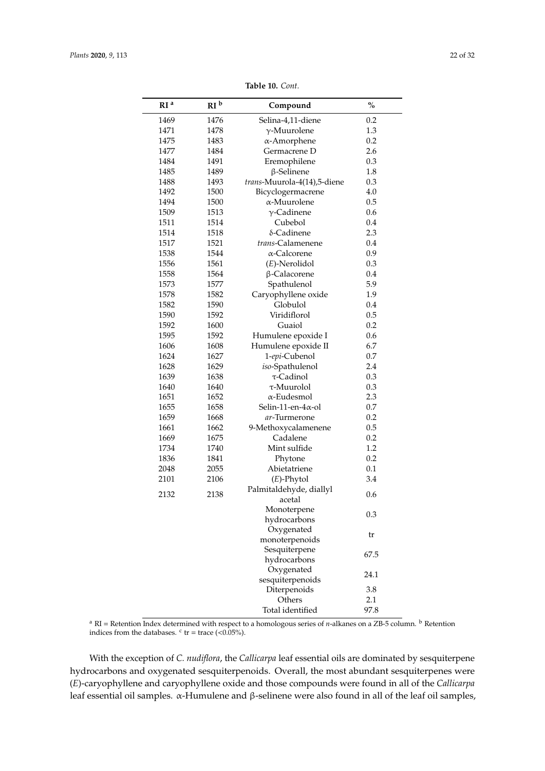**Table 10.** *Cont.*

| RI [a] | RI [b] | Compound | % |
|---|---|---|---|
| 1469 | 1476 | Selina-4,11-diene | 0.2 |
| 1471 | 1478 | γ-Muurolene | 1.3 |
| 1475 | 1483 | α-Amorphene | 0.2 |
| 1477 | 1484 | Germacrene D | 2.6 |
| 1484 | 1491 | Eremophilene | 0.3 |
| 1485 | 1489 | β-Selinene | 1.8 |
| 1488 | 1493 | *trans*-Muurola-4(14),5-diene | 0.3 |
| 1492 | 1500 | Bicyclogermacrene | 4.0 |
| 1494 | 1500 | α-Muurolene | 0.5 |
| 1509 | 1513 | γ-Cadinene | 0.6 |
| 1511 | 1514 | Cubebol | 0.4 |
| 1514 | 1518 | δ-Cadinene | 2.3 |
| 1517 | 1521 | *trans*-Calamenene | 0.4 |
| 1538 | 1544 | α-Calcorene | 0.9 |
| 1556 | 1561 | (*E*)-Nerolidol | 0.3 |
| 1558 | 1564 | β-Calacorene | 0.4 |
| 1573 | 1577 | Spathulenol | 5.9 |
| 1578 | 1582 | Caryophyllene oxide | 1.9 |
| 1582 | 1590 | Globulol | 0.4 |
| 1590 | 1592 | Viridiflorol | 0.5 |
| 1592 | 1600 | Guaiol | 0.2 |
| 1595 | 1592 | Humulene epoxide I | 0.6 |
| 1606 | 1608 | Humulene epoxide II | 6.7 |
| 1624 | 1627 | 1-*epi*-Cubenol | 0.7 |
| 1628 | 1629 | *iso*-Spathulenol | 2.4 |
| 1639 | 1638 | τ-Cadinol | 0.3 |
| 1640 | 1640 | τ-Muurolol | 0.3 |
| 1651 | 1652 | α-Eudesmol | 2.3 |
| 1655 | 1658 | Selin-11-en-4α-ol | 0.7 |
| 1659 | 1668 | *ar*-Turmerone | 0.2 |
| 1661 | 1662 | 9-Methoxycalamenene | 0.5 |
| 1669 | 1675 | Cadalene | 0.2 |
| 1734 | 1740 | Mint sulfide | 1.2 |
| 1836 | 1841 | Phytone | 0.2 |
| 2048 | 2055 | Abietatriene | 0.1 |
| 2101 | 2106 | (*E*)-Phytol | 3.4 |
| 2132 | 2138 | Palmitaldehyde, diallyl acetal | 0.6 |
| | | Monoterpene hydrocarbons | 0.3 |
| | | Oxygenated monoterpenoids | tr |
| | | Sesquiterpene hydrocarbons | 67.5 |
| | | Oxygenated sesquiterpenoids | 24.1 |
| | | Diterpenoids | 3.8 |
| | | Others | 2.1 |
| | | Total identified | 97.8 |

[a] RI = Retention Index determined with respect to a homologous series of *n*-alkanes on a ZB-5 column. [b] Retention indices from the databases. [c] tr = trace (<0.05%).

With the exception of *C. nudiflora*, the *Callicarpa* leaf essential oils are dominated by sesquiterpene hydrocarbons and oxygenated sesquiterpenoids. Overall, the most abundant sesquiterpenes were (*E*)-caryophyllene and caryophyllene oxide and those compounds were found in all of the *Callicarpa* leaf essential oil samples. α-Humulene and β-selinene were also found in all of the leaf oil samples,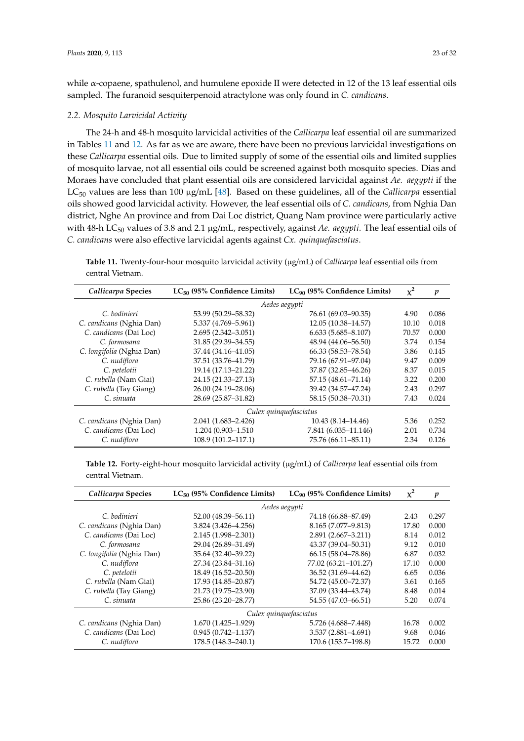while α-copaene, spathulenol, and humulene epoxide II were detected in 12 of the 13 leaf essential oils sampled. The furanoid sesquiterpenoid atractylone was only found in *C. candicans*.

### 2.2. Mosquito Larvicidal Activity

The 24-h and 48-h mosquito larvicidal activities of the *Callicarpa* leaf essential oil are summarized in Tables 11 and 12. As far as we are aware, there have been no previous larvicidal investigations on these *Callicarpa* essential oils. Due to limited supply of some of the essential oils and limited supplies of mosquito larvae, not all essential oils could be screened against both mosquito species. Dias and Moraes have concluded that plant essential oils are considered larvicidal against *Ae. aegypti* if the $LC_{50}$ values are less than 100 μg/mL [48]. Based on these guidelines, all of the *Callicarpa* essential oils showed good larvicidal activity. However, the leaf essential oils of *C. candicans*, from Nghia Dan district, Nghe An province and from Dai Loc district, Quang Nam province were particularly active with 48-h $LC_{50}$ values of 3.8 and 2.1 μg/mL, respectively, against *Ae. aegypti*. The leaf essential oils of *C. candicans* were also effective larvicidal agents against *Cx. quinquefasciatus*.

**Table 11.** Twenty-four-hour mosquito larvicidal activity (μg/mL) of *Callicarpa* leaf essential oils from central Vietnam.

| *Callicarpa* Species | $LC_{50}$ (95% Confidence Limits) | $LC_{90}$ (95% Confidence Limits) | $\chi^2$ | *p* |
|---|---|---|---|---|
| | | *Aedes aegypti* | | |
| *C. bodinieri* | 53.99 (50.29–58.32) | 76.61 (69.03–90.35) | 4.90 | 0.086 |
| *C. candicans* (Nghia Dan) | 5.337 (4.769–5.961) | 12.05 (10.38–14.57) | 10.10 | 0.018 |
| *C. candicans* (Dai Loc) | 2.695 (2.342–3.051) | 6.633 (5.685–8.107) | 70.57 | 0.000 |
| *C. formosana* | 31.85 (29.39–34.55) | 48.94 (44.06–56.50) | 3.74 | 0.154 |
| *C. longifolia* (Nghia Dan) | 37.44 (34.16–41.05) | 66.33 (58.53–78.54) | 3.86 | 0.145 |
| *C. nudiflora* | 37.51 (33.76–41.79) | 79.16 (67.91–97.04) | 9.47 | 0.009 |
| *C. petelotii* | 19.14 (17.13–21.22) | 37.87 (32.85–46.26) | 8.37 | 0.015 |
| *C. rubella* (Nam Giai) | 24.15 (21.33–27.13) | 57.15 (48.61–71.14) | 3.22 | 0.200 |
| *C. rubella* (Tay Giang) | 26.00 (24.19–28.06) | 39.42 (34.57–47.24) | 2.43 | 0.297 |
| *C. sinuata* | 28.69 (25.87–31.82) | 58.15 (50.38–70.31) | 7.43 | 0.024 |
| | | *Culex quinquefasciatus* | | |
| *C. candicans* (Nghia Dan) | 2.041 (1.683–2.426) | 10.43 (8.14–14.46) | 5.36 | 0.252 |
| *C. candicans* (Dai Loc) | 1.204 (0.903–1.510 | 7.841 (6.035–11.146) | 2.01 | 0.734 |
| *C. nudiflora* | 108.9 (101.2–117.1) | 75.76 (66.11–85.11) | 2.34 | 0.126 |

**Table 12.** Forty-eight-hour mosquito larvicidal activity (μg/mL) of *Callicarpa* leaf essential oils from central Vietnam.

| *Callicarpa* Species | $LC_{50}$ (95% Confidence Limits) | $LC_{90}$ (95% Confidence Limits) | $\chi^2$ | *p* |
|---|---|---|---|---|
| | | *Aedes aegypti* | | |
| *C. bodinieri* | 52.00 (48.39–56.11) | 74.18 (66.88–87.49) | 2.43 | 0.297 |
| *C. candicans* (Nghia Dan) | 3.824 (3.426–4.256) | 8.165 (7.077–9.813) | 17.80 | 0.000 |
| *C. candicans* (Dai Loc) | 2.145 (1.998–2.301) | 2.891 (2.667–3.211) | 8.14 | 0.012 |
| *C. formosana* | 29.04 (26.89–31.49) | 43.37 (39.04–50.31) | 9.12 | 0.010 |
| *C. longifolia* (Nghia Dan) | 35.64 (32.40–39.22) | 66.15 (58.04–78.86) | 6.87 | 0.032 |
| *C. nudiflora* | 27.34 (23.84–31.16) | 77.02 (63.21–101.27) | 17.10 | 0.000 |
| *C. petelotii* | 18.49 (16.52–20.50) | 36.52 (31.69–44.62) | 6.65 | 0.036 |
| *C. rubella* (Nam Giai) | 17.93 (14.85–20.87) | 54.72 (45.00–72.37) | 3.61 | 0.165 |
| *C. rubella* (Tay Giang) | 21.73 (19.75–23.90) | 37.09 (33.44–43.74) | 8.48 | 0.014 |
| *C. sinuata* | 25.86 (23.20–28.77) | 54.55 (47.03–66.51) | 5.20 | 0.074 |
| | | *Culex quinquefasciatus* | | |
| *C. candicans* (Nghia Dan) | 1.670 (1.425–1.929) | 5.726 (4.688–7.448) | 16.78 | 0.002 |
| *C. candicans* (Dai Loc) | 0.945 (0.742–1.137) | 3.537 (2.881–4.691) | 9.68 | 0.046 |
| *C. nudiflora* | 178.5 (148.3–240.1) | 170.6 (153.7–198.8) | 15.72 | 0.000 |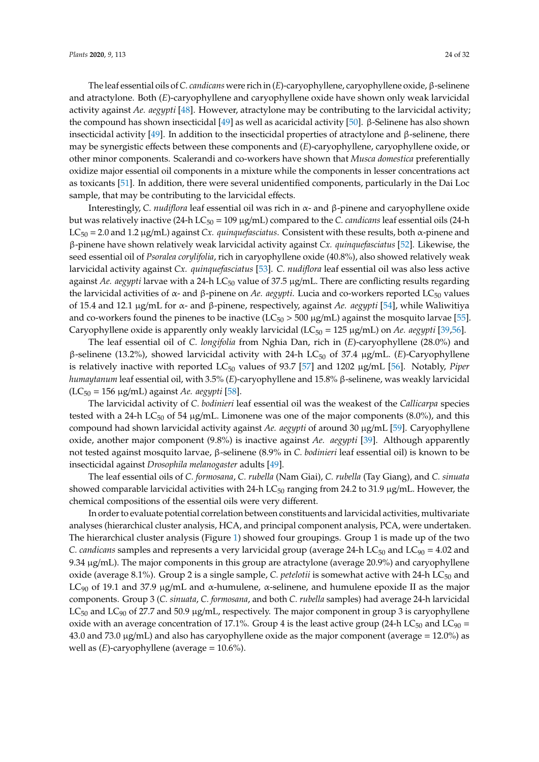The leaf essential oils of *C. candicans* were rich in (*E*)-caryophyllene, caryophyllene oxide, β-selinene and atractylone. Both (*E*)-caryophyllene and caryophyllene oxide have shown only weak larvicidal activity against *Ae. aegypti* [48]. However, atractylone may be contributing to the larvicidal activity; the compound has shown insecticidal [49] as well as acaricidal activity [50]. β-Selinene has also shown insecticidal activity [49]. In addition to the insecticidal properties of atractylone and β-selinene, there may be synergistic effects between these components and (*E*)-caryophyllene, caryophyllene oxide, or other minor components. Scalerandi and co-workers have shown that *Musca domestica* preferentially oxidize major essential oil components in a mixture while the components in lesser concentrations act as toxicants [51]. In addition, there were several unidentified components, particularly in the Dai Loc sample, that may be contributing to the larvicidal effects.

Interestingly, *C. nudiflora* leaf essential oil was rich in α- and β-pinene and caryophyllene oxide but was relatively inactive (24-h $LC_{50}$ = 109 μg/mL) compared to the *C. candicans* leaf essential oils (24-h $LC_{50}$ = 2.0 and 1.2 μg/mL) against *Cx. quinquefasciatus*. Consistent with these results, both α-pinene and β-pinene have shown relatively weak larvicidal activity against *Cx. quinquefasciatus* [52]. Likewise, the seed essential oil of *Psoralea corylifolia*, rich in caryophyllene oxide (40.8%), also showed relatively weak larvicidal activity against *Cx. quinquefasciatus* [53]. *C. nudiflora* leaf essential oil was also less active against *Ae. aegypti* larvae with a 24-h $LC_{50}$ value of 37.5 μg/mL. There are conflicting results regarding the larvicidal activities of α- and β-pinene on *Ae. aegypti*. Lucia and co-workers reported $LC_{50}$ values of 15.4 and 12.1 μg/mL for α- and β-pinene, respectively, against *Ae. aegypti* [54], while Waliwitiya and co-workers found the pinenes to be inactive ($LC_{50}$ > 500 μg/mL) against the mosquito larvae [55]. Caryophyllene oxide is apparently only weakly larvicidal ($LC_{50}$ = 125 μg/mL) on *Ae. aegypti* [39,56].

The leaf essential oil of *C. longifolia* from Nghia Dan, rich in (*E*)-caryophyllene (28.0%) and β-selinene (13.2%), showed larvicidal activity with 24-h $LC_{50}$ of 37.4 μg/mL. (*E*)-Caryophyllene is relatively inactive with reported $LC_{50}$ values of 93.7 [57] and 1202 μg/mL [56]. Notably, *Piper humaytanum* leaf essential oil, with 3.5% (*E*)-caryophyllene and 15.8% β-selinene, was weakly larvicidal ($LC_{50}$ = 156 μg/mL) against *Ae. aegypti* [58].

The larvicidal activity of *C. bodinieri* leaf essential oil was the weakest of the *Callicarpa* species tested with a 24-h $LC_{50}$ of 54 μg/mL. Limonene was one of the major components (8.0%), and this compound had shown larvicidal activity against *Ae. aegypti* of around 30 μg/mL [59]. Caryophyllene oxide, another major component (9.8%) is inactive against *Ae. aegypti* [39]. Although apparently not tested against mosquito larvae, β-selinene (8.9% in *C. bodinieri* leaf essential oil) is known to be insecticidal against *Drosophila melanogaster* adults [49].

The leaf essential oils of *C. formosana*, *C. rubella* (Nam Giai), *C. rubella* (Tay Giang), and *C. sinuata* showed comparable larvicidal activities with 24-h $LC_{50}$ ranging from 24.2 to 31.9 μg/mL. However, the chemical compositions of the essential oils were very different.

In order to evaluate potential correlation between constituents and larvicidal activities, multivariate analyses (hierarchical cluster analysis, HCA, and principal component analysis, PCA, were undertaken. The hierarchical cluster analysis (Figure 1) showed four groupings. Group 1 is made up of the two *C. candicans* samples and represents a very larvicidal group (average 24-h $LC_{50}$ and $LC_{90}$ = 4.02 and 9.34 μg/mL). The major components in this group are atractylone (average 20.9%) and caryophyllene oxide (average 8.1%). Group 2 is a single sample, *C. petelotii* is somewhat active with 24-h $LC_{50}$ and $LC_{90}$ of 19.1 and 37.9 μg/mL and α-humulene, α-selinene, and humulene epoxide II as the major components. Group 3 (*C. sinuata*, *C. formosana*, and both *C. rubella* samples) had average 24-h larvicidal $LC_{50}$ and $LC_{90}$ of 27.7 and 50.9 μg/mL, respectively. The major component in group 3 is caryophyllene oxide with an average concentration of 17.1%. Group 4 is the least active group (24-h $LC_{50}$ and $LC_{90}$ = 43.0 and 73.0 μg/mL) and also has caryophyllene oxide as the major component (average = 12.0%) as well as (*E*)-caryophyllene (average = 10.6%).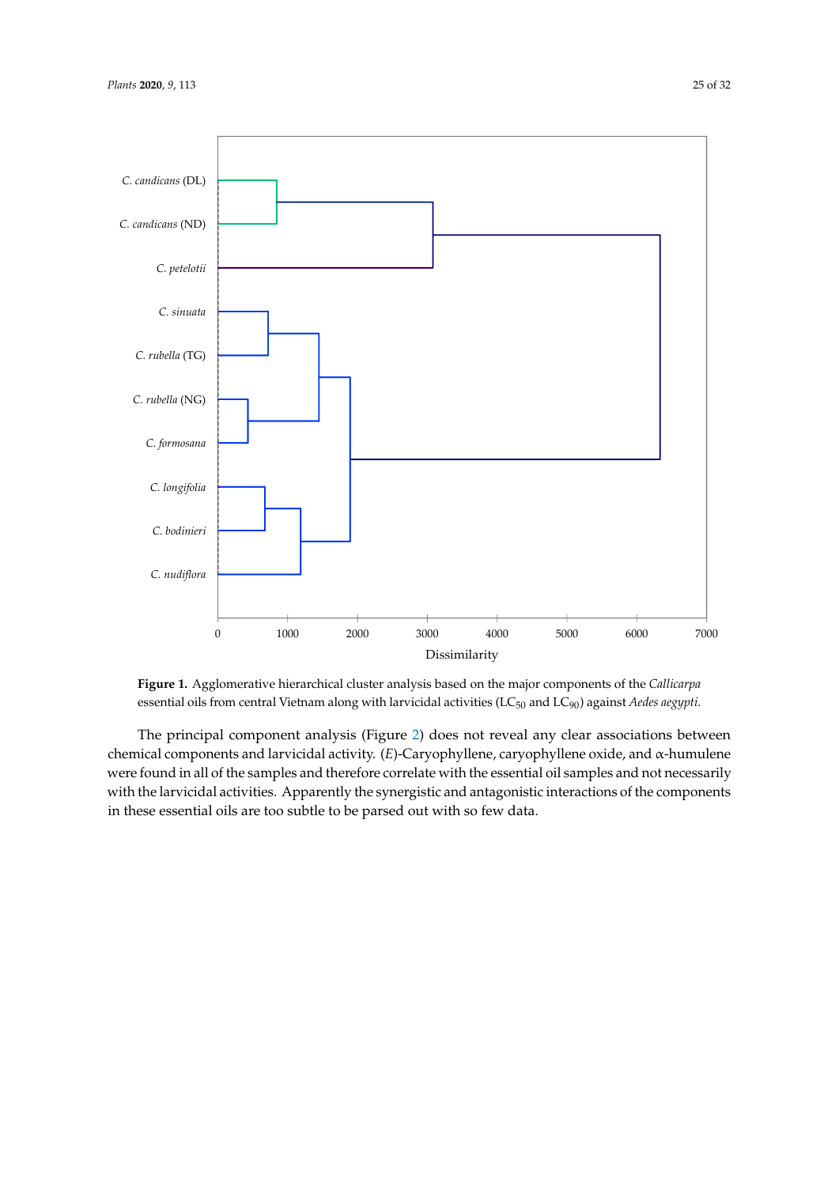**Figure 1.** Agglomerative hierarchical cluster analysis based on the major components of the *Callicarpa* essential oils from central Vietnam along with larvicidal activities ($LC_{50}$ and $LC_{90}$) against *Aedes aegypti*.

The principal component analysis (Figure 2) does not reveal any clear associations between chemical components and larvicidal activity. (*E*)-Caryophyllene, caryophyllene oxide, and α-humulene were found in all of the samples and therefore correlate with the essential oil samples and not necessarily with the larvicidal activities. Apparently the synergistic and antagonistic interactions of the components in these essential oils are too subtle to be parsed out with so few data.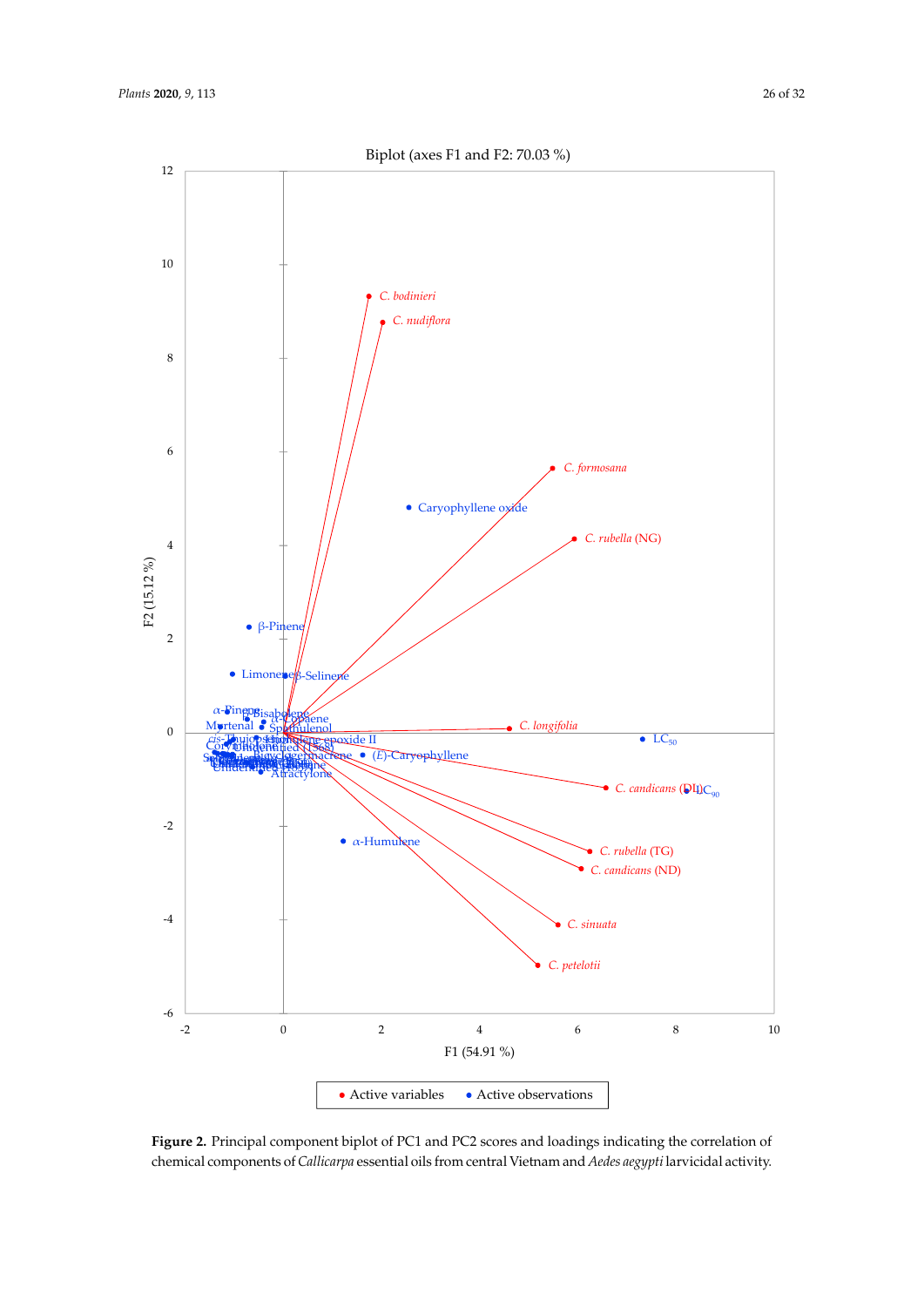**Figure 2.** Principal component biplot of PC1 and PC2 scores and loadings indicating the correlation of chemical components of *Callicarpa* essential oils from central Vietnam and *Aedes aegypti* larvicidal activity.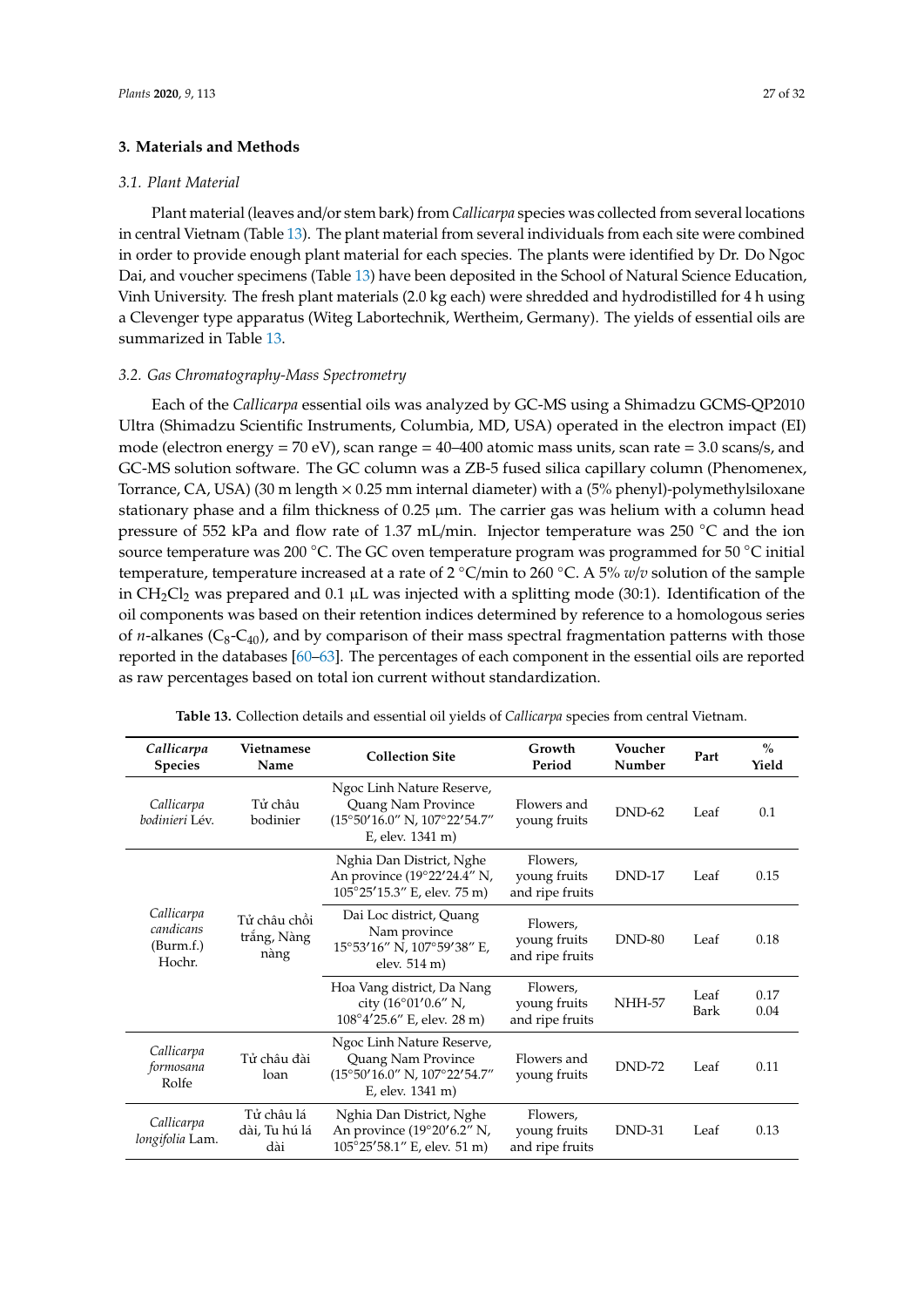## 3. Materials and Methods

### 3.1. Plant Material

Plant material (leaves and/or stem bark) from *Callicarpa* species was collected from several locations in central Vietnam (Table 13). The plant material from several individuals from each site were combined in order to provide enough plant material for each species. The plants were identified by Dr. Do Ngoc Dai, and voucher specimens (Table 13) have been deposited in the School of Natural Science Education, Vinh University. The fresh plant materials (2.0 kg each) were shredded and hydrodistilled for 4 h using a Clevenger type apparatus (Witeg Labortechnik, Wertheim, Germany). The yields of essential oils are summarized in Table 13.

### 3.2. Gas Chromatography-Mass Spectrometry

Each of the *Callicarpa* essential oils was analyzed by GC-MS using a Shimadzu GCMS-QP2010 Ultra (Shimadzu Scientific Instruments, Columbia, MD, USA) operated in the electron impact (EI) mode (electron energy = 70 eV), scan range = 40–400 atomic mass units, scan rate = 3.0 scans/s, and GC-MS solution software. The GC column was a ZB-5 fused silica capillary column (Phenomenex, Torrance, CA, USA) (30 m length × 0.25 mm internal diameter) with a (5% phenyl)-polymethylsiloxane stationary phase and a film thickness of 0.25 μm. The carrier gas was helium with a column head pressure of 552 kPa and flow rate of 1.37 mL/min. Injector temperature was 250 °C and the ion source temperature was 200 °C. The GC oven temperature program was programmed for 50 °C initial temperature, temperature increased at a rate of 2 °C/min to 260 °C. A 5% *w*/*v* solution of the sample in $CH_2Cl_2$ was prepared and 0.1 μL was injected with a splitting mode (30:1). Identification of the oil components was based on their retention indices determined by reference to a homologous series of *n*-alkanes ($C_8$-$C_{40}$), and by comparison of their mass spectral fragmentation patterns with those reported in the databases [60–63]. The percentages of each component in the essential oils are reported as raw percentages based on total ion current without standardization.

**Table 13.** Collection details and essential oil yields of *Callicarpa* species from central Vietnam.

| *Callicarpa* Species | Vietnamese Name | Collection Site | Growth Period | Voucher Number | Part | % Yield |
|---|---|---|---|---|---|---|
| *Callicarpa bodinieri* Lév. | Tử châu bodinier | Ngoc Linh Nature Reserve, Quang Nam Province (15°50′16.0″ N, 107°22′54.7″ E, elev. 1341 m) | Flowers and young fruits | DND-62 | Leaf | 0.1 |
| *Callicarpa candicans* (Burm.f.) Hochr. | Tử châu chồi trắng, Nàng nàng | Nghia Dan District, Nghe An province (19°22′24.4″ N, 105°25′15.3″ E, elev. 75 m) | Flowers, young fruits and ripe fruits | DND-17 | Leaf | 0.15 |
| | | Dai Loc district, Quang Nam province 15°53′16″ N, 107°59′38″ E, elev. 514 m) | Flowers, young fruits and ripe fruits | DND-80 | Leaf | 0.18 |
| | | Hoa Vang district, Da Nang city (16°01′0.6″ N, 108°4′25.6″ E, elev. 28 m) | Flowers, young fruits and ripe fruits | NHH-57 | Leaf<br>Bark | 0.17<br>0.04 |
| *Callicarpa formosana* Rolfe | Tử châu đài loan | Ngoc Linh Nature Reserve, Quang Nam Province (15°50′16.0″ N, 107°22′54.7″ E, elev. 1341 m) | Flowers and young fruits | DND-72 | Leaf | 0.11 |
| *Callicarpa longifolia* Lam. | Tử châu lá dài, Tu hú lá dài | Nghia Dan District, Nghe An province (19°20′6.2″ N, 105°25′58.1″ E, elev. 51 m) | Flowers, young fruits and ripe fruits | DND-31 | Leaf | 0.13 |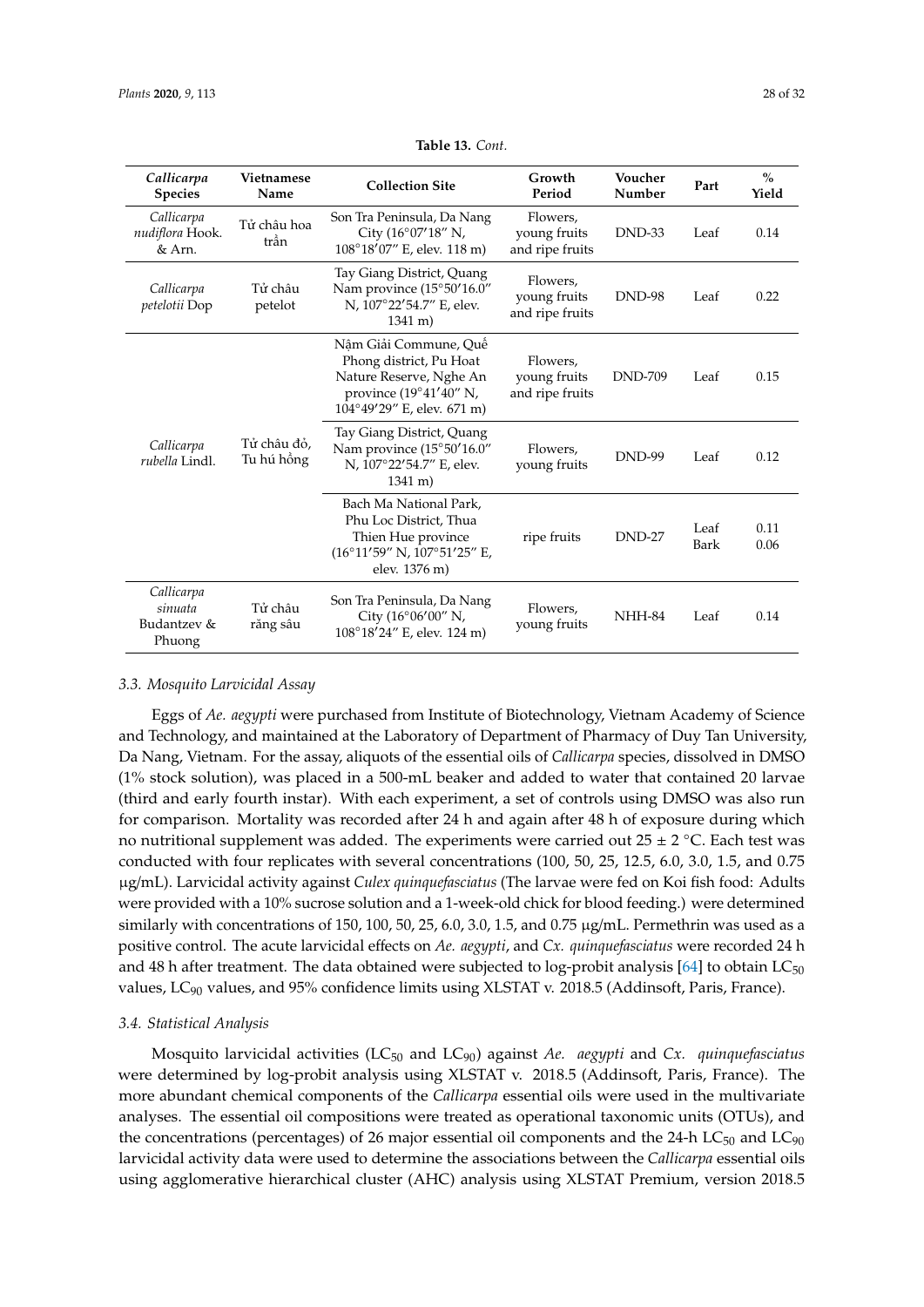**Table 13.** *Cont.*

| *Callicarpa* Species | Vietnamese Name | Collection Site | Growth Period | Voucher Number | Part | % Yield |
|---|---|---|---|---|---|---|
| *Callicarpa nudiflora* Hook. & Arn. | Tử châu hoa trần | Son Tra Peninsula, Da Nang City (16°07′18″ N, 108°18′07″ E, elev. 118 m) | Flowers, young fruits and ripe fruits | DND-33 | Leaf | 0.14 |
| *Callicarpa petelotii* Dop | Tử châu petelot | Tay Giang District, Quang Nam province (15°50′16.0″ N, 107°22′54.7″ E, elev. 1341 m) | Flowers, young fruits and ripe fruits | DND-98 | Leaf | 0.22 |
| *Callicarpa rubella* Lindl. | Tử châu đỏ, Tu hú hồng | Nậm Giải Commune, Quế Phong district, Pu Hoat Nature Reserve, Nghe An province (19°41′40″ N, 104°49′29″ E, elev. 671 m) | Flowers, young fruits and ripe fruits | DND-709 | Leaf | 0.15 |
| | | Tay Giang District, Quang Nam province (15°50′16.0″ N, 107°22′54.7″ E, elev. 1341 m) | Flowers, young fruits | DND-99 | Leaf | 0.12 |
| | | Bach Ma National Park, Phu Loc District, Thua Thien Hue province (16°11′59″ N, 107°51′25″ E, elev. 1376 m) | ripe fruits | DND-27 | Leaf<br>Bark | 0.11<br>0.06 |
| *Callicarpa sinuata* Budantzev & Phuong | Tử châu răng sâu | Son Tra Peninsula, Da Nang City (16°06′00″ N, 108°18′24″ E, elev. 124 m) | Flowers, young fruits | NHH-84 | Leaf | 0.14 |

### 3.3. Mosquito Larvicidal Assay

Eggs of *Ae. aegypti* were purchased from Institute of Biotechnology, Vietnam Academy of Science and Technology, and maintained at the Laboratory of Department of Pharmacy of Duy Tan University, Da Nang, Vietnam. For the assay, aliquots of the essential oils of *Callicarpa* species, dissolved in DMSO (1% stock solution), was placed in a 500-mL beaker and added to water that contained 20 larvae (third and early fourth instar). With each experiment, a set of controls using DMSO was also run for comparison. Mortality was recorded after 24 h and again after 48 h of exposure during which no nutritional supplement was added. The experiments were carried out 25 ± 2 °C. Each test was conducted with four replicates with several concentrations (100, 50, 25, 12.5, 6.0, 3.0, 1.5, and 0.75 µg/mL). Larvicidal activity against *Culex quinquefasciatus* (The larvae were fed on Koi fish food: Adults were provided with a 10% sucrose solution and a 1-week-old chick for blood feeding.) were determined similarly with concentrations of 150, 100, 50, 25, 6.0, 3.0, 1.5, and 0.75 µg/mL. Permethrin was used as a positive control. The acute larvicidal effects on *Ae. aegypti*, and *Cx. quinquefasciatus* were recorded 24 h and 48 h after treatment. The data obtained were subjected to log-probit analysis [64] to obtain $LC_{50}$ values, $LC_{90}$ values, and 95% confidence limits using XLSTAT v. 2018.5 (Addinsoft, Paris, France).

### 3.4. Statistical Analysis

Mosquito larvicidal activities ($LC_{50}$ and $LC_{90}$) against *Ae. aegypti* and *Cx. quinquefasciatus* were determined by log-probit analysis using XLSTAT v. 2018.5 (Addinsoft, Paris, France). The more abundant chemical components of the *Callicarpa* essential oils were used in the multivariate analyses. The essential oil compositions were treated as operational taxonomic units (OTUs), and the concentrations (percentages) of 26 major essential oil components and the 24-h $LC_{50}$ and $LC_{90}$ larvicidal activity data were used to determine the associations between the *Callicarpa* essential oils using agglomerative hierarchical cluster (AHC) analysis using XLSTAT Premium, version 2018.5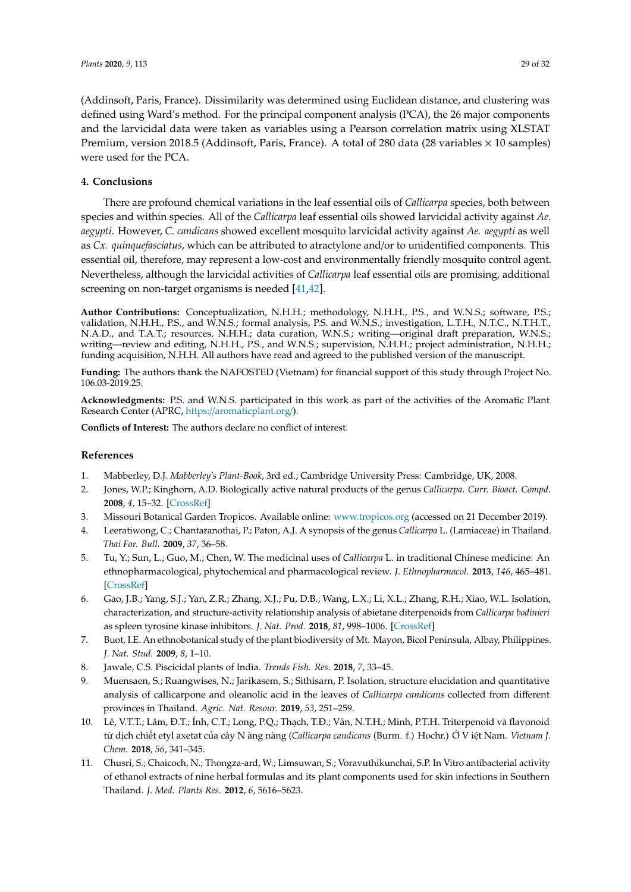(Addinsoft, Paris, France). Dissimilarity was determined using Euclidean distance, and clustering was defined using Ward's method. For the principal component analysis (PCA), the 26 major components and the larvicidal data were taken as variables using a Pearson correlation matrix using XLSTAT Premium, version 2018.5 (Addinsoft, Paris, France). A total of 280 data (28 variables × 10 samples) were used for the PCA.

## 4. Conclusions

There are profound chemical variations in the leaf essential oils of *Callicarpa* species, both between species and within species. All of the *Callicarpa* leaf essential oils showed larvicidal activity against *Ae. aegypti*. However, *C. candicans* showed excellent mosquito larvicidal activity against *Ae. aegypti* as well as *Cx. quinquefasciatus*, which can be attributed to atractylone and/or to unidentified components. This essential oil, therefore, may represent a low-cost and environmentally friendly mosquito control agent. Nevertheless, although the larvicidal activities of *Callicarpa* leaf essential oils are promising, additional screening on non-target organisms is needed [41,42].

**Author Contributions:** Conceptualization, N.H.H.; methodology, N.H.H., P.S., and W.N.S.; software, P.S.; validation, N.H.H., P.S., and W.N.S.; formal analysis, P.S. and W.N.S.; investigation, L.T.H., N.T.C., N.T.H.T., N.A.D., and T.A.T.; resources, N.H.H.; data curation, W.N.S.; writing—original draft preparation, W.N.S.; writing—review and editing, N.H.H., P.S., and W.N.S.; supervision, N.H.H.; project administration, N.H.H.; funding acquisition, N.H.H. All authors have read and agreed to the published version of the manuscript.

**Funding:** The authors thank the NAFOSTED (Vietnam) for financial support of this study through Project No. 106.03-2019.25.

**Acknowledgments:** P.S. and W.N.S. participated in this work as part of the activities of the Aromatic Plant Research Center (APRC, https://aromaticplant.org/).

**Conflicts of Interest:** The authors declare no conflict of interest.

## References

1. Mabberley, D.J. *Mabberley's Plant-Book*, 3rd ed.; Cambridge University Press: Cambridge, UK, 2008.
2. Jones, W.P.; Kinghorn, A.D. Biologically active natural products of the genus *Callicarpa*. *Curr. Bioact. Compd.* **2008**, *4*, 15–32. [CrossRef]
3. Missouri Botanical Garden Tropicos. Available online: www.tropicos.org (accessed on 21 December 2019).
4. Leeratiwong, C.; Chantaranothai, P.; Paton, A.J. A synopsis of the genus *Callicarpa* L. (Lamiaceae) in Thailand. *Thai For. Bull.* **2009**, *37*, 36–58.
5. Tu, Y.; Sun, L.; Guo, M.; Chen, W. The medicinal uses of *Callicarpa* L. in traditional Chinese medicine: An ethnopharmacological, phytochemical and pharmacological review. *J. Ethnopharmacol.* **2013**, *146*, 465–481. [CrossRef]
6. Gao, J.B.; Yang, S.J.; Yan, Z.R.; Zhang, X.J.; Pu, D.B.; Wang, L.X.; Li, X.L.; Zhang, R.H.; Xiao, W.L. Isolation, characterization, and structure-activity relationship analysis of abietane diterpenoids from *Callicarpa bodinieri* as spleen tyrosine kinase inhibitors. *J. Nat. Prod.* **2018**, *81*, 998–1006. [CrossRef]
7. Buot, I.E. An ethnobotanical study of the plant biodiversity of Mt. Mayon, Bicol Peninsula, Albay, Philippines. *J. Nat. Stud.* **2009**, *8*, 1–10.
8. Jawale, C.S. Piscicidal plants of India. *Trends Fish. Res.* **2018**, *7*, 33–45.
9. Muensaen, S.; Ruangwises, N.; Jarikasem, S.; Sithisarn, P. Isolation, structure elucidation and quantitative analysis of callicarpone and oleanolic acid in the leaves of *Callicarpa candicans* collected from different provinces in Thailand. *Agric. Nat. Resour.* **2019**, *53*, 251–259.
10. Lê, V.T.T.; Lâm, Đ.T.; Ính, C.T.; Long, P.Q.; Thạch, T.Đ.; Vân, N.T.H.; Minh, P.T.H. Triterpenoid và flavonoid từ dịch chiết etyl axetat của cây N àng nàng (*Callicarpa candicans* (Burm. f.) Hochr.) Ở V iệt Nam. *Vietnam J. Chem.* **2018**, *56*, 341–345.
11. Chusri, S.; Chaicoch, N.; Thongza-ard, W.; Limsuwan, S.; Voravuthikunchai, S.P. In Vitro antibacterial activity of ethanol extracts of nine herbal formulas and its plant components used for skin infections in Southern Thailand. *J. Med. Plants Res.* **2012**, *6*, 5616–5623.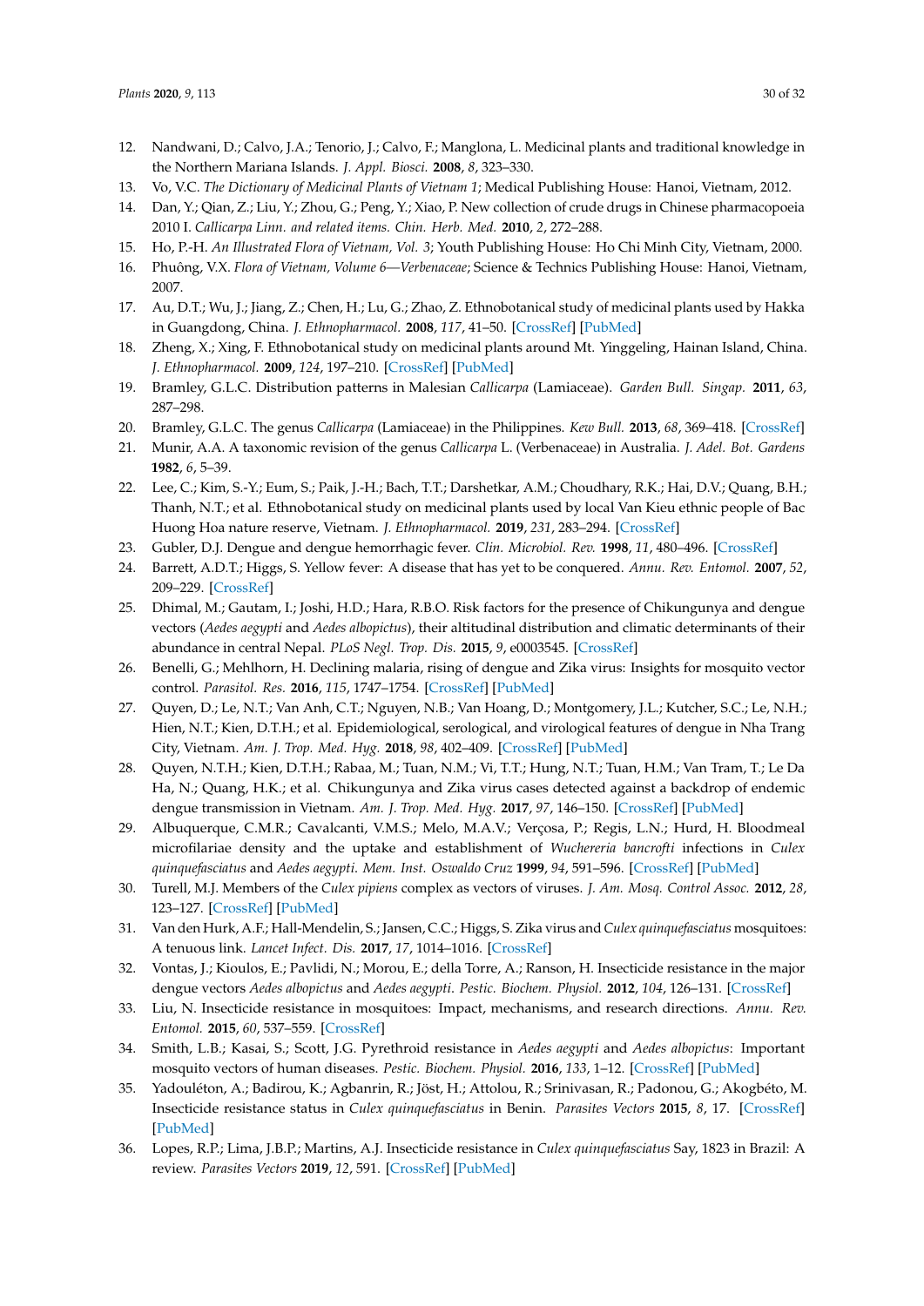12. Nandwani, D.; Calvo, J.A.; Tenorio, J.; Calvo, F.; Manglona, L. Medicinal plants and traditional knowledge in the Northern Mariana Islands. *J. Appl. Biosci.* **2008**, *8*, 323–330.
13. Vo, V.C. *The Dictionary of Medicinal Plants of Vietnam 1*; Medical Publishing House: Hanoi, Vietnam, 2012.
14. Dan, Y.; Qian, Z.; Liu, Y.; Zhou, G.; Peng, Y.; Xiao, P. New collection of crude drugs in Chinese pharmacopoeia 2010 I. *Callicarpa Linn. and related items*. *Chin. Herb. Med.* **2010**, *2*, 272–288.
15. Ho, P.-H. *An Illustrated Flora of Vietnam, Vol. 3*; Youth Publishing House: Ho Chi Minh City, Vietnam, 2000.
16. Phuông, V.X. *Flora of Vietnam, Volume 6—Verbenaceae*; Science & Technics Publishing House: Hanoi, Vietnam, 2007.
17. Au, D.T.; Wu, J.; Jiang, Z.; Chen, H.; Lu, G.; Zhao, Z. Ethnobotanical study of medicinal plants used by Hakka in Guangdong, China. *J. Ethnopharmacol.* **2008**, *117*, 41–50. [CrossRef] [PubMed]
18. Zheng, X.; Xing, F. Ethnobotanical study on medicinal plants around Mt. Yinggeling, Hainan Island, China. *J. Ethnopharmacol.* **2009**, *124*, 197–210. [CrossRef] [PubMed]
19. Bramley, G.L.C. Distribution patterns in Malesian *Callicarpa* (Lamiaceae). *Garden Bull. Singap.* **2011**, *63*, 287–298.
20. Bramley, G.L.C. The genus *Callicarpa* (Lamiaceae) in the Philippines. *Kew Bull.* **2013**, *68*, 369–418. [CrossRef]
21. Munir, A.A. A taxonomic revision of the genus *Callicarpa* L. (Verbenaceae) in Australia. *J. Adel. Bot. Gardens* **1982**, *6*, 5–39.
22. Lee, C.; Kim, S.-Y.; Eum, S.; Paik, J.-H.; Bach, T.T.; Darshetkar, A.M.; Choudhary, R.K.; Hai, D.V.; Quang, B.H.; Thanh, N.T.; et al. Ethnobotanical study on medicinal plants used by local Van Kieu ethnic people of Bac Huong Hoa nature reserve, Vietnam. *J. Ethnopharmacol.* **2019**, *231*, 283–294. [CrossRef]
23. Gubler, D.J. Dengue and dengue hemorrhagic fever. *Clin. Microbiol. Rev.* **1998**, *11*, 480–496. [CrossRef]
24. Barrett, A.D.T.; Higgs, S. Yellow fever: A disease that has yet to be conquered. *Annu. Rev. Entomol.* **2007**, *52*, 209–229. [CrossRef]
25. Dhimal, M.; Gautam, I.; Joshi, H.D.; Hara, R.B.O. Risk factors for the presence of Chikungunya and dengue vectors (*Aedes aegypti* and *Aedes albopictus*), their altitudinal distribution and climatic determinants of their abundance in central Nepal. *PLoS Negl. Trop. Dis.* **2015**, *9*, e0003545. [CrossRef]
26. Benelli, G.; Mehlhorn, H. Declining malaria, rising of dengue and Zika virus: Insights for mosquito vector control. *Parasitol. Res.* **2016**, *115*, 1747–1754. [CrossRef] [PubMed]
27. Quyen, D.; Le, N.T.; Van Anh, C.T.; Nguyen, N.B.; Van Hoang, D.; Montgomery, J.L.; Kutcher, S.C.; Le, N.H.; Hien, N.T.; Kien, D.T.H.; et al. Epidemiological, serological, and virological features of dengue in Nha Trang City, Vietnam. *Am. J. Trop. Med. Hyg.* **2018**, *98*, 402–409. [CrossRef] [PubMed]
28. Quyen, N.T.H.; Kien, D.T.H.; Rabaa, M.; Tuan, N.M.; Vi, T.T.; Hung, N.T.; Tuan, H.M.; Van Tram, T.; Le Da Ha, N.; Quang, H.K.; et al. Chikungunya and Zika virus cases detected against a backdrop of endemic dengue transmission in Vietnam. *Am. J. Trop. Med. Hyg.* **2017**, *97*, 146–150. [CrossRef] [PubMed]
29. Albuquerque, C.M.R.; Cavalcanti, V.M.S.; Melo, M.A.V.; Verçosa, P.; Regis, L.N.; Hurd, H. Bloodmeal microfilariae density and the uptake and establishment of *Wuchereria bancrofti* infections in *Culex quinquefasciatus* and *Aedes aegypti*. *Mem. Inst. Oswaldo Cruz* **1999**, *94*, 591–596. [CrossRef] [PubMed]
30. Turell, M.J. Members of the *Culex pipiens* complex as vectors of viruses. *J. Am. Mosq. Control Assoc.* **2012**, *28*, 123–127. [CrossRef] [PubMed]
31. Van den Hurk, A.F.; Hall-Mendelin, S.; Jansen, C.C.; Higgs, S. Zika virus and *Culex quinquefasciatus* mosquitoes: A tenuous link. *Lancet Infect. Dis.* **2017**, *17*, 1014–1016. [CrossRef]
32. Vontas, J.; Kioulos, E.; Pavlidi, N.; Morou, E.; della Torre, A.; Ranson, H. Insecticide resistance in the major dengue vectors *Aedes albopictus* and *Aedes aegypti*. *Pestic. Biochem. Physiol.* **2012**, *104*, 126–131. [CrossRef]
33. Liu, N. Insecticide resistance in mosquitoes: Impact, mechanisms, and research directions. *Annu. Rev. Entomol.* **2015**, *60*, 537–559. [CrossRef]
34. Smith, L.B.; Kasai, S.; Scott, J.G. Pyrethroid resistance in *Aedes aegypti* and *Aedes albopictus*: Important mosquito vectors of human diseases. *Pestic. Biochem. Physiol.* **2016**, *133*, 1–12. [CrossRef] [PubMed]
35. Yadouléton, A.; Badirou, K.; Agbanrin, R.; Jöst, H.; Attolou, R.; Srinivasan, R.; Padonou, G.; Akogbéto, M. Insecticide resistance status in *Culex quinquefasciatus* in Benin. *Parasites Vectors* **2015**, *8*, 17. [CrossRef] [PubMed]
36. Lopes, R.P.; Lima, J.B.P.; Martins, A.J. Insecticide resistance in *Culex quinquefasciatus* Say, 1823 in Brazil: A review. *Parasites Vectors* **2019**, *12*, 591. [CrossRef] [PubMed]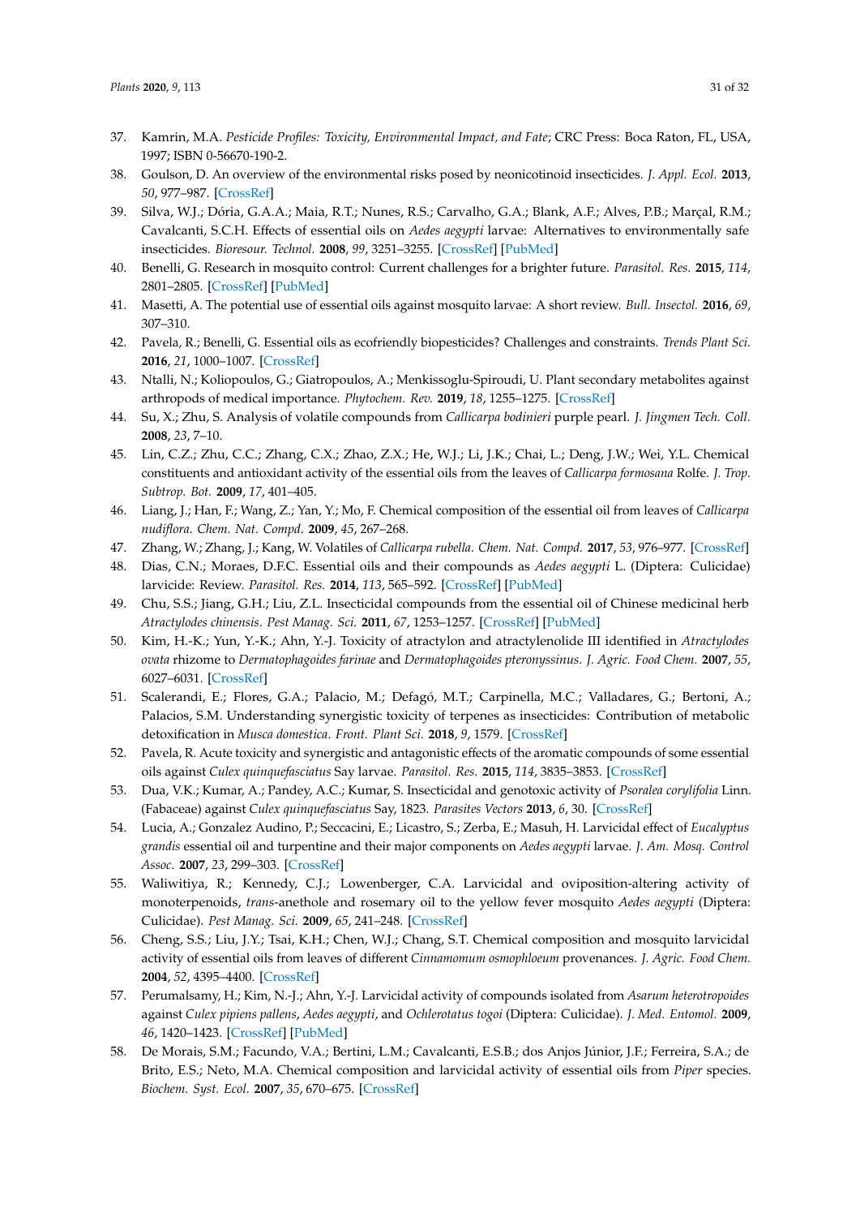37. Kamrin, M.A. *Pesticide Profiles: Toxicity, Environmental Impact, and Fate*; CRC Press: Boca Raton, FL, USA, 1997; ISBN 0-56670-190-2.
38. Goulson, D. An overview of the environmental risks posed by neonicotinoid insecticides. *J. Appl. Ecol.* **2013**, *50*, 977–987. [CrossRef]
39. Silva, W.J.; Dória, G.A.A.; Maia, R.T.; Nunes, R.S.; Carvalho, G.A.; Blank, A.F.; Alves, P.B.; Marçal, R.M.; Cavalcanti, S.C.H. Effects of essential oils on *Aedes aegypti* larvae: Alternatives to environmentally safe insecticides. *Bioresour. Technol.* **2008**, *99*, 3251–3255. [CrossRef] [PubMed]
40. Benelli, G. Research in mosquito control: Current challenges for a brighter future. *Parasitol. Res.* **2015**, *114*, 2801–2805. [CrossRef] [PubMed]
41. Masetti, A. The potential use of essential oils against mosquito larvae: A short review. *Bull. Insectol.* **2016**, *69*, 307–310.
42. Pavela, R.; Benelli, G. Essential oils as ecofriendly biopesticides? Challenges and constraints. *Trends Plant Sci.* **2016**, *21*, 1000–1007. [CrossRef]
43. Ntalli, N.; Koliopoulos, G.; Giatropoulos, A.; Menkissoglu-Spiroudi, U. Plant secondary metabolites against arthropods of medical importance. *Phytochem. Rev.* **2019**, *18*, 1255–1275. [CrossRef]
44. Su, X.; Zhu, S. Analysis of volatile compounds from *Callicarpa bodinieri* purple pearl. *J. Jingmen Tech. Coll.* **2008**, *23*, 7–10.
45. Lin, C.Z.; Zhu, C.C.; Zhang, C.X.; Zhao, Z.X.; He, W.J.; Li, J.K.; Chai, L.; Deng, J.W.; Wei, Y.L. Chemical constituents and antioxidant activity of the essential oils from the leaves of *Callicarpa formosana* Rolfe. *J. Trop. Subtrop. Bot.* **2009**, *17*, 401–405.
46. Liang, J.; Han, F.; Wang, Z.; Yan, Y.; Mo, F. Chemical composition of the essential oil from leaves of *Callicarpa nudiflora*. *Chem. Nat. Compd.* **2009**, *45*, 267–268.
47. Zhang, W.; Zhang, J.; Kang, W. Volatiles of *Callicarpa rubella*. *Chem. Nat. Compd.* **2017**, *53*, 976–977. [CrossRef]
48. Dias, C.N.; Moraes, D.F.C. Essential oils and their compounds as *Aedes aegypti* L. (Diptera: Culicidae) larvicide: Review. *Parasitol. Res.* **2014**, *113*, 565–592. [CrossRef] [PubMed]
49. Chu, S.S.; Jiang, G.H.; Liu, Z.L. Insecticidal compounds from the essential oil of Chinese medicinal herb *Atractylodes chinensis*. *Pest Manag. Sci.* **2011**, *67*, 1253–1257. [CrossRef] [PubMed]
50. Kim, H.-K.; Yun, Y.-K.; Ahn, Y.-J. Toxicity of atractylon and atractylenolide III identified in *Atractylodes ovata* rhizome to *Dermatophagoides farinae* and *Dermatophagoides pteronyssinus*. *J. Agric. Food Chem.* **2007**, *55*, 6027–6031. [CrossRef]
51. Scalerandi, E.; Flores, G.A.; Palacio, M.; Defagó, M.T.; Carpinella, M.C.; Valladares, G.; Bertoni, A.; Palacios, S.M. Understanding synergistic toxicity of terpenes as insecticides: Contribution of metabolic detoxification in *Musca domestica*. *Front. Plant Sci.* **2018**, *9*, 1579. [CrossRef]
52. Pavela, R. Acute toxicity and synergistic and antagonistic effects of the aromatic compounds of some essential oils against *Culex quinquefasciatus* Say larvae. *Parasitol. Res.* **2015**, *114*, 3835–3853. [CrossRef]
53. Dua, V.K.; Kumar, A.; Pandey, A.C.; Kumar, S. Insecticidal and genotoxic activity of *Psoralea corylifolia* Linn. (Fabaceae) against *Culex quinquefasciatus* Say, 1823. *Parasites Vectors* **2013**, *6*, 30. [CrossRef]
54. Lucia, A.; Gonzalez Audino, P.; Seccacini, E.; Licastro, S.; Zerba, E.; Masuh, H. Larvicidal effect of *Eucalyptus grandis* essential oil and turpentine and their major components on *Aedes aegypti* larvae. *J. Am. Mosq. Control Assoc.* **2007**, *23*, 299–303. [CrossRef]
55. Waliwitiya, R.; Kennedy, C.J.; Lowenberger, C.A. Larvicidal and oviposition-altering activity of monoterpenoids, *trans*-anethole and rosemary oil to the yellow fever mosquito *Aedes aegypti* (Diptera: Culicidae). *Pest Manag. Sci.* **2009**, *65*, 241–248. [CrossRef]
56. Cheng, S.S.; Liu, J.Y.; Tsai, K.H.; Chen, W.J.; Chang, S.T. Chemical composition and mosquito larvicidal activity of essential oils from leaves of different *Cinnamomum osmophloeum* provenances. *J. Agric. Food Chem.* **2004**, *52*, 4395–4400. [CrossRef]
57. Perumalsamy, H.; Kim, N.-J.; Ahn, Y.-J. Larvicidal activity of compounds isolated from *Asarum heterotropoides* against *Culex pipiens pallens*, *Aedes aegypti*, and *Ochlerotatus togoi* (Diptera: Culicidae). *J. Med. Entomol.* **2009**, *46*, 1420–1423. [CrossRef] [PubMed]
58. De Morais, S.M.; Facundo, V.A.; Bertini, L.M.; Cavalcanti, E.S.B.; dos Anjos Júnior, J.F.; Ferreira, S.A.; de Brito, E.S.; Neto, M.A. Chemical composition and larvicidal activity of essential oils from *Piper* species. *Biochem. Syst. Ecol.* **2007**, *35*, 670–675. [CrossRef]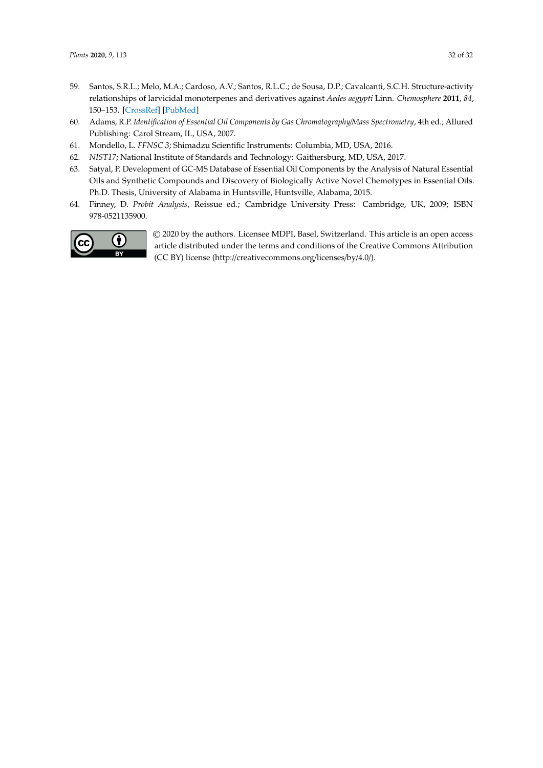59. Santos, S.R.L.; Melo, M.A.; Cardoso, A.V.; Santos, R.L.C.; de Sousa, D.P.; Cavalcanti, S.C.H. Structure-activity relationships of larvicidal monoterpenes and derivatives against *Aedes aegypti* Linn. *Chemosphere* **2011**, *84*, 150–153. [CrossRef] [PubMed]
60. Adams, R.P. *Identification of Essential Oil Components by Gas Chromatography/Mass Spectrometry*, 4th ed.; Allured Publishing: Carol Stream, IL, USA, 2007.
61. Mondello, L. *FFNSC 3*; Shimadzu Scientific Instruments: Columbia, MD, USA, 2016.
62. *NIST17*; National Institute of Standards and Technology: Gaithersburg, MD, USA, 2017.
63. Satyal, P. Development of GC-MS Database of Essential Oil Components by the Analysis of Natural Essential Oils and Synthetic Compounds and Discovery of Biologically Active Novel Chemotypes in Essential Oils. Ph.D. Thesis, University of Alabama in Huntsville, Huntsville, Alabama, 2015.
64. Finney, D. *Probit Analysis*, Reissue ed.; Cambridge University Press: Cambridge, UK, 2009; ISBN 978-0521135900.

© 2020 by the authors. Licensee MDPI, Basel, Switzerland. This article is an open access article distributed under the terms and conditions of the Creative Commons Attribution (CC BY) license (http://creativecommons.org/licenses/by/4.0/).